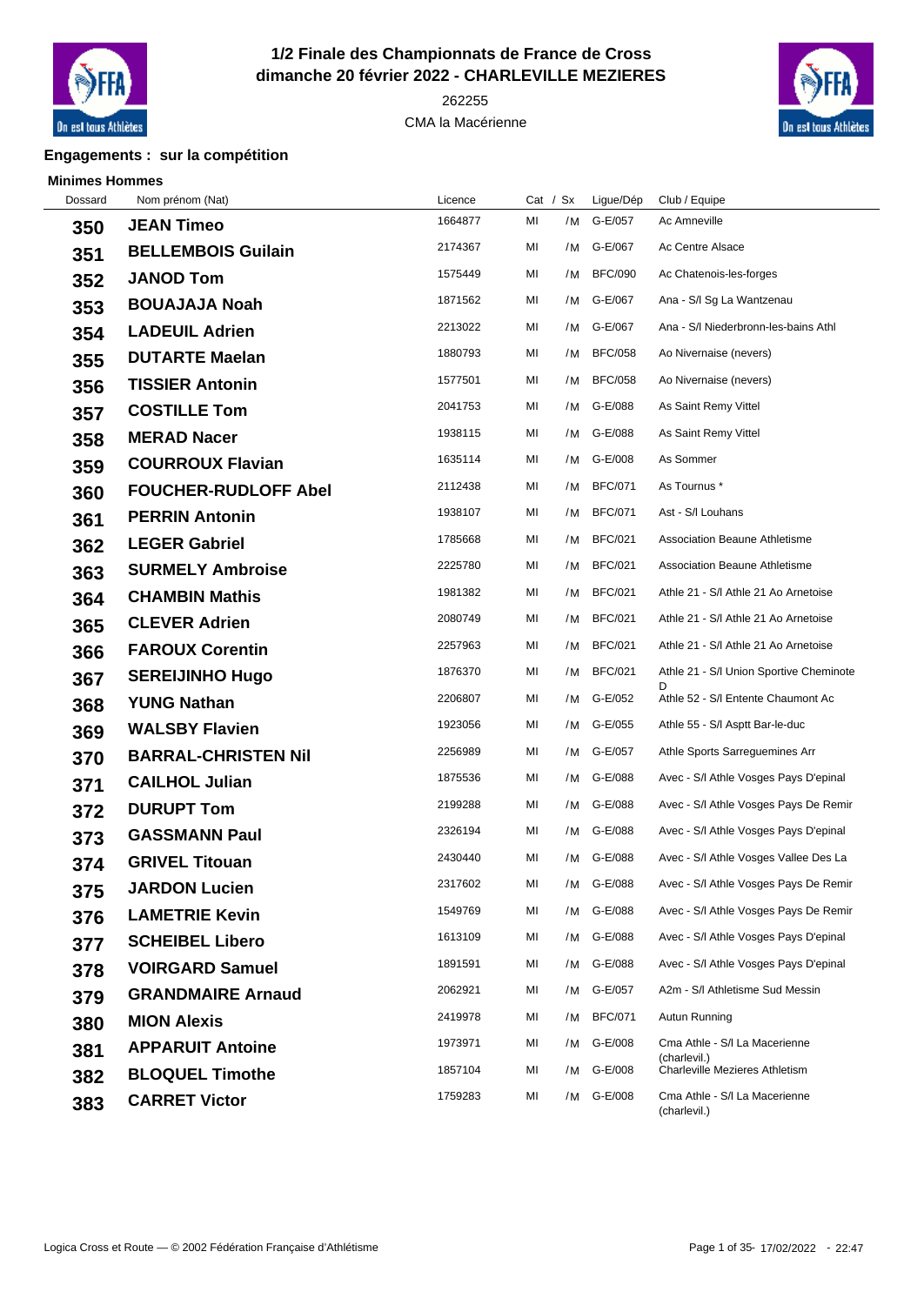# 1/2 Finale des Championnats de France de Cross
## dimanche 20 février 2022 - CHARLEVILLE MEZIERES

262255

CMA la Macérienne

### Engagements : sur la compétition

**Minimes Hommes**

| Dossard | Nom prénom (Nat) | Licence | Cat / Sx | | Ligue/Dép | Club / Equipe |
|---|---|---|---|---|---|---|
| 350 | JEAN Timeo | 1664877 | MI | /M | G-E/057 | Ac Amneville |
| 351 | BELLEMBOIS Guilain | 2174367 | MI | /M | G-E/067 | Ac Centre Alsace |
| 352 | JANOD Tom | 1575449 | MI | /M | BFC/090 | Ac Chatenois-les-forges |
| 353 | BOUAJAJA Noah | 1871562 | MI | /M | G-E/067 | Ana - S/l Sg La Wantzenau |
| 354 | LADEUIL Adrien | 2213022 | MI | /M | G-E/067 | Ana - S/l Niederbronn-les-bains Athl |
| 355 | DUTARTE Maelan | 1880793 | MI | /M | BFC/058 | Ao Nivernaise (nevers) |
| 356 | TISSIER Antonin | 1577501 | MI | /M | BFC/058 | Ao Nivernaise (nevers) |
| 357 | COSTILLE Tom | 2041753 | MI | /M | G-E/088 | As Saint Remy Vittel |
| 358 | MERAD Nacer | 1938115 | MI | /M | G-E/088 | As Saint Remy Vittel |
| 359 | COURROUX Flavian | 1635114 | MI | /M | G-E/008 | As Sommer |
| 360 | FOUCHER-RUDLOFF Abel | 2112438 | MI | /M | BFC/071 | As Tournus * |
| 361 | PERRIN Antonin | 1938107 | MI | /M | BFC/071 | Ast - S/l Louhans |
| 362 | LEGER Gabriel | 1785668 | MI | /M | BFC/021 | Association Beaune Athletisme |
| 363 | SURMELY Ambroise | 2225780 | MI | /M | BFC/021 | Association Beaune Athletisme |
| 364 | CHAMBIN Mathis | 1981382 | MI | /M | BFC/021 | Athle 21 - S/l Athle 21 Ao Arnetoise |
| 365 | CLEVER Adrien | 2080749 | MI | /M | BFC/021 | Athle 21 - S/l Athle 21 Ao Arnetoise |
| 366 | FAROUX Corentin | 2257963 | MI | /M | BFC/021 | Athle 21 - S/l Athle 21 Ao Arnetoise |
| 367 | SEREIJINHO Hugo | 1876370 | MI | /M | BFC/021 | Athle 21 - S/l Union Sportive Cheminote D |
| 368 | YUNG Nathan | 2206807 | MI | /M | G-E/052 | Athle 52 - S/l Entente Chaumont Ac |
| 369 | WALSBY Flavien | 1923056 | MI | /M | G-E/055 | Athle 55 - S/l Asptt Bar-le-duc |
| 370 | BARRAL-CHRISTEN Nil | 2256989 | MI | /M | G-E/057 | Athle Sports Sarreguemines Arr |
| 371 | CAILHOL Julian | 1875536 | MI | /M | G-E/088 | Avec - S/l Athle Vosges Pays D'epinal |
| 372 | DURUPT Tom | 2199288 | MI | /M | G-E/088 | Avec - S/l Athle Vosges Pays De Remir |
| 373 | GASSMANN Paul | 2326194 | MI | /M | G-E/088 | Avec - S/l Athle Vosges Pays D'epinal |
| 374 | GRIVEL Titouan | 2430440 | MI | /M | G-E/088 | Avec - S/l Athle Vosges Vallee Des La |
| 375 | JARDON Lucien | 2317602 | MI | /M | G-E/088 | Avec - S/l Athle Vosges Pays De Remir |
| 376 | LAMETRIE Kevin | 1549769 | MI | /M | G-E/088 | Avec - S/l Athle Vosges Pays De Remir |
| 377 | SCHEIBEL Libero | 1613109 | MI | /M | G-E/088 | Avec - S/l Athle Vosges Pays D'epinal |
| 378 | VOIRGARD Samuel | 1891591 | MI | /M | G-E/088 | Avec - S/l Athle Vosges Pays D'epinal |
| 379 | GRANDMAIRE Arnaud | 2062921 | MI | /M | G-E/057 | A2m - S/l Athletisme Sud Messin |
| 380 | MION Alexis | 2419978 | MI | /M | BFC/071 | Autun Running |
| 381 | APPARUIT Antoine | 1973971 | MI | /M | G-E/008 | Cma Athle - S/l La Macerienne (charlevil.) |
| 382 | BLOQUEL Timothe | 1857104 | MI | /M | G-E/008 | Charleville Mezieres Athletism |
| 383 | CARRET Victor | 1759283 | MI | /M | G-E/008 | Cma Athle - S/l La Macerienne (charlevil.) |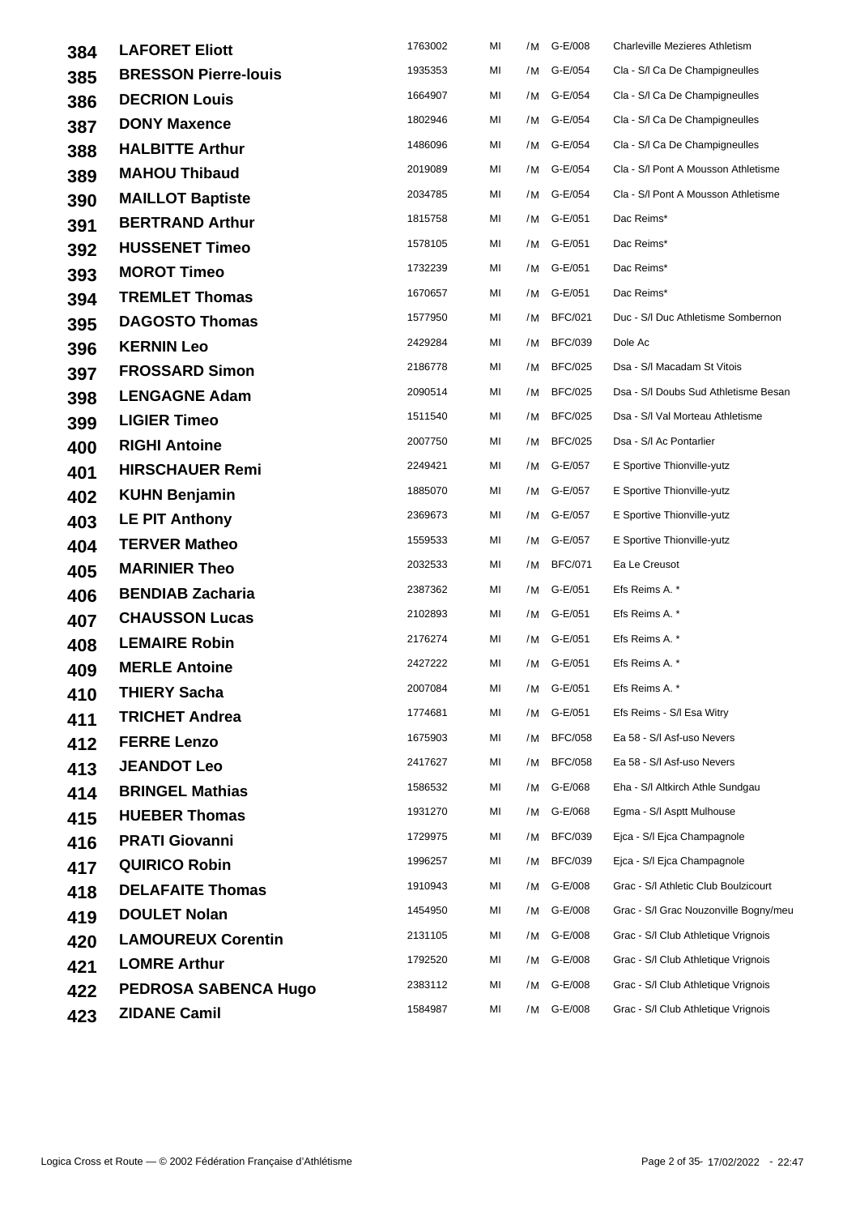| | | | | | | |
|---|---|---|---|---|---|---|
| 384 | **LAFORET Eliott** | 1763002 | MI | /M | G-E/008 | Charleville Mezieres Athletism |
| 385 | **BRESSON Pierre-louis** | 1935353 | MI | /M | G-E/054 | Cla - S/l Ca De Champigneulles |
| 386 | **DECRION Louis** | 1664907 | MI | /M | G-E/054 | Cla - S/l Ca De Champigneulles |
| 387 | **DONY Maxence** | 1802946 | MI | /M | G-E/054 | Cla - S/l Ca De Champigneulles |
| 388 | **HALBITTE Arthur** | 1486096 | MI | /M | G-E/054 | Cla - S/l Ca De Champigneulles |
| 389 | **MAHOU Thibaud** | 2019089 | MI | /M | G-E/054 | Cla - S/l Pont A Mousson Athletisme |
| 390 | **MAILLOT Baptiste** | 2034785 | MI | /M | G-E/054 | Cla - S/l Pont A Mousson Athletisme |
| 391 | **BERTRAND Arthur** | 1815758 | MI | /M | G-E/051 | Dac Reims* |
| 392 | **HUSSENET Timeo** | 1578105 | MI | /M | G-E/051 | Dac Reims* |
| 393 | **MOROT Timeo** | 1732239 | MI | /M | G-E/051 | Dac Reims* |
| 394 | **TREMLET Thomas** | 1670657 | MI | /M | G-E/051 | Dac Reims* |
| 395 | **DAGOSTO Thomas** | 1577950 | MI | /M | BFC/021 | Duc - S/l Duc Athletisme Sombernon |
| 396 | **KERNIN Leo** | 2429284 | MI | /M | BFC/039 | Dole Ac |
| 397 | **FROSSARD Simon** | 2186778 | MI | /M | BFC/025 | Dsa - S/l Macadam St Vitois |
| 398 | **LENGAGNE Adam** | 2090514 | MI | /M | BFC/025 | Dsa - S/l Doubs Sud Athletisme Besan |
| 399 | **LIGIER Timeo** | 1511540 | MI | /M | BFC/025 | Dsa - S/l Val Morteau Athletisme |
| 400 | **RIGHI Antoine** | 2007750 | MI | /M | BFC/025 | Dsa - S/l Ac Pontarlier |
| 401 | **HIRSCHAUER Remi** | 2249421 | MI | /M | G-E/057 | E Sportive Thionville-yutz |
| 402 | **KUHN Benjamin** | 1885070 | MI | /M | G-E/057 | E Sportive Thionville-yutz |
| 403 | **LE PIT Anthony** | 2369673 | MI | /M | G-E/057 | E Sportive Thionville-yutz |
| 404 | **TERVER Matheo** | 1559533 | MI | /M | G-E/057 | E Sportive Thionville-yutz |
| 405 | **MARINIER Theo** | 2032533 | MI | /M | BFC/071 | Ea Le Creusot |
| 406 | **BENDIAB Zacharia** | 2387362 | MI | /M | G-E/051 | Efs Reims A. * |
| 407 | **CHAUSSON Lucas** | 2102893 | MI | /M | G-E/051 | Efs Reims A. * |
| 408 | **LEMAIRE Robin** | 2176274 | MI | /M | G-E/051 | Efs Reims A. * |
| 409 | **MERLE Antoine** | 2427222 | MI | /M | G-E/051 | Efs Reims A. * |
| 410 | **THIERY Sacha** | 2007084 | MI | /M | G-E/051 | Efs Reims A. * |
| 411 | **TRICHET Andrea** | 1774681 | MI | /M | G-E/051 | Efs Reims - S/l Esa Witry |
| 412 | **FERRE Lenzo** | 1675903 | MI | /M | BFC/058 | Ea 58 - S/l Asf-uso Nevers |
| 413 | **JEANDOT Leo** | 2417627 | MI | /M | BFC/058 | Ea 58 - S/l Asf-uso Nevers |
| 414 | **BRINGEL Mathias** | 1586532 | MI | /M | G-E/068 | Eha - S/l Altkirch Athle Sundgau |
| 415 | **HUEBER Thomas** | 1931270 | MI | /M | G-E/068 | Egma - S/l Asptt Mulhouse |
| 416 | **PRATI Giovanni** | 1729975 | MI | /M | BFC/039 | Ejca - S/l Ejca Champagnole |
| 417 | **QUIRICO Robin** | 1996257 | MI | /M | BFC/039 | Ejca - S/l Ejca Champagnole |
| 418 | **DELAFAITE Thomas** | 1910943 | MI | /M | G-E/008 | Grac - S/l Athletic Club Boulzicourt |
| 419 | **DOULET Nolan** | 1454950 | MI | /M | G-E/008 | Grac - S/l Grac Nouzonville Bogny/meu |
| 420 | **LAMOUREUX Corentin** | 2131105 | MI | /M | G-E/008 | Grac - S/l Club Athletique Vrignois |
| 421 | **LOMRE Arthur** | 1792520 | MI | /M | G-E/008 | Grac - S/l Club Athletique Vrignois |
| 422 | **PEDROSA SABENCA Hugo** | 2383112 | MI | /M | G-E/008 | Grac - S/l Club Athletique Vrignois |
| 423 | **ZIDANE Camil** | 1584987 | MI | /M | G-E/008 | Grac - S/l Club Athletique Vrignois |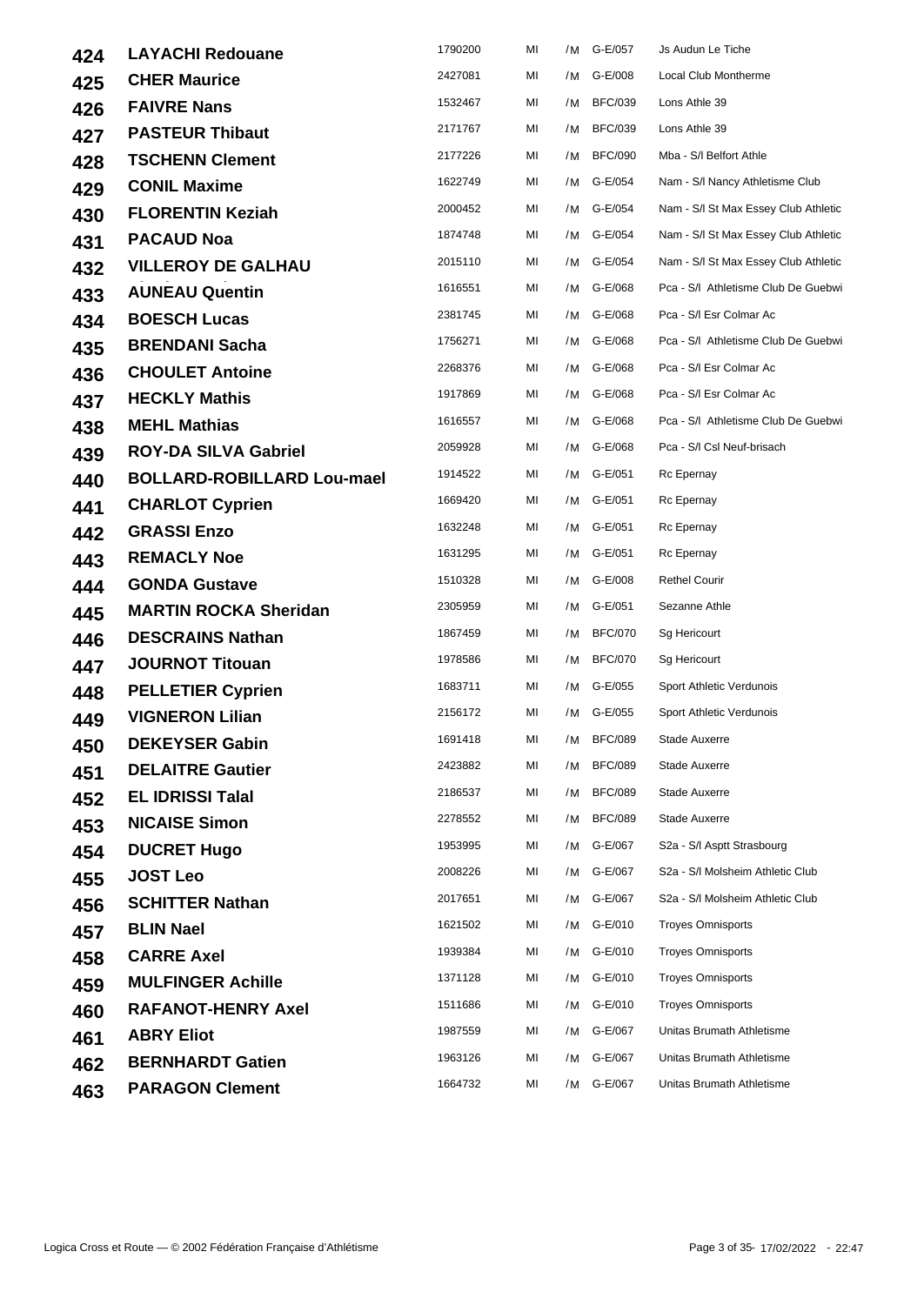| | | | | | | |
|---|---|---|---|---|---|---|
| 424 | LAYACHI Redouane | 1790200 | MI | /M | G-E/057 | Js Audun Le Tiche |
| 425 | CHER Maurice | 2427081 | MI | /M | G-E/008 | Local Club Montherme |
| 426 | FAIVRE Nans | 1532467 | MI | /M | BFC/039 | Lons Athle 39 |
| 427 | PASTEUR Thibaut | 2171767 | MI | /M | BFC/039 | Lons Athle 39 |
| 428 | TSCHENN Clement | 2177226 | MI | /M | BFC/090 | Mba - S/l Belfort Athle |
| 429 | CONIL Maxime | 1622749 | MI | /M | G-E/054 | Nam - S/l Nancy Athletisme Club |
| 430 | FLORENTIN Keziah | 2000452 | MI | /M | G-E/054 | Nam - S/l St Max Essey Club Athletic |
| 431 | PACAUD Noa | 1874748 | MI | /M | G-E/054 | Nam - S/l St Max Essey Club Athletic |
| 432 | VILLEROY DE GALHAU | 2015110 | MI | /M | G-E/054 | Nam - S/l St Max Essey Club Athletic |
| 433 | AUNEAU Quentin | 1616551 | MI | /M | G-E/068 | Pca - S/l Athletisme Club De Guebwi |
| 434 | BOESCH Lucas | 2381745 | MI | /M | G-E/068 | Pca - S/l Esr Colmar Ac |
| 435 | BRENDANI Sacha | 1756271 | MI | /M | G-E/068 | Pca - S/l Athletisme Club De Guebwi |
| 436 | CHOULET Antoine | 2268376 | MI | /M | G-E/068 | Pca - S/l Esr Colmar Ac |
| 437 | HECKLY Mathis | 1917869 | MI | /M | G-E/068 | Pca - S/l Esr Colmar Ac |
| 438 | MEHL Mathias | 1616557 | MI | /M | G-E/068 | Pca - S/l Athletisme Club De Guebwi |
| 439 | ROY-DA SILVA Gabriel | 2059928 | MI | /M | G-E/068 | Pca - S/l Csl Neuf-brisach |
| 440 | BOLLARD-ROBILLARD Lou-mael | 1914522 | MI | /M | G-E/051 | Rc Epernay |
| 441 | CHARLOT Cyprien | 1669420 | MI | /M | G-E/051 | Rc Epernay |
| 442 | GRASSI Enzo | 1632248 | MI | /M | G-E/051 | Rc Epernay |
| 443 | REMACLY Noe | 1631295 | MI | /M | G-E/051 | Rc Epernay |
| 444 | GONDA Gustave | 1510328 | MI | /M | G-E/008 | Rethel Courir |
| 445 | MARTIN ROCKA Sheridan | 2305959 | MI | /M | G-E/051 | Sezanne Athle |
| 446 | DESCRAINS Nathan | 1867459 | MI | /M | BFC/070 | Sg Hericourt |
| 447 | JOURNOT Titouan | 1978586 | MI | /M | BFC/070 | Sg Hericourt |
| 448 | PELLETIER Cyprien | 1683711 | MI | /M | G-E/055 | Sport Athletic Verdunois |
| 449 | VIGNERON Lilian | 2156172 | MI | /M | G-E/055 | Sport Athletic Verdunois |
| 450 | DEKEYSER Gabin | 1691418 | MI | /M | BFC/089 | Stade Auxerre |
| 451 | DELAITRE Gautier | 2423882 | MI | /M | BFC/089 | Stade Auxerre |
| 452 | EL IDRISSI Talal | 2186537 | MI | /M | BFC/089 | Stade Auxerre |
| 453 | NICAISE Simon | 2278552 | MI | /M | BFC/089 | Stade Auxerre |
| 454 | DUCRET Hugo | 1953995 | MI | /M | G-E/067 | S2a - S/l Asptt Strasbourg |
| 455 | JOST Leo | 2008226 | MI | /M | G-E/067 | S2a - S/l Molsheim Athletic Club |
| 456 | SCHITTER Nathan | 2017651 | MI | /M | G-E/067 | S2a - S/l Molsheim Athletic Club |
| 457 | BLIN Nael | 1621502 | MI | /M | G-E/010 | Troyes Omnisports |
| 458 | CARRE Axel | 1939384 | MI | /M | G-E/010 | Troyes Omnisports |
| 459 | MULFINGER Achille | 1371128 | MI | /M | G-E/010 | Troyes Omnisports |
| 460 | RAFANOT-HENRY Axel | 1511686 | MI | /M | G-E/010 | Troyes Omnisports |
| 461 | ABRY Eliot | 1987559 | MI | /M | G-E/067 | Unitas Brumath Athletisme |
| 462 | BERNHARDT Gatien | 1963126 | MI | /M | G-E/067 | Unitas Brumath Athletisme |
| 463 | PARAGON Clement | 1664732 | MI | /M | G-E/067 | Unitas Brumath Athletisme |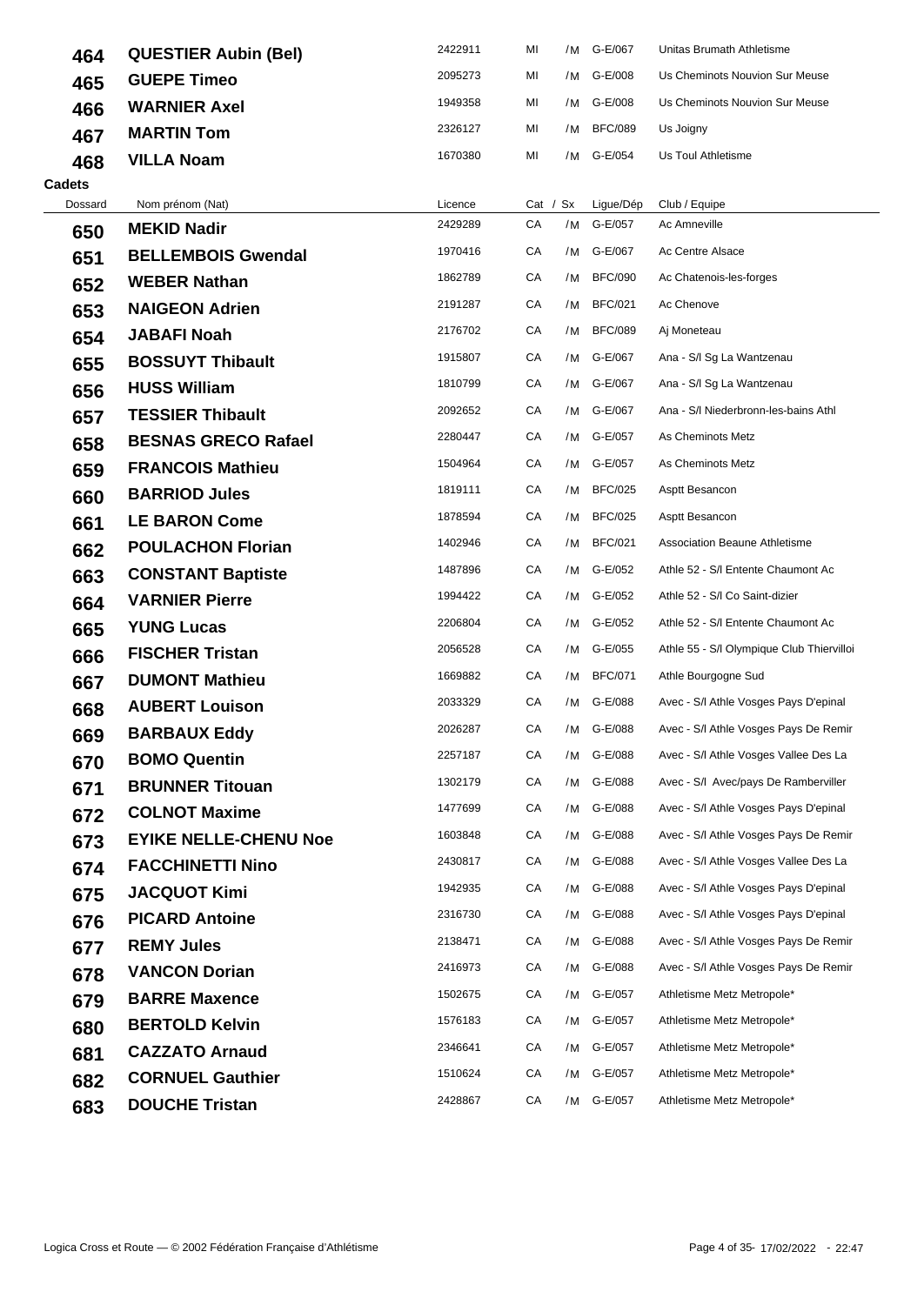| 464 | QUESTIER Aubin (Bel) | 2422911 | MI | /M | G-E/067 | Unitas Brumath Athletisme |
|---|---|---|---|---|---|---|
| 465 | GUEPE Timeo | 2095273 | MI | /M | G-E/008 | Us Cheminots Nouvion Sur Meuse |
| 466 | WARNIER Axel | 1949358 | MI | /M | G-E/008 | Us Cheminots Nouvion Sur Meuse |
| 467 | MARTIN Tom | 2326127 | MI | /M | BFC/089 | Us Joigny |
| 468 | VILLA Noam | 1670380 | MI | /M | G-E/054 | Us Toul Athletisme |

**Cadets**

| Dossard | Nom prénom (Nat) | Licence | Cat | / Sx | Ligue/Dép | Club / Equipe |
|---|---|---|---|---|---|---|
| 650 | MEKID Nadir | 2429289 | CA | /M | G-E/057 | Ac Amneville |
| 651 | BELLEMBOIS Gwendal | 1970416 | CA | /M | G-E/067 | Ac Centre Alsace |
| 652 | WEBER Nathan | 1862789 | CA | /M | BFC/090 | Ac Chatenois-les-forges |
| 653 | NAIGEON Adrien | 2191287 | CA | /M | BFC/021 | Ac Chenove |
| 654 | JABAFI Noah | 2176702 | CA | /M | BFC/089 | Aj Moneteau |
| 655 | BOSSUYT Thibault | 1915807 | CA | /M | G-E/067 | Ana - S/l Sg La Wantzenau |
| 656 | HUSS William | 1810799 | CA | /M | G-E/067 | Ana - S/l Sg La Wantzenau |
| 657 | TESSIER Thibault | 2092652 | CA | /M | G-E/067 | Ana - S/l Niederbronn-les-bains Athl |
| 658 | BESNAS GRECO Rafael | 2280447 | CA | /M | G-E/057 | As Cheminots Metz |
| 659 | FRANCOIS Mathieu | 1504964 | CA | /M | G-E/057 | As Cheminots Metz |
| 660 | BARRIOD Jules | 1819111 | CA | /M | BFC/025 | Asptt Besancon |
| 661 | LE BARON Come | 1878594 | CA | /M | BFC/025 | Asptt Besancon |
| 662 | POULACHON Florian | 1402946 | CA | /M | BFC/021 | Association Beaune Athletisme |
| 663 | CONSTANT Baptiste | 1487896 | CA | /M | G-E/052 | Athle 52 - S/l Entente Chaumont Ac |
| 664 | VARNIER Pierre | 1994422 | CA | /M | G-E/052 | Athle 52 - S/l Co Saint-dizier |
| 665 | YUNG Lucas | 2206804 | CA | /M | G-E/052 | Athle 52 - S/l Entente Chaumont Ac |
| 666 | FISCHER Tristan | 2056528 | CA | /M | G-E/055 | Athle 55 - S/l Olympique Club Thiervilloi |
| 667 | DUMONT Mathieu | 1669882 | CA | /M | BFC/071 | Athle Bourgogne Sud |
| 668 | AUBERT Louison | 2033329 | CA | /M | G-E/088 | Avec - S/l Athle Vosges Pays D'epinal |
| 669 | BARBAUX Eddy | 2026287 | CA | /M | G-E/088 | Avec - S/l Athle Vosges Pays De Remir |
| 670 | BOMO Quentin | 2257187 | CA | /M | G-E/088 | Avec - S/l Athle Vosges Vallee Des La |
| 671 | BRUNNER Titouan | 1302179 | CA | /M | G-E/088 | Avec - S/l Avec/pays De Ramberviller |
| 672 | COLNOT Maxime | 1477699 | CA | /M | G-E/088 | Avec - S/l Athle Vosges Pays D'epinal |
| 673 | EYIKE NELLE-CHENU Noe | 1603848 | CA | /M | G-E/088 | Avec - S/l Athle Vosges Pays De Remir |
| 674 | FACCHINETTI Nino | 2430817 | CA | /M | G-E/088 | Avec - S/l Athle Vosges Vallee Des La |
| 675 | JACQUOT Kimi | 1942935 | CA | /M | G-E/088 | Avec - S/l Athle Vosges Pays D'epinal |
| 676 | PICARD Antoine | 2316730 | CA | /M | G-E/088 | Avec - S/l Athle Vosges Pays D'epinal |
| 677 | REMY Jules | 2138471 | CA | /M | G-E/088 | Avec - S/l Athle Vosges Pays De Remir |
| 678 | VANCON Dorian | 2416973 | CA | /M | G-E/088 | Avec - S/l Athle Vosges Pays De Remir |
| 679 | BARRE Maxence | 1502675 | CA | /M | G-E/057 | Athletisme Metz Metropole* |
| 680 | BERTOLD Kelvin | 1576183 | CA | /M | G-E/057 | Athletisme Metz Metropole* |
| 681 | CAZZATO Arnaud | 2346641 | CA | /M | G-E/057 | Athletisme Metz Metropole* |
| 682 | CORNUEL Gauthier | 1510624 | CA | /M | G-E/057 | Athletisme Metz Metropole* |
| 683 | DOUCHE Tristan | 2428867 | CA | /M | G-E/057 | Athletisme Metz Metropole* |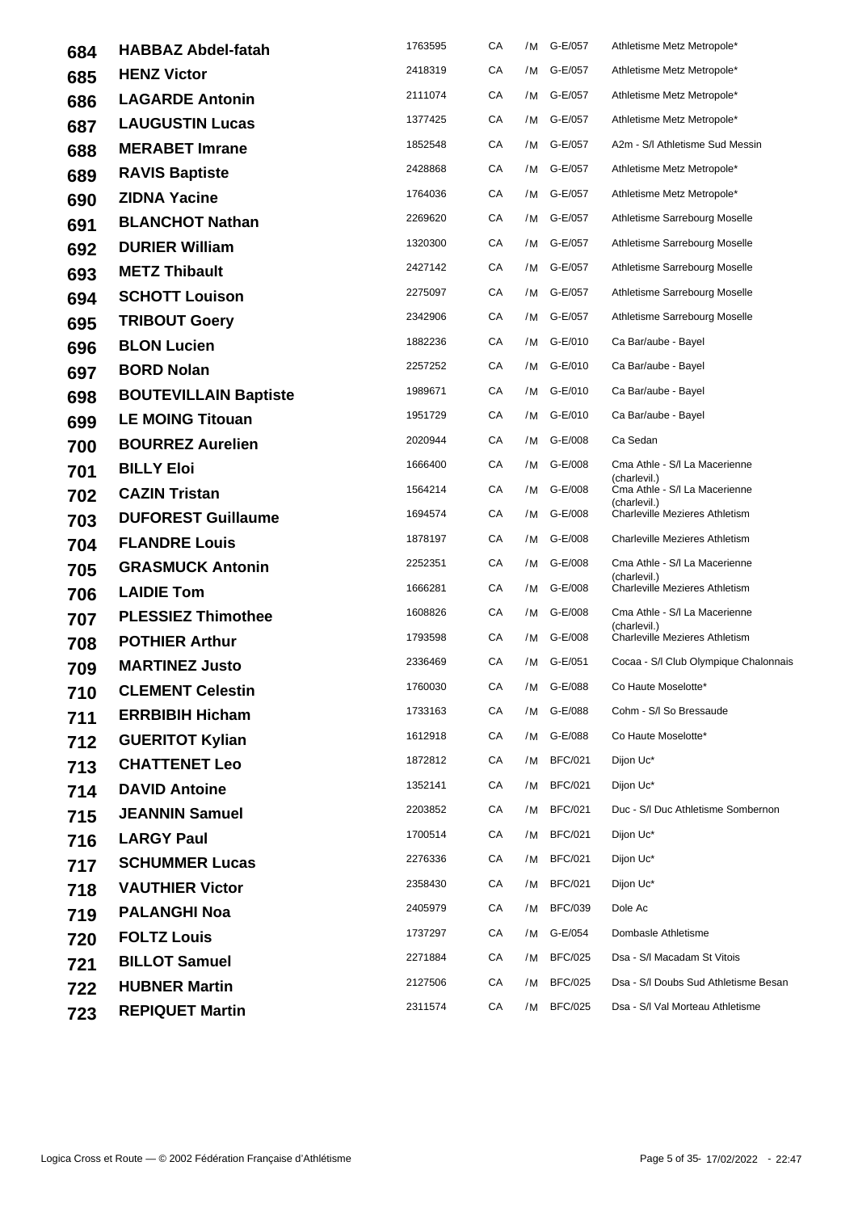| | | | | | | |
|---|---|---|---|---|---|---|
| 684 | **HABBAZ Abdel-fatah** | 1763595 | CA | /M | G-E/057 | Athletisme Metz Metropole* |
| 685 | **HENZ Victor** | 2418319 | CA | /M | G-E/057 | Athletisme Metz Metropole* |
| 686 | **LAGARDE Antonin** | 2111074 | CA | /M | G-E/057 | Athletisme Metz Metropole* |
| 687 | **LAUGUSTIN Lucas** | 1377425 | CA | /M | G-E/057 | Athletisme Metz Metropole* |
| 688 | **MERABET Imrane** | 1852548 | CA | /M | G-E/057 | A2m - S/l Athletisme Sud Messin |
| 689 | **RAVIS Baptiste** | 2428868 | CA | /M | G-E/057 | Athletisme Metz Metropole* |
| 690 | **ZIDNA Yacine** | 1764036 | CA | /M | G-E/057 | Athletisme Metz Metropole* |
| 691 | **BLANCHOT Nathan** | 2269620 | CA | /M | G-E/057 | Athletisme Sarrebourg Moselle |
| 692 | **DURIER William** | 1320300 | CA | /M | G-E/057 | Athletisme Sarrebourg Moselle |
| 693 | **METZ Thibault** | 2427142 | CA | /M | G-E/057 | Athletisme Sarrebourg Moselle |
| 694 | **SCHOTT Louison** | 2275097 | CA | /M | G-E/057 | Athletisme Sarrebourg Moselle |
| 695 | **TRIBOUT Goery** | 2342906 | CA | /M | G-E/057 | Athletisme Sarrebourg Moselle |
| 696 | **BLON Lucien** | 1882236 | CA | /M | G-E/010 | Ca Bar/aube - Bayel |
| 697 | **BORD Nolan** | 2257252 | CA | /M | G-E/010 | Ca Bar/aube - Bayel |
| 698 | **BOUTEVILLAIN Baptiste** | 1989671 | CA | /M | G-E/010 | Ca Bar/aube - Bayel |
| 699 | **LE MOING Titouan** | 1951729 | CA | /M | G-E/010 | Ca Bar/aube - Bayel |
| 700 | **BOURREZ Aurelien** | 2020944 | CA | /M | G-E/008 | Ca Sedan |
| 701 | **BILLY Eloi** | 1666400 | CA | /M | G-E/008 | Cma Athle - S/l La Macerienne (charlevil.) |
| 702 | **CAZIN Tristan** | 1564214 | CA | /M | G-E/008 | Cma Athle - S/l La Macerienne (charlevil.) |
| 703 | **DUFOREST Guillaume** | 1694574 | CA | /M | G-E/008 | Charleville Mezieres Athletism |
| 704 | **FLANDRE Louis** | 1878197 | CA | /M | G-E/008 | Charleville Mezieres Athletism |
| 705 | **GRASMUCK Antonin** | 2252351 | CA | /M | G-E/008 | Cma Athle - S/l La Macerienne (charlevil.) |
| 706 | **LAIDIE Tom** | 1666281 | CA | /M | G-E/008 | Charleville Mezieres Athletism |
| 707 | **PLESSIEZ Thimothee** | 1608826 | CA | /M | G-E/008 | Cma Athle - S/l La Macerienne (charlevil.) |
| 708 | **POTHIER Arthur** | 1793598 | CA | /M | G-E/008 | Charleville Mezieres Athletism |
| 709 | **MARTINEZ Justo** | 2336469 | CA | /M | G-E/051 | Cocaa - S/l Club Olympique Chalonnais |
| 710 | **CLEMENT Celestin** | 1760030 | CA | /M | G-E/088 | Co Haute Moselotte* |
| 711 | **ERRBIBIH Hicham** | 1733163 | CA | /M | G-E/088 | Cohm - S/l So Bressaude |
| 712 | **GUERITOT Kylian** | 1612918 | CA | /M | G-E/088 | Co Haute Moselotte* |
| 713 | **CHATTENET Leo** | 1872812 | CA | /M | BFC/021 | Dijon Uc* |
| 714 | **DAVID Antoine** | 1352141 | CA | /M | BFC/021 | Dijon Uc* |
| 715 | **JEANNIN Samuel** | 2203852 | CA | /M | BFC/021 | Duc - S/l Duc Athletisme Sombernon |
| 716 | **LARGY Paul** | 1700514 | CA | /M | BFC/021 | Dijon Uc* |
| 717 | **SCHUMMER Lucas** | 2276336 | CA | /M | BFC/021 | Dijon Uc* |
| 718 | **VAUTHIER Victor** | 2358430 | CA | /M | BFC/021 | Dijon Uc* |
| 719 | **PALANGHI Noa** | 2405979 | CA | /M | BFC/039 | Dole Ac |
| 720 | **FOLTZ Louis** | 1737297 | CA | /M | G-E/054 | Dombasle Athletisme |
| 721 | **BILLOT Samuel** | 2271884 | CA | /M | BFC/025 | Dsa - S/l Macadam St Vitois |
| 722 | **HUBNER Martin** | 2127506 | CA | /M | BFC/025 | Dsa - S/l Doubs Sud Athletisme Besan |
| 723 | **REPIQUET Martin** | 2311574 | CA | /M | BFC/025 | Dsa - S/l Val Morteau Athletisme |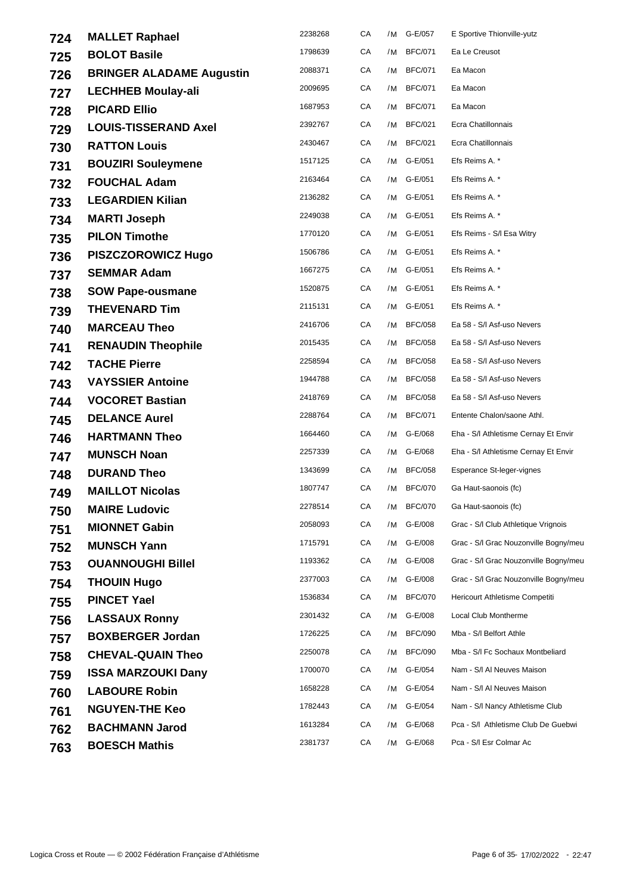| | | | | | | |
|---|---|---|---|---|---|---|
| 724 | **MALLET Raphael** | 2238268 | CA | /M | G-E/057 | E Sportive Thionville-yutz |
| 725 | **BOLOT Basile** | 1798639 | CA | /M | BFC/071 | Ea Le Creusot |
| 726 | **BRINGER ALADAME Augustin** | 2088371 | CA | /M | BFC/071 | Ea Macon |
| 727 | **LECHHEB Moulay-ali** | 2009695 | CA | /M | BFC/071 | Ea Macon |
| 728 | **PICARD Ellio** | 1687953 | CA | /M | BFC/071 | Ea Macon |
| 729 | **LOUIS-TISSERAND Axel** | 2392767 | CA | /M | BFC/021 | Ecra Chatillonnais |
| 730 | **RATTON Louis** | 2430467 | CA | /M | BFC/021 | Ecra Chatillonnais |
| 731 | **BOUZIRI Souleymene** | 1517125 | CA | /M | G-E/051 | Efs Reims A. * |
| 732 | **FOUCHAL Adam** | 2163464 | CA | /M | G-E/051 | Efs Reims A. * |
| 733 | **LEGARDIEN Kilian** | 2136282 | CA | /M | G-E/051 | Efs Reims A. * |
| 734 | **MARTI Joseph** | 2249038 | CA | /M | G-E/051 | Efs Reims A. * |
| 735 | **PILON Timothe** | 1770120 | CA | /M | G-E/051 | Efs Reims - S/l Esa Witry |
| 736 | **PISZCZOROWICZ Hugo** | 1506786 | CA | /M | G-E/051 | Efs Reims A. * |
| 737 | **SEMMAR Adam** | 1667275 | CA | /M | G-E/051 | Efs Reims A. * |
| 738 | **SOW Pape-ousmane** | 1520875 | CA | /M | G-E/051 | Efs Reims A. * |
| 739 | **THEVENARD Tim** | 2115131 | CA | /M | G-E/051 | Efs Reims A. * |
| 740 | **MARCEAU Theo** | 2416706 | CA | /M | BFC/058 | Ea 58 - S/l Asf-uso Nevers |
| 741 | **RENAUDIN Theophile** | 2015435 | CA | /M | BFC/058 | Ea 58 - S/l Asf-uso Nevers |
| 742 | **TACHE Pierre** | 2258594 | CA | /M | BFC/058 | Ea 58 - S/l Asf-uso Nevers |
| 743 | **VAYSSIER Antoine** | 1944788 | CA | /M | BFC/058 | Ea 58 - S/l Asf-uso Nevers |
| 744 | **VOCORET Bastian** | 2418769 | CA | /M | BFC/058 | Ea 58 - S/l Asf-uso Nevers |
| 745 | **DELANCE Aurel** | 2288764 | CA | /M | BFC/071 | Entente Chalon/saone Athl. |
| 746 | **HARTMANN Theo** | 1664460 | CA | /M | G-E/068 | Eha - S/l Athletisme Cernay Et Envir |
| 747 | **MUNSCH Noan** | 2257339 | CA | /M | G-E/068 | Eha - S/l Athletisme Cernay Et Envir |
| 748 | **DURAND Theo** | 1343699 | CA | /M | BFC/058 | Esperance St-leger-vignes |
| 749 | **MAILLOT Nicolas** | 1807747 | CA | /M | BFC/070 | Ga Haut-saonois (fc) |
| 750 | **MAIRE Ludovic** | 2278514 | CA | /M | BFC/070 | Ga Haut-saonois (fc) |
| 751 | **MIONNET Gabin** | 2058093 | CA | /M | G-E/008 | Grac - S/l Club Athletique Vrignois |
| 752 | **MUNSCH Yann** | 1715791 | CA | /M | G-E/008 | Grac - S/l Grac Nouzonville Bogny/meu |
| 753 | **OUANNOUGHI Billel** | 1193362 | CA | /M | G-E/008 | Grac - S/l Grac Nouzonville Bogny/meu |
| 754 | **THOUIN Hugo** | 2377003 | CA | /M | G-E/008 | Grac - S/l Grac Nouzonville Bogny/meu |
| 755 | **PINCET Yael** | 1536834 | CA | /M | BFC/070 | Hericourt Athletisme Competiti |
| 756 | **LASSAUX Ronny** | 2301432 | CA | /M | G-E/008 | Local Club Montherme |
| 757 | **BOXBERGER Jordan** | 1726225 | CA | /M | BFC/090 | Mba - S/l Belfort Athle |
| 758 | **CHEVAL-QUAIN Theo** | 2250078 | CA | /M | BFC/090 | Mba - S/l Fc Sochaux Montbeliard |
| 759 | **ISSA MARZOUKI Dany** | 1700070 | CA | /M | G-E/054 | Nam - S/l Al Neuves Maison |
| 760 | **LABOURE Robin** | 1658228 | CA | /M | G-E/054 | Nam - S/l Al Neuves Maison |
| 761 | **NGUYEN-THE Keo** | 1782443 | CA | /M | G-E/054 | Nam - S/l Nancy Athletisme Club |
| 762 | **BACHMANN Jarod** | 1613284 | CA | /M | G-E/068 | Pca - S/l Athletisme Club De Guebwi |
| 763 | **BOESCH Mathis** | 2381737 | CA | /M | G-E/068 | Pca - S/l Esr Colmar Ac |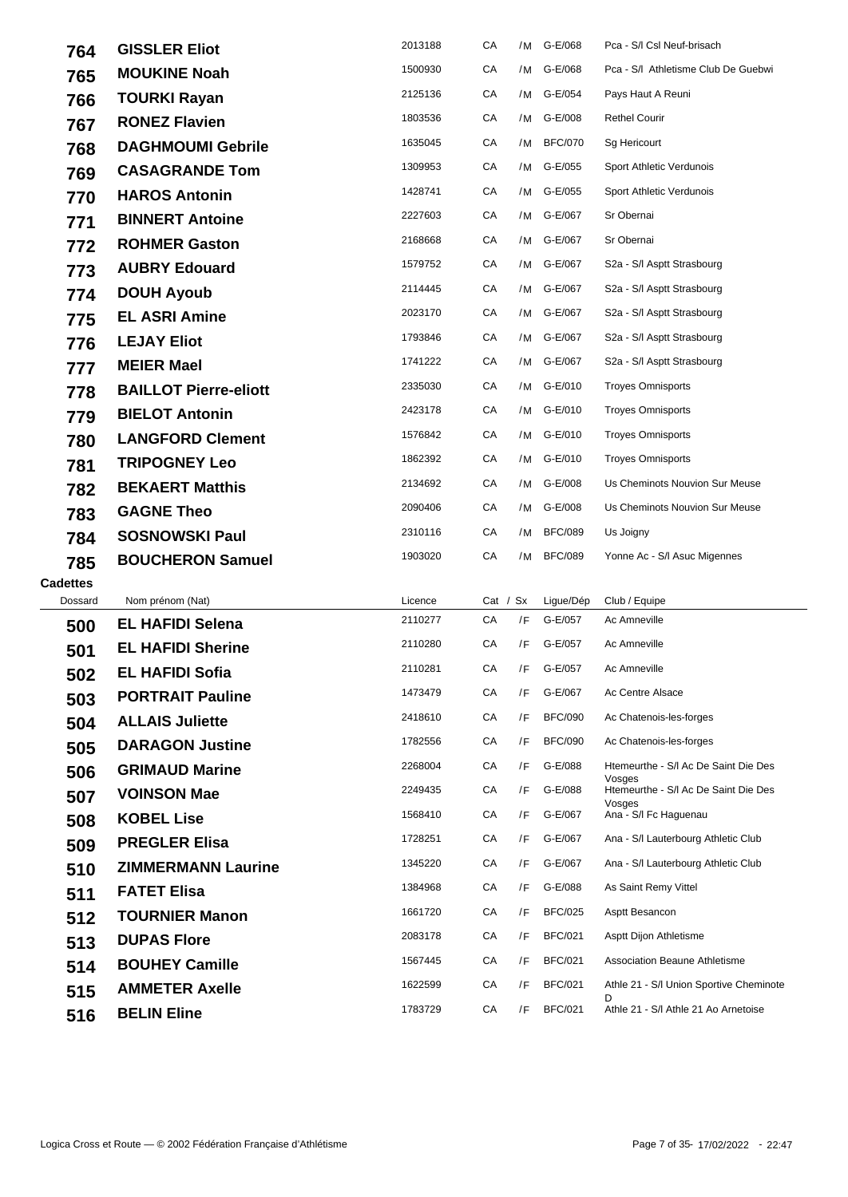| Dossard | Nom prénom (Nat) | Licence | Cat / Sx | | Ligue/Dép | Club / Equipe |
|---|---|---|---|---|---|---|
| 764 | **GISSLER Eliot** | 2013188 | CA | /M | G-E/068 | Pca - S/l Csl Neuf-brisach |
| 765 | **MOUKINE Noah** | 1500930 | CA | /M | G-E/068 | Pca - S/l Athletisme Club De Guebwi |
| 766 | **TOURKI Rayan** | 2125136 | CA | /M | G-E/054 | Pays Haut A Reuni |
| 767 | **RONEZ Flavien** | 1803536 | CA | /M | G-E/008 | Rethel Courir |
| 768 | **DAGHMOUMI Gebrile** | 1635045 | CA | /M | BFC/070 | Sg Hericourt |
| 769 | **CASAGRANDE Tom** | 1309953 | CA | /M | G-E/055 | Sport Athletic Verdunois |
| 770 | **HAROS Antonin** | 1428741 | CA | /M | G-E/055 | Sport Athletic Verdunois |
| 771 | **BINNERT Antoine** | 2227603 | CA | /M | G-E/067 | Sr Obernai |
| 772 | **ROHMER Gaston** | 2168668 | CA | /M | G-E/067 | Sr Obernai |
| 773 | **AUBRY Edouard** | 1579752 | CA | /M | G-E/067 | S2a - S/l Asptt Strasbourg |
| 774 | **DOUH Ayoub** | 2114445 | CA | /M | G-E/067 | S2a - S/l Asptt Strasbourg |
| 775 | **EL ASRI Amine** | 2023170 | CA | /M | G-E/067 | S2a - S/l Asptt Strasbourg |
| 776 | **LEJAY Eliot** | 1793846 | CA | /M | G-E/067 | S2a - S/l Asptt Strasbourg |
| 777 | **MEIER Mael** | 1741222 | CA | /M | G-E/067 | S2a - S/l Asptt Strasbourg |
| 778 | **BAILLOT Pierre-eliott** | 2335030 | CA | /M | G-E/010 | Troyes Omnisports |
| 779 | **BIELOT Antonin** | 2423178 | CA | /M | G-E/010 | Troyes Omnisports |
| 780 | **LANGFORD Clement** | 1576842 | CA | /M | G-E/010 | Troyes Omnisports |
| 781 | **TRIPOGNEY Leo** | 1862392 | CA | /M | G-E/010 | Troyes Omnisports |
| 782 | **BEKAERT Matthis** | 2134692 | CA | /M | G-E/008 | Us Cheminots Nouvion Sur Meuse |
| 783 | **GAGNE Theo** | 2090406 | CA | /M | G-E/008 | Us Cheminots Nouvion Sur Meuse |
| 784 | **SOSNOWSKI Paul** | 2310116 | CA | /M | BFC/089 | Us Joigny |
| 785 | **BOUCHERON Samuel** | 1903020 | CA | /M | BFC/089 | Yonne Ac - S/l Asuc Migennes |

**Cadettes**

| Dossard | Nom prénom (Nat) | Licence | Cat / Sx | | Ligue/Dép | Club / Equipe |
|---|---|---|---|---|---|---|
| 500 | **EL HAFIDI Selena** | 2110277 | CA | /F | G-E/057 | Ac Amneville |
| 501 | **EL HAFIDI Sherine** | 2110280 | CA | /F | G-E/057 | Ac Amneville |
| 502 | **EL HAFIDI Sofia** | 2110281 | CA | /F | G-E/057 | Ac Amneville |
| 503 | **PORTRAIT Pauline** | 1473479 | CA | /F | G-E/067 | Ac Centre Alsace |
| 504 | **ALLAIS Juliette** | 2418610 | CA | /F | BFC/090 | Ac Chatenois-les-forges |
| 505 | **DARAGON Justine** | 1782556 | CA | /F | BFC/090 | Ac Chatenois-les-forges |
| 506 | **GRIMAUD Marine** | 2268004 | CA | /F | G-E/088 | Htemeurthe - S/l Ac De Saint Die Des Vosges |
| 507 | **VOINSON Mae** | 2249435 | CA | /F | G-E/088 | Htemeurthe - S/l Ac De Saint Die Des Vosges |
| 508 | **KOBEL Lise** | 1568410 | CA | /F | G-E/067 | Ana - S/l Fc Haguenau |
| 509 | **PREGLER Elisa** | 1728251 | CA | /F | G-E/067 | Ana - S/l Lauterbourg Athletic Club |
| 510 | **ZIMMERMANN Laurine** | 1345220 | CA | /F | G-E/067 | Ana - S/l Lauterbourg Athletic Club |
| 511 | **FATET Elisa** | 1384968 | CA | /F | G-E/088 | As Saint Remy Vittel |
| 512 | **TOURNIER Manon** | 1661720 | CA | /F | BFC/025 | Asptt Besancon |
| 513 | **DUPAS Flore** | 2083178 | CA | /F | BFC/021 | Asptt Dijon Athletisme |
| 514 | **BOUHEY Camille** | 1567445 | CA | /F | BFC/021 | Association Beaune Athletisme |
| 515 | **AMMETER Axelle** | 1622599 | CA | /F | BFC/021 | Athle 21 - S/l Union Sportive Cheminote D |
| 516 | **BELIN Eline** | 1783729 | CA | /F | BFC/021 | Athle 21 - S/l Athle 21 Ao Arnetoise |

Logica Cross et Route — © 2002 Fédération Française d'Athlétisme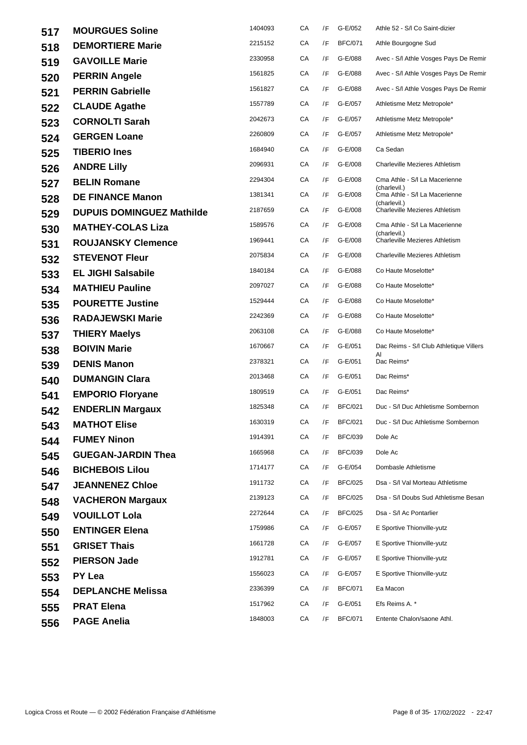| | | | | | | |
|---|---|---|---|---|---|---|
| 517 | **MOURGUES Soline** | 1404093 | CA | /F | G-E/052 | Athle 52 - S/l Co Saint-dizier |
| 518 | **DEMORTIERE Marie** | 2215152 | CA | /F | BFC/071 | Athle Bourgogne Sud |
| 519 | **GAVOILLE Marie** | 2330958 | CA | /F | G-E/088 | Avec - S/l Athle Vosges Pays De Remir |
| 520 | **PERRIN Angele** | 1561825 | CA | /F | G-E/088 | Avec - S/l Athle Vosges Pays De Remir |
| 521 | **PERRIN Gabrielle** | 1561827 | CA | /F | G-E/088 | Avec - S/l Athle Vosges Pays De Remir |
| 522 | **CLAUDE Agathe** | 1557789 | CA | /F | G-E/057 | Athletisme Metz Metropole* |
| 523 | **CORNOLTI Sarah** | 2042673 | CA | /F | G-E/057 | Athletisme Metz Metropole* |
| 524 | **GERGEN Loane** | 2260809 | CA | /F | G-E/057 | Athletisme Metz Metropole* |
| 525 | **TIBERIO Ines** | 1684940 | CA | /F | G-E/008 | Ca Sedan |
| 526 | **ANDRE Lilly** | 2096931 | CA | /F | G-E/008 | Charleville Mezieres Athletism |
| 527 | **BELIN Romane** | 2294304 | CA | /F | G-E/008 | Cma Athle - S/l La Macerienne (charlevil.) |
| 528 | **DE FINANCE Manon** | 1381341 | CA | /F | G-E/008 | Cma Athle - S/l La Macerienne (charlevil.) |
| 529 | **DUPUIS DOMINGUEZ Mathilde** | 2187659 | CA | /F | G-E/008 | Charleville Mezieres Athletism |
| 530 | **MATHEY-COLAS Liza** | 1589576 | CA | /F | G-E/008 | Cma Athle - S/l La Macerienne (charlevil.) |
| 531 | **ROUJANSKY Clemence** | 1969441 | CA | /F | G-E/008 | Charleville Mezieres Athletism |
| 532 | **STEVENOT Fleur** | 2075834 | CA | /F | G-E/008 | Charleville Mezieres Athletism |
| 533 | **EL JIGHI Salsabile** | 1840184 | CA | /F | G-E/088 | Co Haute Moselotte* |
| 534 | **MATHIEU Pauline** | 2097027 | CA | /F | G-E/088 | Co Haute Moselotte* |
| 535 | **POURETTE Justine** | 1529444 | CA | /F | G-E/088 | Co Haute Moselotte* |
| 536 | **RADAJEWSKI Marie** | 2242369 | CA | /F | G-E/088 | Co Haute Moselotte* |
| 537 | **THIERY Maelys** | 2063108 | CA | /F | G-E/088 | Co Haute Moselotte* |
| 538 | **BOIVIN Marie** | 1670667 | CA | /F | G-E/051 | Dac Reims - S/l Club Athletique Villers Al |
| 539 | **DENIS Manon** | 2378321 | CA | /F | G-E/051 | Dac Reims* |
| 540 | **DUMANGIN Clara** | 2013468 | CA | /F | G-E/051 | Dac Reims* |
| 541 | **EMPORIO Floryane** | 1809519 | CA | /F | G-E/051 | Dac Reims* |
| 542 | **ENDERLIN Margaux** | 1825348 | CA | /F | BFC/021 | Duc - S/l Duc Athletisme Sombernon |
| 543 | **MATHOT Elise** | 1630319 | CA | /F | BFC/021 | Duc - S/l Duc Athletisme Sombernon |
| 544 | **FUMEY Ninon** | 1914391 | CA | /F | BFC/039 | Dole Ac |
| 545 | **GUEGAN-JARDIN Thea** | 1665968 | CA | /F | BFC/039 | Dole Ac |
| 546 | **BICHEBOIS Lilou** | 1714177 | CA | /F | G-E/054 | Dombasle Athletisme |
| 547 | **JEANNENEZ Chloe** | 1911732 | CA | /F | BFC/025 | Dsa - S/l Val Morteau Athletisme |
| 548 | **VACHERON Margaux** | 2139123 | CA | /F | BFC/025 | Dsa - S/l Doubs Sud Athletisme Besan |
| 549 | **VOUILLOT Lola** | 2272644 | CA | /F | BFC/025 | Dsa - S/l Ac Pontarlier |
| 550 | **ENTINGER Elena** | 1759986 | CA | /F | G-E/057 | E Sportive Thionville-yutz |
| 551 | **GRISET Thais** | 1661728 | CA | /F | G-E/057 | E Sportive Thionville-yutz |
| 552 | **PIERSON Jade** | 1912781 | CA | /F | G-E/057 | E Sportive Thionville-yutz |
| 553 | **PY Lea** | 1556023 | CA | /F | G-E/057 | E Sportive Thionville-yutz |
| 554 | **DEPLANCHE Melissa** | 2336399 | CA | /F | BFC/071 | Ea Macon |
| 555 | **PRAT Elena** | 1517962 | CA | /F | G-E/051 | Efs Reims A. * |
| 556 | **PAGE Anelia** | 1848003 | CA | /F | BFC/071 | Entente Chalon/saone Athl. |

Logica Cross et Route — © 2002 Fédération Française d'Athlétisme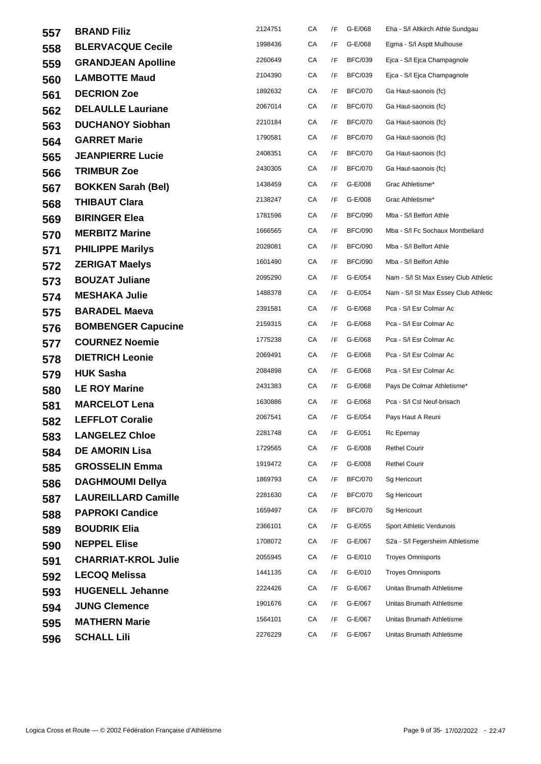| | | | | | | |
|---|---|---|---|---|---|---|
| **557** | **BRAND Filiz** | 2124751 | CA | /F | G-E/068 | Eha - S/l Altkirch Athle Sundgau |
| **558** | **BLERVACQUE Cecile** | 1998436 | CA | /F | G-E/068 | Egma - S/l Asptt Mulhouse |
| **559** | **GRANDJEAN Apolline** | 2260649 | CA | /F | BFC/039 | Ejca - S/l Ejca Champagnole |
| **560** | **LAMBOTTE Maud** | 2104390 | CA | /F | BFC/039 | Ejca - S/l Ejca Champagnole |
| **561** | **DECRION Zoe** | 1892632 | CA | /F | BFC/070 | Ga Haut-saonois (fc) |
| **562** | **DELAULLE Lauriane** | 2067014 | CA | /F | BFC/070 | Ga Haut-saonois (fc) |
| **563** | **DUCHANOY Siobhan** | 2210184 | CA | /F | BFC/070 | Ga Haut-saonois (fc) |
| **564** | **GARRET Marie** | 1790581 | CA | /F | BFC/070 | Ga Haut-saonois (fc) |
| **565** | **JEANPIERRE Lucie** | 2408351 | CA | /F | BFC/070 | Ga Haut-saonois (fc) |
| **566** | **TRIMBUR Zoe** | 2430305 | CA | /F | BFC/070 | Ga Haut-saonois (fc) |
| **567** | **BOKKEN Sarah (Bel)** | 1438459 | CA | /F | G-E/008 | Grac Athletisme* |
| **568** | **THIBAUT Clara** | 2138247 | CA | /F | G-E/008 | Grac Athletisme* |
| **569** | **BIRINGER Elea** | 1781596 | CA | /F | BFC/090 | Mba - S/l Belfort Athle |
| **570** | **MERBITZ Marine** | 1666565 | CA | /F | BFC/090 | Mba - S/l Fc Sochaux Montbeliard |
| **571** | **PHILIPPE Marilys** | 2028081 | CA | /F | BFC/090 | Mba - S/l Belfort Athle |
| **572** | **ZERIGAT Maelys** | 1601490 | CA | /F | BFC/090 | Mba - S/l Belfort Athle |
| **573** | **BOUZAT Juliane** | 2095290 | CA | /F | G-E/054 | Nam - S/l St Max Essey Club Athletic |
| **574** | **MESHAKA Julie** | 1488378 | CA | /F | G-E/054 | Nam - S/l St Max Essey Club Athletic |
| **575** | **BARADEL Maeva** | 2391581 | CA | /F | G-E/068 | Pca - S/l Esr Colmar Ac |
| **576** | **BOMBENGER Capucine** | 2159315 | CA | /F | G-E/068 | Pca - S/l Esr Colmar Ac |
| **577** | **COURNEZ Noemie** | 1775238 | CA | /F | G-E/068 | Pca - S/l Esr Colmar Ac |
| **578** | **DIETRICH Leonie** | 2069491 | CA | /F | G-E/068 | Pca - S/l Esr Colmar Ac |
| **579** | **HUK Sasha** | 2084898 | CA | /F | G-E/068 | Pca - S/l Esr Colmar Ac |
| **580** | **LE ROY Marine** | 2431383 | CA | /F | G-E/068 | Pays De Colmar Athletisme* |
| **581** | **MARCELOT Lena** | 1630886 | CA | /F | G-E/068 | Pca - S/l Csl Neuf-brisach |
| **582** | **LEFFLOT Coralie** | 2067541 | CA | /F | G-E/054 | Pays Haut A Reuni |
| **583** | **LANGELEZ Chloe** | 2281748 | CA | /F | G-E/051 | Rc Epernay |
| **584** | **DE AMORIN Lisa** | 1729565 | CA | /F | G-E/008 | Rethel Courir |
| **585** | **GROSSELIN Emma** | 1919472 | CA | /F | G-E/008 | Rethel Courir |
| **586** | **DAGHMOUMI Dellya** | 1869793 | CA | /F | BFC/070 | Sg Hericourt |
| **587** | **LAUREILLARD Camille** | 2281630 | CA | /F | BFC/070 | Sg Hericourt |
| **588** | **PAPROKI Candice** | 1659497 | CA | /F | BFC/070 | Sg Hericourt |
| **589** | **BOUDRIK Elia** | 2366101 | CA | /F | G-E/055 | Sport Athletic Verdunois |
| **590** | **NEPPEL Elise** | 1708072 | CA | /F | G-E/067 | S2a - S/l Fegersheim Athletisme |
| **591** | **CHARRIAT-KROL Julie** | 2055945 | CA | /F | G-E/010 | Troyes Omnisports |
| **592** | **LECOQ Melissa** | 1441135 | CA | /F | G-E/010 | Troyes Omnisports |
| **593** | **HUGENELL Jehanne** | 2224426 | CA | /F | G-E/067 | Unitas Brumath Athletisme |
| **594** | **JUNG Clemence** | 1901676 | CA | /F | G-E/067 | Unitas Brumath Athletisme |
| **595** | **MATHERN Marie** | 1564101 | CA | /F | G-E/067 | Unitas Brumath Athletisme |
| **596** | **SCHALL Lili** | 2276229 | CA | /F | G-E/067 | Unitas Brumath Athletisme |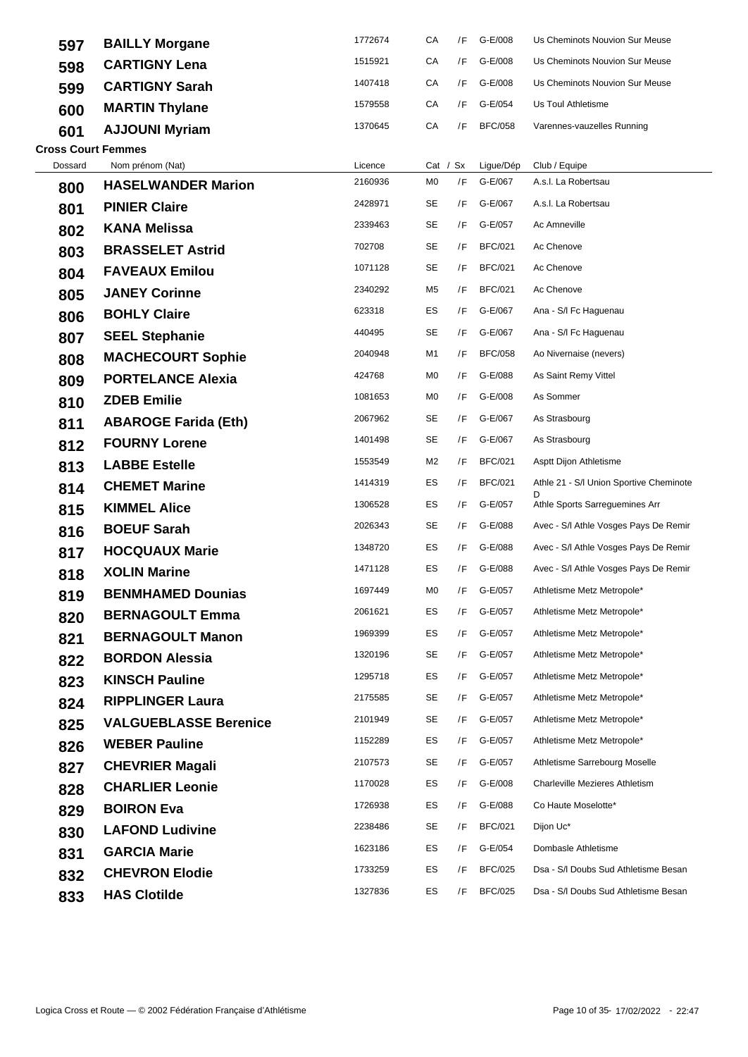| | | | | | | |
|---|---|---|---|---|---|---|
| **597** | **BAILLY Morgane** | 1772674 | CA | /F | G-E/008 | Us Cheminots Nouvion Sur Meuse |
| **598** | **CARTIGNY Lena** | 1515921 | CA | /F | G-E/008 | Us Cheminots Nouvion Sur Meuse |
| **599** | **CARTIGNY Sarah** | 1407418 | CA | /F | G-E/008 | Us Cheminots Nouvion Sur Meuse |
| **600** | **MARTIN Thylane** | 1579558 | CA | /F | G-E/054 | Us Toul Athletisme |
| **601** | **AJJOUNI Myriam** | 1370645 | CA | /F | BFC/058 | Varennes-vauzelles Running |

**Cross Court Femmes**

| Dossard | Nom prénom (Nat) | Licence | Cat | / Sx | Ligue/Dép | Club / Equipe |
|---|---|---|---|---|---|---|
| **800** | **HASELWANDER Marion** | 2160936 | M0 | /F | G-E/067 | A.s.l. La Robertsau |
| **801** | **PINIER Claire** | 2428971 | SE | /F | G-E/067 | A.s.l. La Robertsau |
| **802** | **KANA Melissa** | 2339463 | SE | /F | G-E/057 | Ac Amneville |
| **803** | **BRASSELET Astrid** | 702708 | SE | /F | BFC/021 | Ac Chenove |
| **804** | **FAVEAUX Emilou** | 1071128 | SE | /F | BFC/021 | Ac Chenove |
| **805** | **JANEY Corinne** | 2340292 | M5 | /F | BFC/021 | Ac Chenove |
| **806** | **BOHLY Claire** | 623318 | ES | /F | G-E/067 | Ana - S/l Fc Haguenau |
| **807** | **SEEL Stephanie** | 440495 | SE | /F | G-E/067 | Ana - S/l Fc Haguenau |
| **808** | **MACHECOURT Sophie** | 2040948 | M1 | /F | BFC/058 | Ao Nivernaise (nevers) |
| **809** | **PORTELANCE Alexia** | 424768 | M0 | /F | G-E/088 | As Saint Remy Vittel |
| **810** | **ZDEB Emilie** | 1081653 | M0 | /F | G-E/008 | As Sommer |
| **811** | **ABAROGE Farida (Eth)** | 2067962 | SE | /F | G-E/067 | As Strasbourg |
| **812** | **FOURNY Lorene** | 1401498 | SE | /F | G-E/067 | As Strasbourg |
| **813** | **LABBE Estelle** | 1553549 | M2 | /F | BFC/021 | Asptt Dijon Athletisme |
| **814** | **CHEMET Marine** | 1414319 | ES | /F | BFC/021 | Athle 21 - S/l Union Sportive Cheminote D |
| **815** | **KIMMEL Alice** | 1306528 | ES | /F | G-E/057 | Athle Sports Sarreguemines Arr |
| **816** | **BOEUF Sarah** | 2026343 | SE | /F | G-E/088 | Avec - S/l Athle Vosges Pays De Remir |
| **817** | **HOCQUAUX Marie** | 1348720 | ES | /F | G-E/088 | Avec - S/l Athle Vosges Pays De Remir |
| **818** | **XOLIN Marine** | 1471128 | ES | /F | G-E/088 | Avec - S/l Athle Vosges Pays De Remir |
| **819** | **BENMHAMED Dounias** | 1697449 | M0 | /F | G-E/057 | Athletisme Metz Metropole* |
| **820** | **BERNAGOULT Emma** | 2061621 | ES | /F | G-E/057 | Athletisme Metz Metropole* |
| **821** | **BERNAGOULT Manon** | 1969399 | ES | /F | G-E/057 | Athletisme Metz Metropole* |
| **822** | **BORDON Alessia** | 1320196 | SE | /F | G-E/057 | Athletisme Metz Metropole* |
| **823** | **KINSCH Pauline** | 1295718 | ES | /F | G-E/057 | Athletisme Metz Metropole* |
| **824** | **RIPPLINGER Laura** | 2175585 | SE | /F | G-E/057 | Athletisme Metz Metropole* |
| **825** | **VALGUEBLASSE Berenice** | 2101949 | SE | /F | G-E/057 | Athletisme Metz Metropole* |
| **826** | **WEBER Pauline** | 1152289 | ES | /F | G-E/057 | Athletisme Metz Metropole* |
| **827** | **CHEVRIER Magali** | 2107573 | SE | /F | G-E/057 | Athletisme Sarrebourg Moselle |
| **828** | **CHARLIER Leonie** | 1170028 | ES | /F | G-E/008 | Charleville Mezieres Athletism |
| **829** | **BOIRON Eva** | 1726938 | ES | /F | G-E/088 | Co Haute Moselotte* |
| **830** | **LAFOND Ludivine** | 2238486 | SE | /F | BFC/021 | Dijon Uc* |
| **831** | **GARCIA Marie** | 1623186 | ES | /F | G-E/054 | Dombasle Athletisme |
| **832** | **CHEVRON Elodie** | 1733259 | ES | /F | BFC/025 | Dsa - S/l Doubs Sud Athletisme Besan |
| **833** | **HAS Clotilde** | 1327836 | ES | /F | BFC/025 | Dsa - S/l Doubs Sud Athletisme Besan |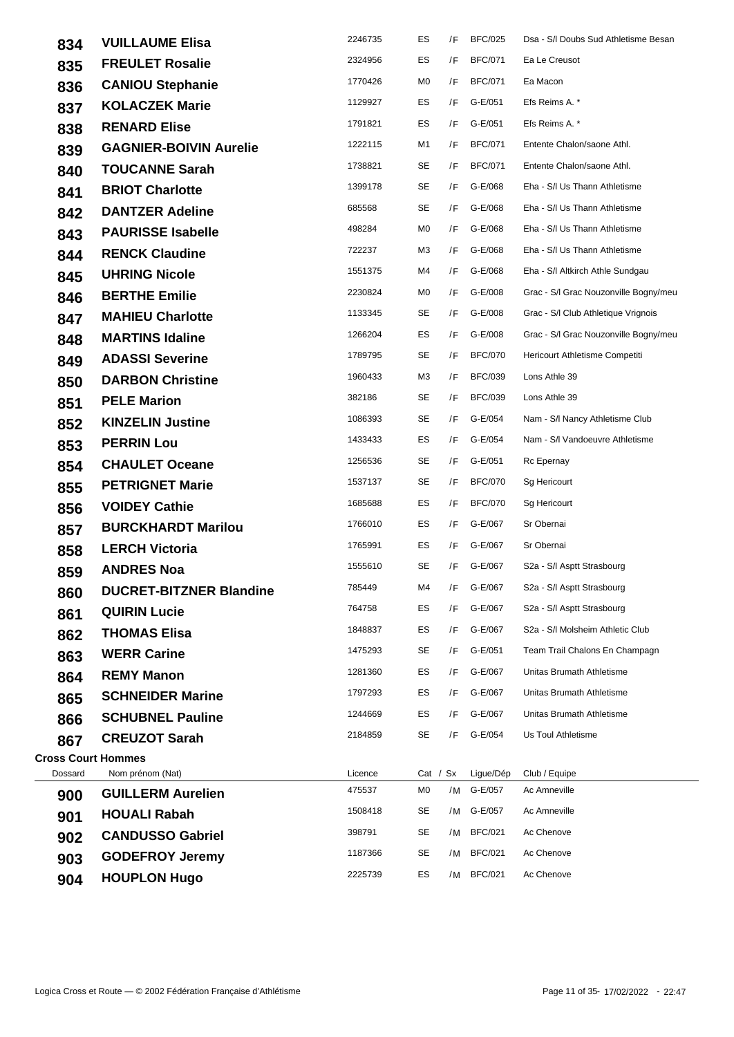| Dossard | Nom prénom (Nat) | Licence | Cat / Sx | | Ligue/Dép | Club / Equipe |
|---|---|---|---|---|---|---|
| 834 | **VUILLAUME Elisa** | 2246735 | ES | /F | BFC/025 | Dsa - S/l Doubs Sud Athletisme Besan |
| 835 | **FREULET Rosalie** | 2324956 | ES | /F | BFC/071 | Ea Le Creusot |
| 836 | **CANIOU Stephanie** | 1770426 | M0 | /F | BFC/071 | Ea Macon |
| 837 | **KOLACZEK Marie** | 1129927 | ES | /F | G-E/051 | Efs Reims A. * |
| 838 | **RENARD Elise** | 1791821 | ES | /F | G-E/051 | Efs Reims A. * |
| 839 | **GAGNIER-BOIVIN Aurelie** | 1222115 | M1 | /F | BFC/071 | Entente Chalon/saone Athl. |
| 840 | **TOUCANNE Sarah** | 1738821 | SE | /F | BFC/071 | Entente Chalon/saone Athl. |
| 841 | **BRIOT Charlotte** | 1399178 | SE | /F | G-E/068 | Eha - S/l Us Thann Athletisme |
| 842 | **DANTZER Adeline** | 685568 | SE | /F | G-E/068 | Eha - S/l Us Thann Athletisme |
| 843 | **PAURISSE Isabelle** | 498284 | M0 | /F | G-E/068 | Eha - S/l Us Thann Athletisme |
| 844 | **RENCK Claudine** | 722237 | M3 | /F | G-E/068 | Eha - S/l Us Thann Athletisme |
| 845 | **UHRING Nicole** | 1551375 | M4 | /F | G-E/068 | Eha - S/l Altkirch Athle Sundgau |
| 846 | **BERTHE Emilie** | 2230824 | M0 | /F | G-E/008 | Grac - S/l Grac Nouzonville Bogny/meu |
| 847 | **MAHIEU Charlotte** | 1133345 | SE | /F | G-E/008 | Grac - S/l Club Athletique Vrignois |
| 848 | **MARTINS Idaline** | 1266204 | ES | /F | G-E/008 | Grac - S/l Grac Nouzonville Bogny/meu |
| 849 | **ADASSI Severine** | 1789795 | SE | /F | BFC/070 | Hericourt Athletisme Competiti |
| 850 | **DARBON Christine** | 1960433 | M3 | /F | BFC/039 | Lons Athle 39 |
| 851 | **PELE Marion** | 382186 | SE | /F | BFC/039 | Lons Athle 39 |
| 852 | **KINZELIN Justine** | 1086393 | SE | /F | G-E/054 | Nam - S/l Nancy Athletisme Club |
| 853 | **PERRIN Lou** | 1433433 | ES | /F | G-E/054 | Nam - S/l Vandoeuvre Athletisme |
| 854 | **CHAULET Oceane** | 1256536 | SE | /F | G-E/051 | Rc Epernay |
| 855 | **PETRIGNET Marie** | 1537137 | SE | /F | BFC/070 | Sg Hericourt |
| 856 | **VOIDEY Cathie** | 1685688 | ES | /F | BFC/070 | Sg Hericourt |
| 857 | **BURCKHARDT Marilou** | 1766010 | ES | /F | G-E/067 | Sr Obernai |
| 858 | **LERCH Victoria** | 1765991 | ES | /F | G-E/067 | Sr Obernai |
| 859 | **ANDRES Noa** | 1555610 | SE | /F | G-E/067 | S2a - S/l Asptt Strasbourg |
| 860 | **DUCRET-BITZNER Blandine** | 785449 | M4 | /F | G-E/067 | S2a - S/l Asptt Strasbourg |
| 861 | **QUIRIN Lucie** | 764758 | ES | /F | G-E/067 | S2a - S/l Asptt Strasbourg |
| 862 | **THOMAS Elisa** | 1848837 | ES | /F | G-E/067 | S2a - S/l Molsheim Athletic Club |
| 863 | **WERR Carine** | 1475293 | SE | /F | G-E/051 | Team Trail Chalons En Champagn |
| 864 | **REMY Manon** | 1281360 | ES | /F | G-E/067 | Unitas Brumath Athletisme |
| 865 | **SCHNEIDER Marine** | 1797293 | ES | /F | G-E/067 | Unitas Brumath Athletisme |
| 866 | **SCHUBNEL Pauline** | 1244669 | ES | /F | G-E/067 | Unitas Brumath Athletisme |
| 867 | **CREUZOT Sarah** | 2184859 | SE | /F | G-E/054 | Us Toul Athletisme |

**Cross Court Hommes**

| Dossard | Nom prénom (Nat) | Licence | Cat / Sx | | Ligue/Dép | Club / Equipe |
|---|---|---|---|---|---|---|
| 900 | **GUILLERM Aurelien** | 475537 | M0 | /M | G-E/057 | Ac Amneville |
| 901 | **HOUALI Rabah** | 1508418 | SE | /M | G-E/057 | Ac Amneville |
| 902 | **CANDUSSO Gabriel** | 398791 | SE | /M | BFC/021 | Ac Chenove |
| 903 | **GODEFROY Jeremy** | 1187366 | SE | /M | BFC/021 | Ac Chenove |
| 904 | **HOUPLON Hugo** | 2225739 | ES | /M | BFC/021 | Ac Chenove |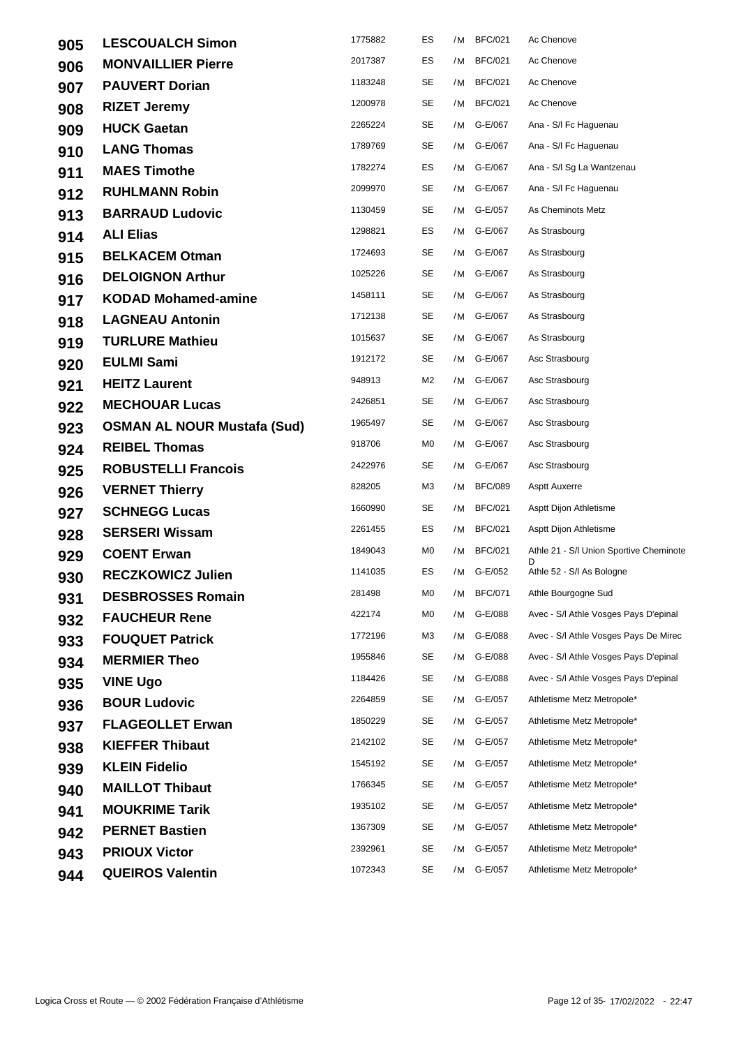| | | | | | | |
|---|---|---|---|---|---|---|
| 905 | **LESCOUALCH Simon** | 1775882 | ES | /M | BFC/021 | Ac Chenove |
| 906 | **MONVAILLIER Pierre** | 2017387 | ES | /M | BFC/021 | Ac Chenove |
| 907 | **PAUVERT Dorian** | 1183248 | SE | /M | BFC/021 | Ac Chenove |
| 908 | **RIZET Jeremy** | 1200978 | SE | /M | BFC/021 | Ac Chenove |
| 909 | **HUCK Gaetan** | 2265224 | SE | /M | G-E/067 | Ana - S/l Fc Haguenau |
| 910 | **LANG Thomas** | 1789769 | SE | /M | G-E/067 | Ana - S/l Fc Haguenau |
| 911 | **MAES Timothe** | 1782274 | ES | /M | G-E/067 | Ana - S/l Sg La Wantzenau |
| 912 | **RUHLMANN Robin** | 2099970 | SE | /M | G-E/067 | Ana - S/l Fc Haguenau |
| 913 | **BARRAUD Ludovic** | 1130459 | SE | /M | G-E/057 | As Cheminots Metz |
| 914 | **ALI Elias** | 1298821 | ES | /M | G-E/067 | As Strasbourg |
| 915 | **BELKACEM Otman** | 1724693 | SE | /M | G-E/067 | As Strasbourg |
| 916 | **DELOIGNON Arthur** | 1025226 | SE | /M | G-E/067 | As Strasbourg |
| 917 | **KODAD Mohamed-amine** | 1458111 | SE | /M | G-E/067 | As Strasbourg |
| 918 | **LAGNEAU Antonin** | 1712138 | SE | /M | G-E/067 | As Strasbourg |
| 919 | **TURLURE Mathieu** | 1015637 | SE | /M | G-E/067 | As Strasbourg |
| 920 | **EULMI Sami** | 1912172 | SE | /M | G-E/067 | Asc Strasbourg |
| 921 | **HEITZ Laurent** | 948913 | M2 | /M | G-E/067 | Asc Strasbourg |
| 922 | **MECHOUAR Lucas** | 2426851 | SE | /M | G-E/067 | Asc Strasbourg |
| 923 | **OSMAN AL NOUR Mustafa (Sud)** | 1965497 | SE | /M | G-E/067 | Asc Strasbourg |
| 924 | **REIBEL Thomas** | 918706 | M0 | /M | G-E/067 | Asc Strasbourg |
| 925 | **ROBUSTELLI Francois** | 2422976 | SE | /M | G-E/067 | Asc Strasbourg |
| 926 | **VERNET Thierry** | 828205 | M3 | /M | BFC/089 | Asptt Auxerre |
| 927 | **SCHNEGG Lucas** | 1660990 | SE | /M | BFC/021 | Asptt Dijon Athletisme |
| 928 | **SERSERI Wissam** | 2261455 | ES | /M | BFC/021 | Asptt Dijon Athletisme |
| 929 | **COENT Erwan** | 1849043 | M0 | /M | BFC/021 | Athle 21 - S/l Union Sportive Cheminote D |
| 930 | **RECZKOWICZ Julien** | 1141035 | ES | /M | G-E/052 | Athle 52 - S/l As Bologne |
| 931 | **DESBROSSES Romain** | 281498 | M0 | /M | BFC/071 | Athle Bourgogne Sud |
| 932 | **FAUCHEUR Rene** | 422174 | M0 | /M | G-E/088 | Avec - S/l Athle Vosges Pays D'epinal |
| 933 | **FOUQUET Patrick** | 1772196 | M3 | /M | G-E/088 | Avec - S/l Athle Vosges Pays De Mirec |
| 934 | **MERMIER Theo** | 1955846 | SE | /M | G-E/088 | Avec - S/l Athle Vosges Pays D'epinal |
| 935 | **VINE Ugo** | 1184426 | SE | /M | G-E/088 | Avec - S/l Athle Vosges Pays D'epinal |
| 936 | **BOUR Ludovic** | 2264859 | SE | /M | G-E/057 | Athletisme Metz Metropole* |
| 937 | **FLAGEOLLET Erwan** | 1850229 | SE | /M | G-E/057 | Athletisme Metz Metropole* |
| 938 | **KIEFFER Thibaut** | 2142102 | SE | /M | G-E/057 | Athletisme Metz Metropole* |
| 939 | **KLEIN Fidelio** | 1545192 | SE | /M | G-E/057 | Athletisme Metz Metropole* |
| 940 | **MAILLOT Thibaut** | 1766345 | SE | /M | G-E/057 | Athletisme Metz Metropole* |
| 941 | **MOUKRIME Tarik** | 1935102 | SE | /M | G-E/057 | Athletisme Metz Metropole* |
| 942 | **PERNET Bastien** | 1367309 | SE | /M | G-E/057 | Athletisme Metz Metropole* |
| 943 | **PRIOUX Victor** | 2392961 | SE | /M | G-E/057 | Athletisme Metz Metropole* |
| 944 | **QUEIROS Valentin** | 1072343 | SE | /M | G-E/057 | Athletisme Metz Metropole* |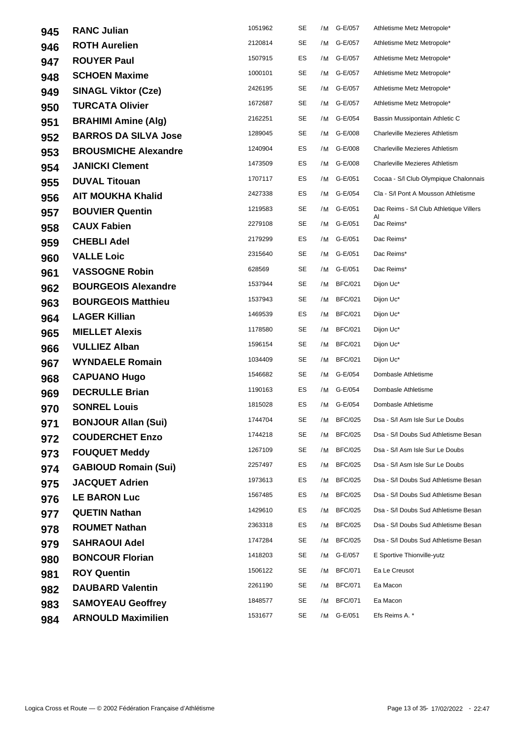| | | | | | | |
|---|---|---|---|---|---|---|
| 945 | **RANC Julian** | 1051962 | SE | /M | G-E/057 | Athletisme Metz Metropole* |
| 946 | **ROTH Aurelien** | 2120814 | SE | /M | G-E/057 | Athletisme Metz Metropole* |
| 947 | **ROUYER Paul** | 1507915 | ES | /M | G-E/057 | Athletisme Metz Metropole* |
| 948 | **SCHOEN Maxime** | 1000101 | SE | /M | G-E/057 | Athletisme Metz Metropole* |
| 949 | **SINAGL Viktor (Cze)** | 2426195 | SE | /M | G-E/057 | Athletisme Metz Metropole* |
| 950 | **TURCATA Olivier** | 1672687 | SE | /M | G-E/057 | Athletisme Metz Metropole* |
| 951 | **BRAHIMI Amine (Alg)** | 2162251 | SE | /M | G-E/054 | Bassin Mussipontain Athletic C |
| 952 | **BARROS DA SILVA Jose** | 1289045 | SE | /M | G-E/008 | Charleville Mezieres Athletism |
| 953 | **BROUSMICHE Alexandre** | 1240904 | ES | /M | G-E/008 | Charleville Mezieres Athletism |
| 954 | **JANICKI Clement** | 1473509 | ES | /M | G-E/008 | Charleville Mezieres Athletism |
| 955 | **DUVAL Titouan** | 1707117 | ES | /M | G-E/051 | Cocaa - S/l Club Olympique Chalonnais |
| 956 | **AIT MOUKHA Khalid** | 2427338 | ES | /M | G-E/054 | Cla - S/l Pont A Mousson Athletisme |
| 957 | **BOUVIER Quentin** | 1219583 | SE | /M | G-E/051 | Dac Reims - S/l Club Athletique Villers Al |
| 958 | **CAUX Fabien** | 2279108 | SE | /M | G-E/051 | Dac Reims* |
| 959 | **CHEBLI Adel** | 2179299 | ES | /M | G-E/051 | Dac Reims* |
| 960 | **VALLE Loic** | 2315640 | SE | /M | G-E/051 | Dac Reims* |
| 961 | **VASSOGNE Robin** | 628569 | SE | /M | G-E/051 | Dac Reims* |
| 962 | **BOURGEOIS Alexandre** | 1537944 | SE | /M | BFC/021 | Dijon Uc* |
| 963 | **BOURGEOIS Matthieu** | 1537943 | SE | /M | BFC/021 | Dijon Uc* |
| 964 | **LAGER Killian** | 1469539 | ES | /M | BFC/021 | Dijon Uc* |
| 965 | **MIELLET Alexis** | 1178580 | SE | /M | BFC/021 | Dijon Uc* |
| 966 | **VULLIEZ Alban** | 1596154 | SE | /M | BFC/021 | Dijon Uc* |
| 967 | **WYNDAELE Romain** | 1034409 | SE | /M | BFC/021 | Dijon Uc* |
| 968 | **CAPUANO Hugo** | 1546682 | SE | /M | G-E/054 | Dombasle Athletisme |
| 969 | **DECRULLE Brian** | 1190163 | ES | /M | G-E/054 | Dombasle Athletisme |
| 970 | **SONREL Louis** | 1815028 | ES | /M | G-E/054 | Dombasle Athletisme |
| 971 | **BONJOUR Allan (Sui)** | 1744704 | SE | /M | BFC/025 | Dsa - S/l Asm Isle Sur Le Doubs |
| 972 | **COUDERCHET Enzo** | 1744218 | SE | /M | BFC/025 | Dsa - S/l Doubs Sud Athletisme Besan |
| 973 | **FOUQUET Meddy** | 1267109 | SE | /M | BFC/025 | Dsa - S/l Asm Isle Sur Le Doubs |
| 974 | **GABIOUD Romain (Sui)** | 2257497 | ES | /M | BFC/025 | Dsa - S/l Asm Isle Sur Le Doubs |
| 975 | **JACQUET Adrien** | 1973613 | ES | /M | BFC/025 | Dsa - S/l Doubs Sud Athletisme Besan |
| 976 | **LE BARON Luc** | 1567485 | ES | /M | BFC/025 | Dsa - S/l Doubs Sud Athletisme Besan |
| 977 | **QUETIN Nathan** | 1429610 | ES | /M | BFC/025 | Dsa - S/l Doubs Sud Athletisme Besan |
| 978 | **ROUMET Nathan** | 2363318 | ES | /M | BFC/025 | Dsa - S/l Doubs Sud Athletisme Besan |
| 979 | **SAHRAOUI Adel** | 1747284 | SE | /M | BFC/025 | Dsa - S/l Doubs Sud Athletisme Besan |
| 980 | **BONCOUR Florian** | 1418203 | SE | /M | G-E/057 | E Sportive Thionville-yutz |
| 981 | **ROY Quentin** | 1506122 | SE | /M | BFC/071 | Ea Le Creusot |
| 982 | **DAUBARD Valentin** | 2261190 | SE | /M | BFC/071 | Ea Macon |
| 983 | **SAMOYEAU Geoffrey** | 1848577 | SE | /M | BFC/071 | Ea Macon |
| 984 | **ARNOULD Maximilien** | 1531677 | SE | /M | G-E/051 | Efs Reims A. * |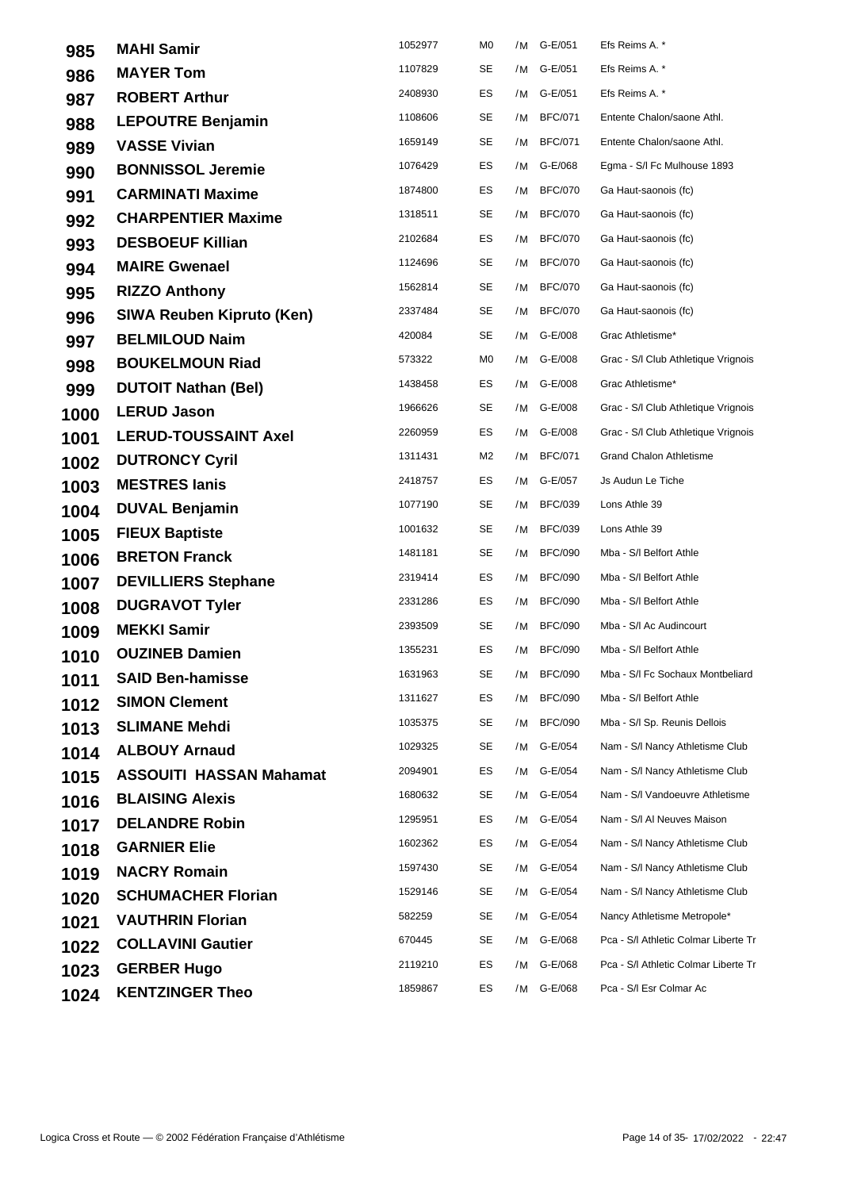| | | | | | | |
|---|---|---|---|---|---|---|
| 985 | **MAHI Samir** | 1052977 | M0 | /M | G-E/051 | Efs Reims A. * |
| 986 | **MAYER Tom** | 1107829 | SE | /M | G-E/051 | Efs Reims A. * |
| 987 | **ROBERT Arthur** | 2408930 | ES | /M | G-E/051 | Efs Reims A. * |
| 988 | **LEPOUTRE Benjamin** | 1108606 | SE | /M | BFC/071 | Entente Chalon/saone Athl. |
| 989 | **VASSE Vivian** | 1659149 | SE | /M | BFC/071 | Entente Chalon/saone Athl. |
| 990 | **BONNISSOL Jeremie** | 1076429 | ES | /M | G-E/068 | Egma - S/l Fc Mulhouse 1893 |
| 991 | **CARMINATI Maxime** | 1874800 | ES | /M | BFC/070 | Ga Haut-saonois (fc) |
| 992 | **CHARPENTIER Maxime** | 1318511 | SE | /M | BFC/070 | Ga Haut-saonois (fc) |
| 993 | **DESBOEUF Killian** | 2102684 | ES | /M | BFC/070 | Ga Haut-saonois (fc) |
| 994 | **MAIRE Gwenael** | 1124696 | SE | /M | BFC/070 | Ga Haut-saonois (fc) |
| 995 | **RIZZO Anthony** | 1562814 | SE | /M | BFC/070 | Ga Haut-saonois (fc) |
| 996 | **SIWA Reuben Kipruto (Ken)** | 2337484 | SE | /M | BFC/070 | Ga Haut-saonois (fc) |
| 997 | **BELMILOUD Naim** | 420084 | SE | /M | G-E/008 | Grac Athletisme* |
| 998 | **BOUKELMOUN Riad** | 573322 | M0 | /M | G-E/008 | Grac - S/l Club Athletique Vrignois |
| 999 | **DUTOIT Nathan (Bel)** | 1438458 | ES | /M | G-E/008 | Grac Athletisme* |
| 1000 | **LERUD Jason** | 1966626 | SE | /M | G-E/008 | Grac - S/l Club Athletique Vrignois |
| 1001 | **LERUD-TOUSSAINT Axel** | 2260959 | ES | /M | G-E/008 | Grac - S/l Club Athletique Vrignois |
| 1002 | **DUTRONCY Cyril** | 1311431 | M2 | /M | BFC/071 | Grand Chalon Athletisme |
| 1003 | **MESTRES Ianis** | 2418757 | ES | /M | G-E/057 | Js Audun Le Tiche |
| 1004 | **DUVAL Benjamin** | 1077190 | SE | /M | BFC/039 | Lons Athle 39 |
| 1005 | **FIEUX Baptiste** | 1001632 | SE | /M | BFC/039 | Lons Athle 39 |
| 1006 | **BRETON Franck** | 1481181 | SE | /M | BFC/090 | Mba - S/l Belfort Athle |
| 1007 | **DEVILLIERS Stephane** | 2319414 | ES | /M | BFC/090 | Mba - S/l Belfort Athle |
| 1008 | **DUGRAVOT Tyler** | 2331286 | ES | /M | BFC/090 | Mba - S/l Belfort Athle |
| 1009 | **MEKKI Samir** | 2393509 | SE | /M | BFC/090 | Mba - S/l Ac Audincourt |
| 1010 | **OUZINEB Damien** | 1355231 | ES | /M | BFC/090 | Mba - S/l Belfort Athle |
| 1011 | **SAID Ben-hamisse** | 1631963 | SE | /M | BFC/090 | Mba - S/l Fc Sochaux Montbeliard |
| 1012 | **SIMON Clement** | 1311627 | ES | /M | BFC/090 | Mba - S/l Belfort Athle |
| 1013 | **SLIMANE Mehdi** | 1035375 | SE | /M | BFC/090 | Mba - S/l Sp. Reunis Dellois |
| 1014 | **ALBOUY Arnaud** | 1029325 | SE | /M | G-E/054 | Nam - S/l Nancy Athletisme Club |
| 1015 | **ASSOUITI HASSAN Mahamat** | 2094901 | ES | /M | G-E/054 | Nam - S/l Nancy Athletisme Club |
| 1016 | **BLAISING Alexis** | 1680632 | SE | /M | G-E/054 | Nam - S/l Vandoeuvre Athletisme |
| 1017 | **DELANDRE Robin** | 1295951 | ES | /M | G-E/054 | Nam - S/l Al Neuves Maison |
| 1018 | **GARNIER Elie** | 1602362 | ES | /M | G-E/054 | Nam - S/l Nancy Athletisme Club |
| 1019 | **NACRY Romain** | 1597430 | SE | /M | G-E/054 | Nam - S/l Nancy Athletisme Club |
| 1020 | **SCHUMACHER Florian** | 1529146 | SE | /M | G-E/054 | Nam - S/l Nancy Athletisme Club |
| 1021 | **VAUTHRIN Florian** | 582259 | SE | /M | G-E/054 | Nancy Athletisme Metropole* |
| 1022 | **COLLAVINI Gautier** | 670445 | SE | /M | G-E/068 | Pca - S/l Athletic Colmar Liberte Tr |
| 1023 | **GERBER Hugo** | 2119210 | ES | /M | G-E/068 | Pca - S/l Athletic Colmar Liberte Tr |
| 1024 | **KENTZINGER Theo** | 1859867 | ES | /M | G-E/068 | Pca - S/l Esr Colmar Ac |

Logica Cross et Route — © 2002 Fédération Française d'Athlétisme 17/02/2022 - 22:47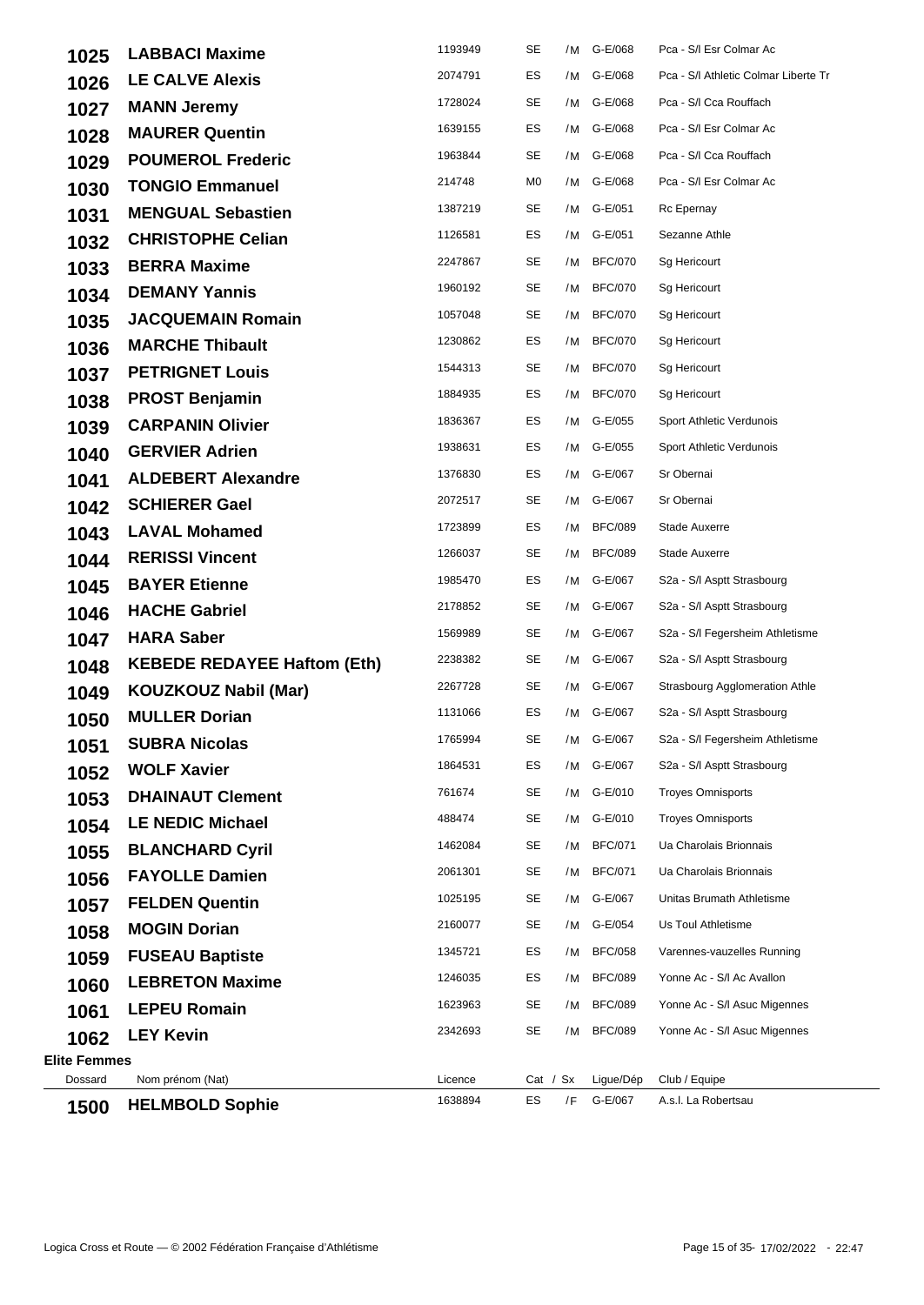| Dossard | Nom prénom (Nat) | Licence | Cat / Sx | | Ligue/Dép | Club / Equipe |
|---|---|---|---|---|---|---|
| 1025 | **LABBACI Maxime** | 1193949 | SE | /M | G-E/068 | Pca - S/l Esr Colmar Ac |
| 1026 | **LE CALVE Alexis** | 2074791 | ES | /M | G-E/068 | Pca - S/l Athletic Colmar Liberte Tr |
| 1027 | **MANN Jeremy** | 1728024 | SE | /M | G-E/068 | Pca - S/l Cca Rouffach |
| 1028 | **MAURER Quentin** | 1639155 | ES | /M | G-E/068 | Pca - S/l Esr Colmar Ac |
| 1029 | **POUMEROL Frederic** | 1963844 | SE | /M | G-E/068 | Pca - S/l Cca Rouffach |
| 1030 | **TONGIO Emmanuel** | 214748 | M0 | /M | G-E/068 | Pca - S/l Esr Colmar Ac |
| 1031 | **MENGUAL Sebastien** | 1387219 | SE | /M | G-E/051 | Rc Epernay |
| 1032 | **CHRISTOPHE Celian** | 1126581 | ES | /M | G-E/051 | Sezanne Athle |
| 1033 | **BERRA Maxime** | 2247867 | SE | /M | BFC/070 | Sg Hericourt |
| 1034 | **DEMANY Yannis** | 1960192 | SE | /M | BFC/070 | Sg Hericourt |
| 1035 | **JACQUEMAIN Romain** | 1057048 | SE | /M | BFC/070 | Sg Hericourt |
| 1036 | **MARCHE Thibault** | 1230862 | ES | /M | BFC/070 | Sg Hericourt |
| 1037 | **PETRIGNET Louis** | 1544313 | SE | /M | BFC/070 | Sg Hericourt |
| 1038 | **PROST Benjamin** | 1884935 | ES | /M | BFC/070 | Sg Hericourt |
| 1039 | **CARPANIN Olivier** | 1836367 | ES | /M | G-E/055 | Sport Athletic Verdunois |
| 1040 | **GERVIER Adrien** | 1938631 | ES | /M | G-E/055 | Sport Athletic Verdunois |
| 1041 | **ALDEBERT Alexandre** | 1376830 | ES | /M | G-E/067 | Sr Obernai |
| 1042 | **SCHIERER Gael** | 2072517 | SE | /M | G-E/067 | Sr Obernai |
| 1043 | **LAVAL Mohamed** | 1723899 | ES | /M | BFC/089 | Stade Auxerre |
| 1044 | **RERISSI Vincent** | 1266037 | SE | /M | BFC/089 | Stade Auxerre |
| 1045 | **BAYER Etienne** | 1985470 | ES | /M | G-E/067 | S2a - S/l Asptt Strasbourg |
| 1046 | **HACHE Gabriel** | 2178852 | SE | /M | G-E/067 | S2a - S/l Asptt Strasbourg |
| 1047 | **HARA Saber** | 1569989 | SE | /M | G-E/067 | S2a - S/l Fegersheim Athletisme |
| 1048 | **KEBEDE REDAYEE Haftom (Eth)** | 2238382 | SE | /M | G-E/067 | S2a - S/l Asptt Strasbourg |
| 1049 | **KOUZKOUZ Nabil (Mar)** | 2267728 | SE | /M | G-E/067 | Strasbourg Agglomeration Athle |
| 1050 | **MULLER Dorian** | 1131066 | ES | /M | G-E/067 | S2a - S/l Asptt Strasbourg |
| 1051 | **SUBRA Nicolas** | 1765994 | SE | /M | G-E/067 | S2a - S/l Fegersheim Athletisme |
| 1052 | **WOLF Xavier** | 1864531 | ES | /M | G-E/067 | S2a - S/l Asptt Strasbourg |
| 1053 | **DHAINAUT Clement** | 761674 | SE | /M | G-E/010 | Troyes Omnisports |
| 1054 | **LE NEDIC Michael** | 488474 | SE | /M | G-E/010 | Troyes Omnisports |
| 1055 | **BLANCHARD Cyril** | 1462084 | SE | /M | BFC/071 | Ua Charolais Brionnais |
| 1056 | **FAYOLLE Damien** | 2061301 | SE | /M | BFC/071 | Ua Charolais Brionnais |
| 1057 | **FELDEN Quentin** | 1025195 | SE | /M | G-E/067 | Unitas Brumath Athletisme |
| 1058 | **MOGIN Dorian** | 2160077 | SE | /M | G-E/054 | Us Toul Athletisme |
| 1059 | **FUSEAU Baptiste** | 1345721 | ES | /M | BFC/058 | Varennes-vauzelles Running |
| 1060 | **LEBRETON Maxime** | 1246035 | ES | /M | BFC/089 | Yonne Ac - S/l Ac Avallon |
| 1061 | **LEPEU Romain** | 1623963 | SE | /M | BFC/089 | Yonne Ac - S/l Asuc Migennes |
| 1062 | **LEY Kevin** | 2342693 | SE | /M | BFC/089 | Yonne Ac - S/l Asuc Migennes |

**Elite Femmes**

| Dossard | Nom prénom (Nat) | Licence | Cat / Sx | | Ligue/Dép | Club / Equipe |
|---|---|---|---|---|---|---|
| 1500 | **HELMBOLD Sophie** | 1638894 | ES | /F | G-E/067 | A.s.l. La Robertsau |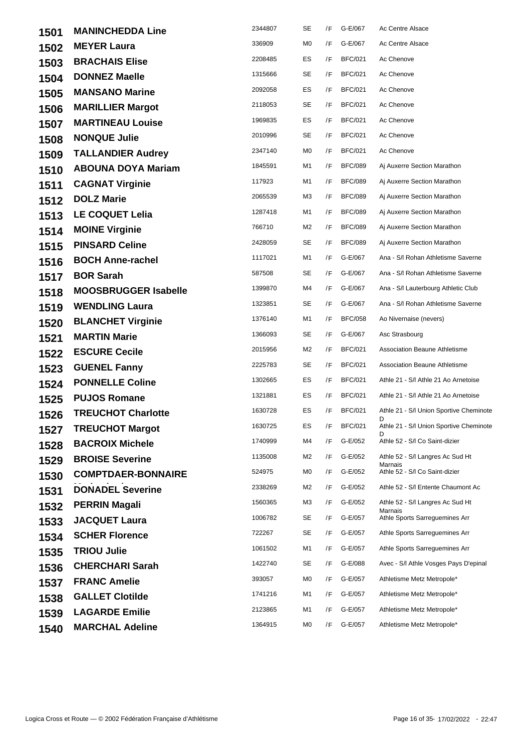| | | | | | | |
|---|---|---|---|---|---|---|
| 1501 | **MANINCHEDDA Line** | 2344807 | SE | /F | G-E/067 | Ac Centre Alsace |
| 1502 | **MEYER Laura** | 336909 | M0 | /F | G-E/067 | Ac Centre Alsace |
| 1503 | **BRACHAIS Elise** | 2208485 | ES | /F | BFC/021 | Ac Chenove |
| 1504 | **DONNEZ Maelle** | 1315666 | SE | /F | BFC/021 | Ac Chenove |
| 1505 | **MANSANO Marine** | 2092058 | ES | /F | BFC/021 | Ac Chenove |
| 1506 | **MARILLIER Margot** | 2118053 | SE | /F | BFC/021 | Ac Chenove |
| 1507 | **MARTINEAU Louise** | 1969835 | ES | /F | BFC/021 | Ac Chenove |
| 1508 | **NONQUE Julie** | 2010996 | SE | /F | BFC/021 | Ac Chenove |
| 1509 | **TALLANDIER Audrey** | 2347140 | M0 | /F | BFC/021 | Ac Chenove |
| 1510 | **ABOUNA DOYA Mariam** | 1845591 | M1 | /F | BFC/089 | Aj Auxerre Section Marathon |
| 1511 | **CAGNAT Virginie** | 117923 | M1 | /F | BFC/089 | Aj Auxerre Section Marathon |
| 1512 | **DOLZ Marie** | 2065539 | M3 | /F | BFC/089 | Aj Auxerre Section Marathon |
| 1513 | **LE COQUET Lelia** | 1287418 | M1 | /F | BFC/089 | Aj Auxerre Section Marathon |
| 1514 | **MOINE Virginie** | 766710 | M2 | /F | BFC/089 | Aj Auxerre Section Marathon |
| 1515 | **PINSARD Celine** | 2428059 | SE | /F | BFC/089 | Aj Auxerre Section Marathon |
| 1516 | **BOCH Anne-rachel** | 1117021 | M1 | /F | G-E/067 | Ana - S/l Rohan Athletisme Saverne |
| 1517 | **BOR Sarah** | 587508 | SE | /F | G-E/067 | Ana - S/l Rohan Athletisme Saverne |
| 1518 | **MOOSBRUGGER Isabelle** | 1399870 | M4 | /F | G-E/067 | Ana - S/l Lauterbourg Athletic Club |
| 1519 | **WENDLING Laura** | 1323851 | SE | /F | G-E/067 | Ana - S/l Rohan Athletisme Saverne |
| 1520 | **BLANCHET Virginie** | 1376140 | M1 | /F | BFC/058 | Ao Nivernaise (nevers) |
| 1521 | **MARTIN Marie** | 1366093 | SE | /F | G-E/067 | Asc Strasbourg |
| 1522 | **ESCURE Cecile** | 2015956 | M2 | /F | BFC/021 | Association Beaune Athletisme |
| 1523 | **GUENEL Fanny** | 2225783 | SE | /F | BFC/021 | Association Beaune Athletisme |
| 1524 | **PONNELLE Coline** | 1302665 | ES | /F | BFC/021 | Athle 21 - S/l Athle 21 Ao Arnetoise |
| 1525 | **PUJOS Romane** | 1321881 | ES | /F | BFC/021 | Athle 21 - S/l Athle 21 Ao Arnetoise |
| 1526 | **TREUCHOT Charlotte** | 1630728 | ES | /F | BFC/021 | Athle 21 - S/l Union Sportive Cheminote D |
| 1527 | **TREUCHOT Margot** | 1630725 | ES | /F | BFC/021 | Athle 21 - S/l Union Sportive Cheminote D |
| 1528 | **BACROIX Michele** | 1740999 | M4 | /F | G-E/052 | Athle 52 - S/l Co Saint-dizier |
| 1529 | **BROISE Severine** | 1135008 | M2 | /F | G-E/052 | Athle 52 - S/l Langres Ac Sud Ht Marnais |
| 1530 | **COMPTDAER-BONNAIRE** | 524975 | M0 | /F | G-E/052 | Athle 52 - S/l Co Saint-dizier |
| 1531 | **DONADEL Severine** | 2338269 | M2 | /F | G-E/052 | Athle 52 - S/l Entente Chaumont Ac |
| 1532 | **PERRIN Magali** | 1560365 | M3 | /F | G-E/052 | Athle 52 - S/l Langres Ac Sud Ht Marnais |
| 1533 | **JACQUET Laura** | 1006782 | SE | /F | G-E/057 | Athle Sports Sarreguemines Arr |
| 1534 | **SCHER Florence** | 722267 | SE | /F | G-E/057 | Athle Sports Sarreguemines Arr |
| 1535 | **TRIOU Julie** | 1061502 | M1 | /F | G-E/057 | Athle Sports Sarreguemines Arr |
| 1536 | **CHERCHARI Sarah** | 1422740 | SE | /F | G-E/088 | Avec - S/l Athle Vosges Pays D'epinal |
| 1537 | **FRANC Amelie** | 393057 | M0 | /F | G-E/057 | Athletisme Metz Metropole* |
| 1538 | **GALLET Clotilde** | 1741216 | M1 | /F | G-E/057 | Athletisme Metz Metropole* |
| 1539 | **LAGARDE Emilie** | 2123865 | M1 | /F | G-E/057 | Athletisme Metz Metropole* |
| 1540 | **MARCHAL Adeline** | 1364915 | M0 | /F | G-E/057 | Athletisme Metz Metropole* |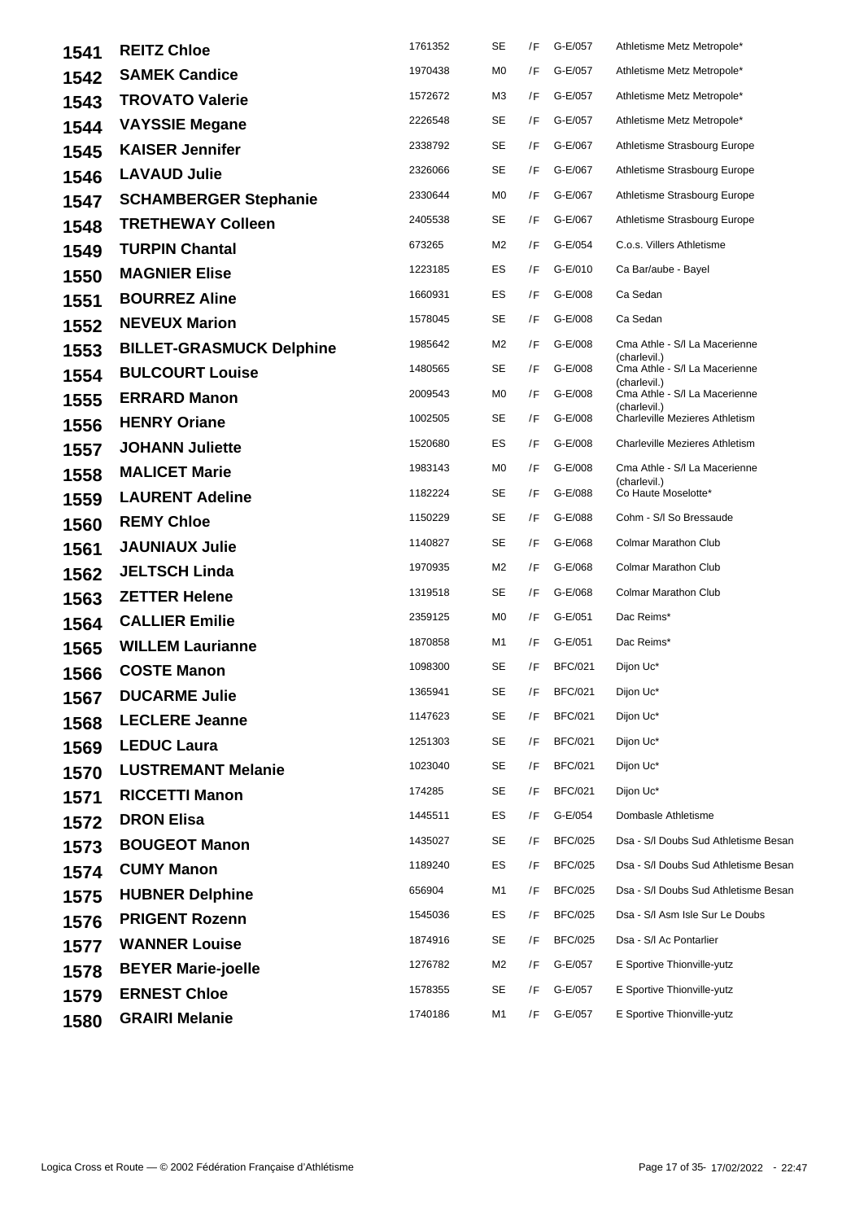| | | | | | | |
|---|---|---|---|---|---|---|
| **1541** | **REITZ Chloe** | 1761352 | SE | /F | G-E/057 | Athletisme Metz Metropole* |
| **1542** | **SAMEK Candice** | 1970438 | M0 | /F | G-E/057 | Athletisme Metz Metropole* |
| **1543** | **TROVATO Valerie** | 1572672 | M3 | /F | G-E/057 | Athletisme Metz Metropole* |
| **1544** | **VAYSSIE Megane** | 2226548 | SE | /F | G-E/057 | Athletisme Metz Metropole* |
| **1545** | **KAISER Jennifer** | 2338792 | SE | /F | G-E/067 | Athletisme Strasbourg Europe |
| **1546** | **LAVAUD Julie** | 2326066 | SE | /F | G-E/067 | Athletisme Strasbourg Europe |
| **1547** | **SCHAMBERGER Stephanie** | 2330644 | M0 | /F | G-E/067 | Athletisme Strasbourg Europe |
| **1548** | **TRETHEWAY Colleen** | 2405538 | SE | /F | G-E/067 | Athletisme Strasbourg Europe |
| **1549** | **TURPIN Chantal** | 673265 | M2 | /F | G-E/054 | C.o.s. Villers Athletisme |
| **1550** | **MAGNIER Elise** | 1223185 | ES | /F | G-E/010 | Ca Bar/aube - Bayel |
| **1551** | **BOURREZ Aline** | 1660931 | ES | /F | G-E/008 | Ca Sedan |
| **1552** | **NEVEUX Marion** | 1578045 | SE | /F | G-E/008 | Ca Sedan |
| **1553** | **BILLET-GRASMUCK Delphine** | 1985642 | M2 | /F | G-E/008 | Cma Athle - S/l La Macerienne (charlevil.) |
| **1554** | **BULCOURT Louise** | 1480565 | SE | /F | G-E/008 | Cma Athle - S/l La Macerienne (charlevil.) |
| **1555** | **ERRARD Manon** | 2009543 | M0 | /F | G-E/008 | Cma Athle - S/l La Macerienne (charlevil.) |
| **1556** | **HENRY Oriane** | 1002505 | SE | /F | G-E/008 | Charleville Mezieres Athletism |
| **1557** | **JOHANN Juliette** | 1520680 | ES | /F | G-E/008 | Charleville Mezieres Athletism |
| **1558** | **MALICET Marie** | 1983143 | M0 | /F | G-E/008 | Cma Athle - S/l La Macerienne (charlevil.) |
| **1559** | **LAURENT Adeline** | 1182224 | SE | /F | G-E/088 | Co Haute Moselotte* |
| **1560** | **REMY Chloe** | 1150229 | SE | /F | G-E/088 | Cohm - S/l So Bressaude |
| **1561** | **JAUNIAUX Julie** | 1140827 | SE | /F | G-E/068 | Colmar Marathon Club |
| **1562** | **JELTSCH Linda** | 1970935 | M2 | /F | G-E/068 | Colmar Marathon Club |
| **1563** | **ZETTER Helene** | 1319518 | SE | /F | G-E/068 | Colmar Marathon Club |
| **1564** | **CALLIER Emilie** | 2359125 | M0 | /F | G-E/051 | Dac Reims* |
| **1565** | **WILLEM Laurianne** | 1870858 | M1 | /F | G-E/051 | Dac Reims* |
| **1566** | **COSTE Manon** | 1098300 | SE | /F | BFC/021 | Dijon Uc* |
| **1567** | **DUCARME Julie** | 1365941 | SE | /F | BFC/021 | Dijon Uc* |
| **1568** | **LECLERE Jeanne** | 1147623 | SE | /F | BFC/021 | Dijon Uc* |
| **1569** | **LEDUC Laura** | 1251303 | SE | /F | BFC/021 | Dijon Uc* |
| **1570** | **LUSTREMANT Melanie** | 1023040 | SE | /F | BFC/021 | Dijon Uc* |
| **1571** | **RICCETTI Manon** | 174285 | SE | /F | BFC/021 | Dijon Uc* |
| **1572** | **DRON Elisa** | 1445511 | ES | /F | G-E/054 | Dombasle Athletisme |
| **1573** | **BOUGEOT Manon** | 1435027 | SE | /F | BFC/025 | Dsa - S/l Doubs Sud Athletisme Besan |
| **1574** | **CUMY Manon** | 1189240 | ES | /F | BFC/025 | Dsa - S/l Doubs Sud Athletisme Besan |
| **1575** | **HUBNER Delphine** | 656904 | M1 | /F | BFC/025 | Dsa - S/l Doubs Sud Athletisme Besan |
| **1576** | **PRIGENT Rozenn** | 1545036 | ES | /F | BFC/025 | Dsa - S/l Asm Isle Sur Le Doubs |
| **1577** | **WANNER Louise** | 1874916 | SE | /F | BFC/025 | Dsa - S/l Ac Pontarlier |
| **1578** | **BEYER Marie-joelle** | 1276782 | M2 | /F | G-E/057 | E Sportive Thionville-yutz |
| **1579** | **ERNEST Chloe** | 1578355 | SE | /F | G-E/057 | E Sportive Thionville-yutz |
| **1580** | **GRAIRI Melanie** | 1740186 | M1 | /F | G-E/057 | E Sportive Thionville-yutz |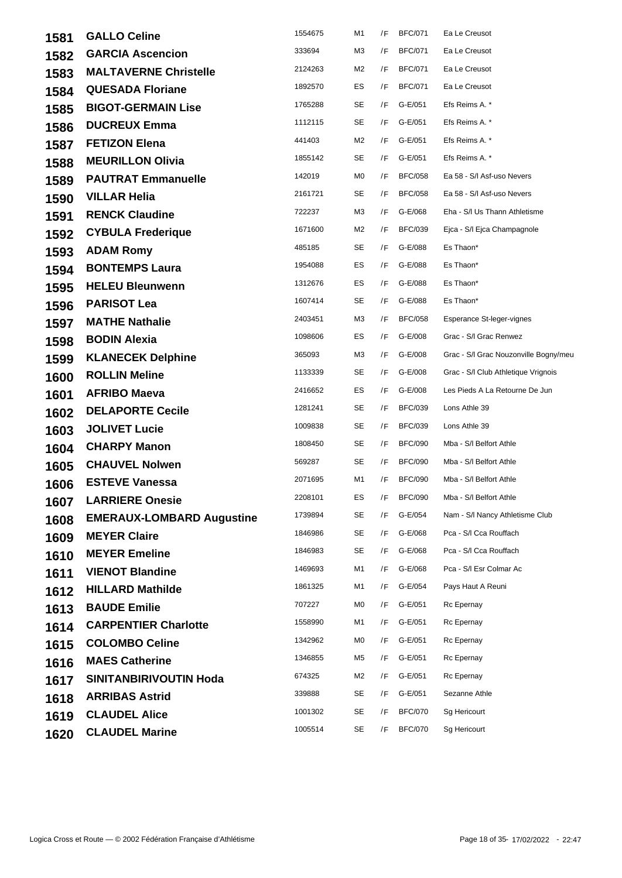| | | | | | | |
|---|---|---|---|---|---|---|
| 1581 | **GALLO Celine** | 1554675 | M1 | /F | BFC/071 | Ea Le Creusot |
| 1582 | **GARCIA Ascencion** | 333694 | M3 | /F | BFC/071 | Ea Le Creusot |
| 1583 | **MALTAVERNE Christelle** | 2124263 | M2 | /F | BFC/071 | Ea Le Creusot |
| 1584 | **QUESADA Floriane** | 1892570 | ES | /F | BFC/071 | Ea Le Creusot |
| 1585 | **BIGOT-GERMAIN Lise** | 1765288 | SE | /F | G-E/051 | Efs Reims A. * |
| 1586 | **DUCREUX Emma** | 1112115 | SE | /F | G-E/051 | Efs Reims A. * |
| 1587 | **FETIZON Elena** | 441403 | M2 | /F | G-E/051 | Efs Reims A. * |
| 1588 | **MEURILLON Olivia** | 1855142 | SE | /F | G-E/051 | Efs Reims A. * |
| 1589 | **PAUTRAT Emmanuelle** | 142019 | M0 | /F | BFC/058 | Ea 58 - S/l Asf-uso Nevers |
| 1590 | **VILLAR Helia** | 2161721 | SE | /F | BFC/058 | Ea 58 - S/l Asf-uso Nevers |
| 1591 | **RENCK Claudine** | 722237 | M3 | /F | G-E/068 | Eha - S/l Us Thann Athletisme |
| 1592 | **CYBULA Frederique** | 1671600 | M2 | /F | BFC/039 | Ejca - S/l Ejca Champagnole |
| 1593 | **ADAM Romy** | 485185 | SE | /F | G-E/088 | Es Thaon* |
| 1594 | **BONTEMPS Laura** | 1954088 | ES | /F | G-E/088 | Es Thaon* |
| 1595 | **HELEU Bleunwenn** | 1312676 | ES | /F | G-E/088 | Es Thaon* |
| 1596 | **PARISOT Lea** | 1607414 | SE | /F | G-E/088 | Es Thaon* |
| 1597 | **MATHE Nathalie** | 2403451 | M3 | /F | BFC/058 | Esperance St-leger-vignes |
| 1598 | **BODIN Alexia** | 1098606 | ES | /F | G-E/008 | Grac - S/l Grac Renwez |
| 1599 | **KLANECEK Delphine** | 365093 | M3 | /F | G-E/008 | Grac - S/l Grac Nouzonville Bogny/meu |
| 1600 | **ROLLIN Meline** | 1133339 | SE | /F | G-E/008 | Grac - S/l Club Athletique Vrignois |
| 1601 | **AFRIBO Maeva** | 2416652 | ES | /F | G-E/008 | Les Pieds A La Retourne De Jun |
| 1602 | **DELAPORTE Cecile** | 1281241 | SE | /F | BFC/039 | Lons Athle 39 |
| 1603 | **JOLIVET Lucie** | 1009838 | SE | /F | BFC/039 | Lons Athle 39 |
| 1604 | **CHARPY Manon** | 1808450 | SE | /F | BFC/090 | Mba - S/l Belfort Athle |
| 1605 | **CHAUVEL Nolwen** | 569287 | SE | /F | BFC/090 | Mba - S/l Belfort Athle |
| 1606 | **ESTEVE Vanessa** | 2071695 | M1 | /F | BFC/090 | Mba - S/l Belfort Athle |
| 1607 | **LARRIERE Onesie** | 2208101 | ES | /F | BFC/090 | Mba - S/l Belfort Athle |
| 1608 | **EMERAUX-LOMBARD Augustine** | 1739894 | SE | /F | G-E/054 | Nam - S/l Nancy Athletisme Club |
| 1609 | **MEYER Claire** | 1846986 | SE | /F | G-E/068 | Pca - S/l Cca Rouffach |
| 1610 | **MEYER Emeline** | 1846983 | SE | /F | G-E/068 | Pca - S/l Cca Rouffach |
| 1611 | **VIENOT Blandine** | 1469693 | M1 | /F | G-E/068 | Pca - S/l Esr Colmar Ac |
| 1612 | **HILLARD Mathilde** | 1861325 | M1 | /F | G-E/054 | Pays Haut A Reuni |
| 1613 | **BAUDE Emilie** | 707227 | M0 | /F | G-E/051 | Rc Epernay |
| 1614 | **CARPENTIER Charlotte** | 1558990 | M1 | /F | G-E/051 | Rc Epernay |
| 1615 | **COLOMBO Celine** | 1342962 | M0 | /F | G-E/051 | Rc Epernay |
| 1616 | **MAES Catherine** | 1346855 | M5 | /F | G-E/051 | Rc Epernay |
| 1617 | **SINITANBIRIVOUTIN Hoda** | 674325 | M2 | /F | G-E/051 | Rc Epernay |
| 1618 | **ARRIBAS Astrid** | 339888 | SE | /F | G-E/051 | Sezanne Athle |
| 1619 | **CLAUDEL Alice** | 1001302 | SE | /F | BFC/070 | Sg Hericourt |
| 1620 | **CLAUDEL Marine** | 1005514 | SE | /F | BFC/070 | Sg Hericourt |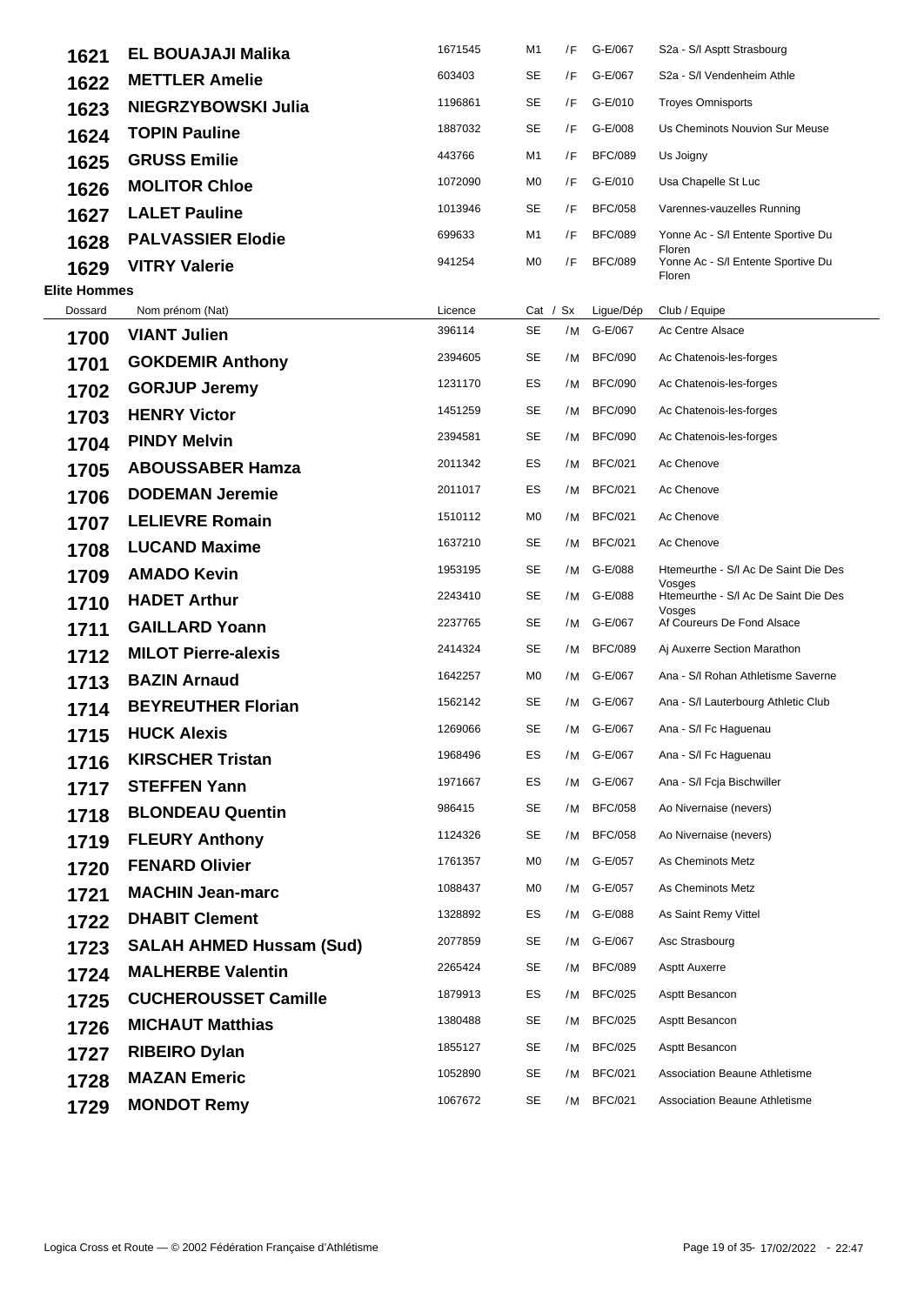| | | | | | | |
|---|---|---|---|---|---|---|
| **1621** | **EL BOUAJAJI Malika** | 1671545 | M1 | /F | G-E/067 | S2a - S/l Asptt Strasbourg |
| **1622** | **METTLER Amelie** | 603403 | SE | /F | G-E/067 | S2a - S/l Vendenheim Athle |
| **1623** | **NIEGRZYBOWSKI Julia** | 1196861 | SE | /F | G-E/010 | Troyes Omnisports |
| **1624** | **TOPIN Pauline** | 1887032 | SE | /F | G-E/008 | Us Cheminots Nouvion Sur Meuse |
| **1625** | **GRUSS Emilie** | 443766 | M1 | /F | BFC/089 | Us Joigny |
| **1626** | **MOLITOR Chloe** | 1072090 | M0 | /F | G-E/010 | Usa Chapelle St Luc |
| **1627** | **LALET Pauline** | 1013946 | SE | /F | BFC/058 | Varennes-vauzelles Running |
| **1628** | **PALVASSIER Elodie** | 699633 | M1 | /F | BFC/089 | Yonne Ac - S/l Entente Sportive Du Floren |
| **1629** | **VITRY Valerie** | 941254 | M0 | /F | BFC/089 | Yonne Ac - S/l Entente Sportive Du Floren |

**Elite Hommes**

| Dossard | Nom prénom (Nat) | Licence | Cat | / Sx | Ligue/Dép | Club / Equipe |
|---|---|---|---|---|---|---|
| **1700** | **VIANT Julien** | 396114 | SE | /M | G-E/067 | Ac Centre Alsace |
| **1701** | **GOKDEMIR Anthony** | 2394605 | SE | /M | BFC/090 | Ac Chatenois-les-forges |
| **1702** | **GORJUP Jeremy** | 1231170 | ES | /M | BFC/090 | Ac Chatenois-les-forges |
| **1703** | **HENRY Victor** | 1451259 | SE | /M | BFC/090 | Ac Chatenois-les-forges |
| **1704** | **PINDY Melvin** | 2394581 | SE | /M | BFC/090 | Ac Chatenois-les-forges |
| **1705** | **ABOUSSABER Hamza** | 2011342 | ES | /M | BFC/021 | Ac Chenove |
| **1706** | **DODEMAN Jeremie** | 2011017 | ES | /M | BFC/021 | Ac Chenove |
| **1707** | **LELIEVRE Romain** | 1510112 | M0 | /M | BFC/021 | Ac Chenove |
| **1708** | **LUCAND Maxime** | 1637210 | SE | /M | BFC/021 | Ac Chenove |
| **1709** | **AMADO Kevin** | 1953195 | SE | /M | G-E/088 | Htemeurthe - S/l Ac De Saint Die Des Vosges |
| **1710** | **HADET Arthur** | 2243410 | SE | /M | G-E/088 | Htemeurthe - S/l Ac De Saint Die Des Vosges |
| **1711** | **GAILLARD Yoann** | 2237765 | SE | /M | G-E/067 | Af Coureurs De Fond Alsace |
| **1712** | **MILOT Pierre-alexis** | 2414324 | SE | /M | BFC/089 | Aj Auxerre Section Marathon |
| **1713** | **BAZIN Arnaud** | 1642257 | M0 | /M | G-E/067 | Ana - S/l Rohan Athletisme Saverne |
| **1714** | **BEYREUTHER Florian** | 1562142 | SE | /M | G-E/067 | Ana - S/l Lauterbourg Athletic Club |
| **1715** | **HUCK Alexis** | 1269066 | SE | /M | G-E/067 | Ana - S/l Fc Haguenau |
| **1716** | **KIRSCHER Tristan** | 1968496 | ES | /M | G-E/067 | Ana - S/l Fc Haguenau |
| **1717** | **STEFFEN Yann** | 1971667 | ES | /M | G-E/067 | Ana - S/l Fcja Bischwiller |
| **1718** | **BLONDEAU Quentin** | 986415 | SE | /M | BFC/058 | Ao Nivernaise (nevers) |
| **1719** | **FLEURY Anthony** | 1124326 | SE | /M | BFC/058 | Ao Nivernaise (nevers) |
| **1720** | **FENARD Olivier** | 1761357 | M0 | /M | G-E/057 | As Cheminots Metz |
| **1721** | **MACHIN Jean-marc** | 1088437 | M0 | /M | G-E/057 | As Cheminots Metz |
| **1722** | **DHABIT Clement** | 1328892 | ES | /M | G-E/088 | As Saint Remy Vittel |
| **1723** | **SALAH AHMED Hussam (Sud)** | 2077859 | SE | /M | G-E/067 | Asc Strasbourg |
| **1724** | **MALHERBE Valentin** | 2265424 | SE | /M | BFC/089 | Asptt Auxerre |
| **1725** | **CUCHEROUSSET Camille** | 1879913 | ES | /M | BFC/025 | Asptt Besancon |
| **1726** | **MICHAUT Matthias** | 1380488 | SE | /M | BFC/025 | Asptt Besancon |
| **1727** | **RIBEIRO Dylan** | 1855127 | SE | /M | BFC/025 | Asptt Besancon |
| **1728** | **MAZAN Emeric** | 1052890 | SE | /M | BFC/021 | Association Beaune Athletisme |
| **1729** | **MONDOT Remy** | 1067672 | SE | /M | BFC/021 | Association Beaune Athletisme |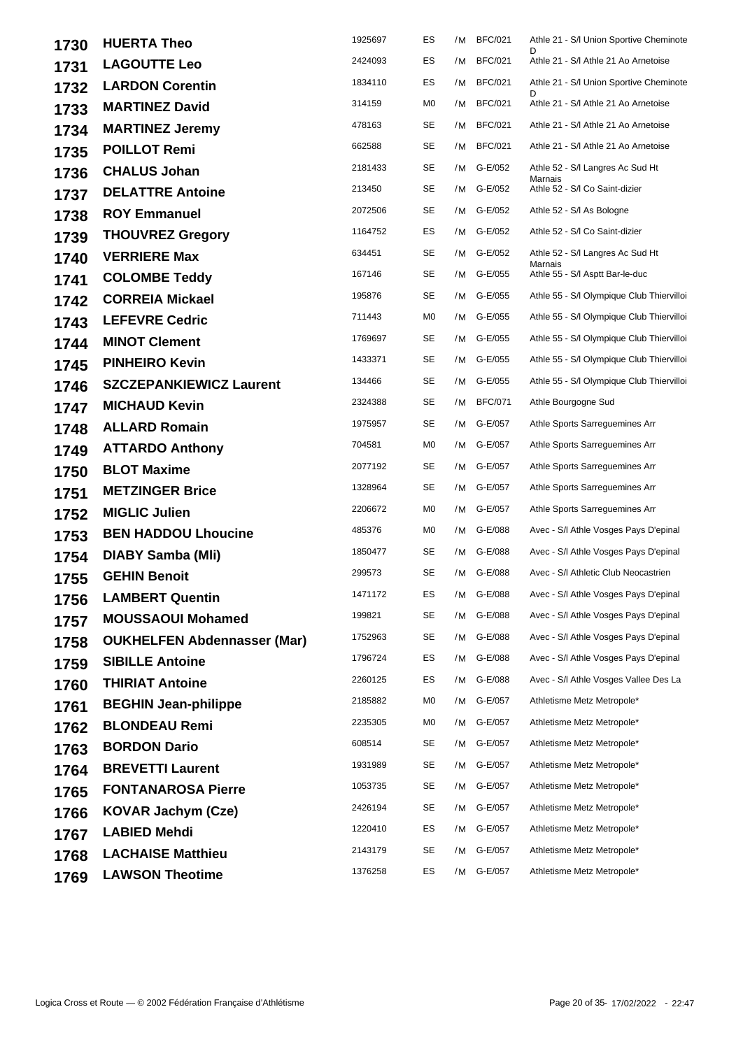| | | | | | | |
|---|---|---|---|---|---|---|
| 1730 | **HUERTA Theo** | 1925697 | ES | /M | BFC/021 | Athle 21 - S/l Union Sportive Cheminote D |
| 1731 | **LAGOUTTE Leo** | 2424093 | ES | /M | BFC/021 | Athle 21 - S/l Athle 21 Ao Arnetoise |
| 1732 | **LARDON Corentin** | 1834110 | ES | /M | BFC/021 | Athle 21 - S/l Union Sportive Cheminote D |
| 1733 | **MARTINEZ David** | 314159 | M0 | /M | BFC/021 | Athle 21 - S/l Athle 21 Ao Arnetoise |
| 1734 | **MARTINEZ Jeremy** | 478163 | SE | /M | BFC/021 | Athle 21 - S/l Athle 21 Ao Arnetoise |
| 1735 | **POILLOT Remi** | 662588 | SE | /M | BFC/021 | Athle 21 - S/l Athle 21 Ao Arnetoise |
| 1736 | **CHALUS Johan** | 2181433 | SE | /M | G-E/052 | Athle 52 - S/l Langres Ac Sud Ht Marnais |
| 1737 | **DELATTRE Antoine** | 213450 | SE | /M | G-E/052 | Athle 52 - S/l Co Saint-dizier |
| 1738 | **ROY Emmanuel** | 2072506 | SE | /M | G-E/052 | Athle 52 - S/l As Bologne |
| 1739 | **THOUVREZ Gregory** | 1164752 | ES | /M | G-E/052 | Athle 52 - S/l Co Saint-dizier |
| 1740 | **VERRIERE Max** | 634451 | SE | /M | G-E/052 | Athle 52 - S/l Langres Ac Sud Ht Marnais |
| 1741 | **COLOMBE Teddy** | 167146 | SE | /M | G-E/055 | Athle 55 - S/l Asptt Bar-le-duc |
| 1742 | **CORREIA Mickael** | 195876 | SE | /M | G-E/055 | Athle 55 - S/l Olympique Club Thiervilloi |
| 1743 | **LEFEVRE Cedric** | 711443 | M0 | /M | G-E/055 | Athle 55 - S/l Olympique Club Thiervilloi |
| 1744 | **MINOT Clement** | 1769697 | SE | /M | G-E/055 | Athle 55 - S/l Olympique Club Thiervilloi |
| 1745 | **PINHEIRO Kevin** | 1433371 | SE | /M | G-E/055 | Athle 55 - S/l Olympique Club Thiervilloi |
| 1746 | **SZCZEPANKIEWICZ Laurent** | 134466 | SE | /M | G-E/055 | Athle 55 - S/l Olympique Club Thiervilloi |
| 1747 | **MICHAUD Kevin** | 2324388 | SE | /M | BFC/071 | Athle Bourgogne Sud |
| 1748 | **ALLARD Romain** | 1975957 | SE | /M | G-E/057 | Athle Sports Sarreguemines Arr |
| 1749 | **ATTARDO Anthony** | 704581 | M0 | /M | G-E/057 | Athle Sports Sarreguemines Arr |
| 1750 | **BLOT Maxime** | 2077192 | SE | /M | G-E/057 | Athle Sports Sarreguemines Arr |
| 1751 | **METZINGER Brice** | 1328964 | SE | /M | G-E/057 | Athle Sports Sarreguemines Arr |
| 1752 | **MIGLIC Julien** | 2206672 | M0 | /M | G-E/057 | Athle Sports Sarreguemines Arr |
| 1753 | **BEN HADDOU Lhoucine** | 485376 | M0 | /M | G-E/088 | Avec - S/l Athle Vosges Pays D'epinal |
| 1754 | **DIABY Samba (Mli)** | 1850477 | SE | /M | G-E/088 | Avec - S/l Athle Vosges Pays D'epinal |
| 1755 | **GEHIN Benoit** | 299573 | SE | /M | G-E/088 | Avec - S/l Athletic Club Neocastrien |
| 1756 | **LAMBERT Quentin** | 1471172 | ES | /M | G-E/088 | Avec - S/l Athle Vosges Pays D'epinal |
| 1757 | **MOUSSAOUI Mohamed** | 199821 | SE | /M | G-E/088 | Avec - S/l Athle Vosges Pays D'epinal |
| 1758 | **OUKHELFEN Abdennasser (Mar)** | 1752963 | SE | /M | G-E/088 | Avec - S/l Athle Vosges Pays D'epinal |
| 1759 | **SIBILLE Antoine** | 1796724 | ES | /M | G-E/088 | Avec - S/l Athle Vosges Pays D'epinal |
| 1760 | **THIRIAT Antoine** | 2260125 | ES | /M | G-E/088 | Avec - S/l Athle Vosges Vallee Des La |
| 1761 | **BEGHIN Jean-philippe** | 2185882 | M0 | /M | G-E/057 | Athletisme Metz Metropole* |
| 1762 | **BLONDEAU Remi** | 2235305 | M0 | /M | G-E/057 | Athletisme Metz Metropole* |
| 1763 | **BORDON Dario** | 608514 | SE | /M | G-E/057 | Athletisme Metz Metropole* |
| 1764 | **BREVETTI Laurent** | 1931989 | SE | /M | G-E/057 | Athletisme Metz Metropole* |
| 1765 | **FONTANAROSA Pierre** | 1053735 | SE | /M | G-E/057 | Athletisme Metz Metropole* |
| 1766 | **KOVAR Jachym (Cze)** | 2426194 | SE | /M | G-E/057 | Athletisme Metz Metropole* |
| 1767 | **LABIED Mehdi** | 1220410 | ES | /M | G-E/057 | Athletisme Metz Metropole* |
| 1768 | **LACHAISE Matthieu** | 2143179 | SE | /M | G-E/057 | Athletisme Metz Metropole* |
| 1769 | **LAWSON Theotime** | 1376258 | ES | /M | G-E/057 | Athletisme Metz Metropole* |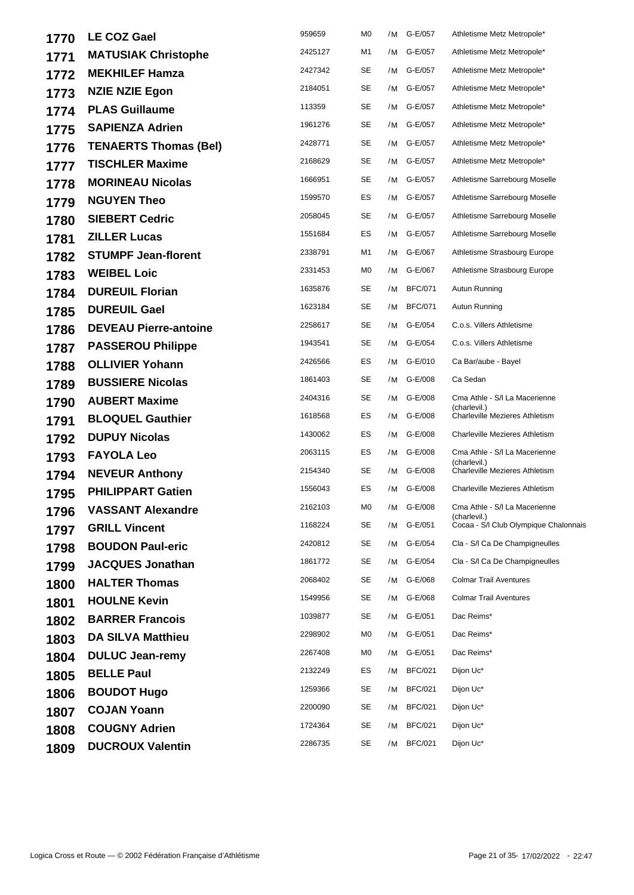| | | | | | | |
|---|---|---|---|---|---|---|
| **1770** | **LE COZ Gael** | 959659 | M0 | /M | G-E/057 | Athletisme Metz Metropole* |
| **1771** | **MATUSIAK Christophe** | 2425127 | M1 | /M | G-E/057 | Athletisme Metz Metropole* |
| **1772** | **MEKHILEF Hamza** | 2427342 | SE | /M | G-E/057 | Athletisme Metz Metropole* |
| **1773** | **NZIE NZIE Egon** | 2184051 | SE | /M | G-E/057 | Athletisme Metz Metropole* |
| **1774** | **PLAS Guillaume** | 113359 | SE | /M | G-E/057 | Athletisme Metz Metropole* |
| **1775** | **SAPIENZA Adrien** | 1961276 | SE | /M | G-E/057 | Athletisme Metz Metropole* |
| **1776** | **TENAERTS Thomas (Bel)** | 2428771 | SE | /M | G-E/057 | Athletisme Metz Metropole* |
| **1777** | **TISCHLER Maxime** | 2168629 | SE | /M | G-E/057 | Athletisme Metz Metropole* |
| **1778** | **MORINEAU Nicolas** | 1666951 | SE | /M | G-E/057 | Athletisme Sarrebourg Moselle |
| **1779** | **NGUYEN Theo** | 1599570 | ES | /M | G-E/057 | Athletisme Sarrebourg Moselle |
| **1780** | **SIEBERT Cedric** | 2058045 | SE | /M | G-E/057 | Athletisme Sarrebourg Moselle |
| **1781** | **ZILLER Lucas** | 1551684 | ES | /M | G-E/057 | Athletisme Sarrebourg Moselle |
| **1782** | **STUMPF Jean-florent** | 2338791 | M1 | /M | G-E/067 | Athletisme Strasbourg Europe |
| **1783** | **WEIBEL Loic** | 2331453 | M0 | /M | G-E/067 | Athletisme Strasbourg Europe |
| **1784** | **DUREUIL Florian** | 1635876 | SE | /M | BFC/071 | Autun Running |
| **1785** | **DUREUIL Gael** | 1623184 | SE | /M | BFC/071 | Autun Running |
| **1786** | **DEVEAU Pierre-antoine** | 2258617 | SE | /M | G-E/054 | C.o.s. Villers Athletisme |
| **1787** | **PASSEROU Philippe** | 1943541 | SE | /M | G-E/054 | C.o.s. Villers Athletisme |
| **1788** | **OLLIVIER Yohann** | 2426566 | ES | /M | G-E/010 | Ca Bar/aube - Bayel |
| **1789** | **BUSSIERE Nicolas** | 1861403 | SE | /M | G-E/008 | Ca Sedan |
| **1790** | **AUBERT Maxime** | 2404316 | SE | /M | G-E/008 | Cma Athle - S/l La Macerienne (charlevil.) |
| **1791** | **BLOQUEL Gauthier** | 1618568 | ES | /M | G-E/008 | Charleville Mezieres Athletism |
| **1792** | **DUPUY Nicolas** | 1430062 | ES | /M | G-E/008 | Charleville Mezieres Athletism |
| **1793** | **FAYOLA Leo** | 2063115 | ES | /M | G-E/008 | Cma Athle - S/l La Macerienne (charlevil.) |
| **1794** | **NEVEUR Anthony** | 2154340 | SE | /M | G-E/008 | Charleville Mezieres Athletism |
| **1795** | **PHILIPPART Gatien** | 1556043 | ES | /M | G-E/008 | Charleville Mezieres Athletism |
| **1796** | **VASSANT Alexandre** | 2162103 | M0 | /M | G-E/008 | Cma Athle - S/l La Macerienne (charlevil.) |
| **1797** | **GRILL Vincent** | 1168224 | SE | /M | G-E/051 | Cocaa - S/l Club Olympique Chalonnais |
| **1798** | **BOUDON Paul-eric** | 2420812 | SE | /M | G-E/054 | Cla - S/l Ca De Champigneulles |
| **1799** | **JACQUES Jonathan** | 1861772 | SE | /M | G-E/054 | Cla - S/l Ca De Champigneulles |
| **1800** | **HALTER Thomas** | 2068402 | SE | /M | G-E/068 | Colmar Trail Aventures |
| **1801** | **HOULNE Kevin** | 1549956 | SE | /M | G-E/068 | Colmar Trail Aventures |
| **1802** | **BARRER Francois** | 1039877 | SE | /M | G-E/051 | Dac Reims* |
| **1803** | **DA SILVA Matthieu** | 2298902 | M0 | /M | G-E/051 | Dac Reims* |
| **1804** | **DULUC Jean-remy** | 2267408 | M0 | /M | G-E/051 | Dac Reims* |
| **1805** | **BELLE Paul** | 2132249 | ES | /M | BFC/021 | Dijon Uc* |
| **1806** | **BOUDOT Hugo** | 1259366 | SE | /M | BFC/021 | Dijon Uc* |
| **1807** | **COJAN Yoann** | 2200090 | SE | /M | BFC/021 | Dijon Uc* |
| **1808** | **COUGNY Adrien** | 1724364 | SE | /M | BFC/021 | Dijon Uc* |
| **1809** | **DUCROUX Valentin** | 2286735 | SE | /M | BFC/021 | Dijon Uc* |

Logica Cross et Route — © 2002 Fédération Française d'Athlétisme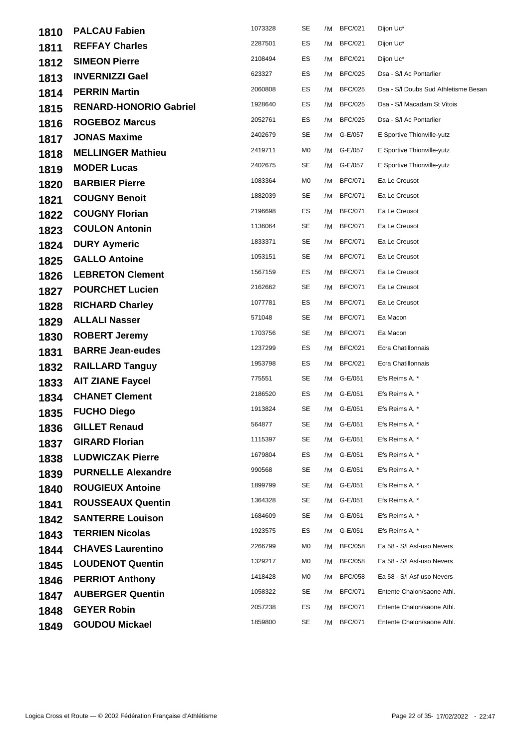| | | | | | | |
|---|---|---|---|---|---|---|
| 1810 | PALCAU Fabien | 1073328 | SE | /M | BFC/021 | Dijon Uc* |
| 1811 | REFFAY Charles | 2287501 | ES | /M | BFC/021 | Dijon Uc* |
| 1812 | SIMEON Pierre | 2108494 | ES | /M | BFC/021 | Dijon Uc* |
| 1813 | INVERNIZZI Gael | 623327 | ES | /M | BFC/025 | Dsa - S/l Ac Pontarlier |
| 1814 | PERRIN Martin | 2060808 | ES | /M | BFC/025 | Dsa - S/l Doubs Sud Athletisme Besan |
| 1815 | RENARD-HONORIO Gabriel | 1928640 | ES | /M | BFC/025 | Dsa - S/l Macadam St Vitois |
| 1816 | ROGEBOZ Marcus | 2052761 | ES | /M | BFC/025 | Dsa - S/l Ac Pontarlier |
| 1817 | JONAS Maxime | 2402679 | SE | /M | G-E/057 | E Sportive Thionville-yutz |
| 1818 | MELLINGER Mathieu | 2419711 | M0 | /M | G-E/057 | E Sportive Thionville-yutz |
| 1819 | MODER Lucas | 2402675 | SE | /M | G-E/057 | E Sportive Thionville-yutz |
| 1820 | BARBIER Pierre | 1083364 | M0 | /M | BFC/071 | Ea Le Creusot |
| 1821 | COUGNY Benoit | 1882039 | SE | /M | BFC/071 | Ea Le Creusot |
| 1822 | COUGNY Florian | 2196698 | ES | /M | BFC/071 | Ea Le Creusot |
| 1823 | COULON Antonin | 1136064 | SE | /M | BFC/071 | Ea Le Creusot |
| 1824 | DURY Aymeric | 1833371 | SE | /M | BFC/071 | Ea Le Creusot |
| 1825 | GALLO Antoine | 1053151 | SE | /M | BFC/071 | Ea Le Creusot |
| 1826 | LEBRETON Clement | 1567159 | ES | /M | BFC/071 | Ea Le Creusot |
| 1827 | POURCHET Lucien | 2162662 | SE | /M | BFC/071 | Ea Le Creusot |
| 1828 | RICHARD Charley | 1077781 | ES | /M | BFC/071 | Ea Le Creusot |
| 1829 | ALLALI Nasser | 571048 | SE | /M | BFC/071 | Ea Macon |
| 1830 | ROBERT Jeremy | 1703756 | SE | /M | BFC/071 | Ea Macon |
| 1831 | BARRE Jean-eudes | 1237299 | ES | /M | BFC/021 | Ecra Chatillonnais |
| 1832 | RAILLARD Tanguy | 1953798 | ES | /M | BFC/021 | Ecra Chatillonnais |
| 1833 | AIT ZIANE Faycel | 775551 | SE | /M | G-E/051 | Efs Reims A. * |
| 1834 | CHANET Clement | 2186520 | ES | /M | G-E/051 | Efs Reims A. * |
| 1835 | FUCHO Diego | 1913824 | SE | /M | G-E/051 | Efs Reims A. * |
| 1836 | GILLET Renaud | 564877 | SE | /M | G-E/051 | Efs Reims A. * |
| 1837 | GIRARD Florian | 1115397 | SE | /M | G-E/051 | Efs Reims A. * |
| 1838 | LUDWICZAK Pierre | 1679804 | ES | /M | G-E/051 | Efs Reims A. * |
| 1839 | PURNELLE Alexandre | 990568 | SE | /M | G-E/051 | Efs Reims A. * |
| 1840 | ROUGIEUX Antoine | 1899799 | SE | /M | G-E/051 | Efs Reims A. * |
| 1841 | ROUSSEAUX Quentin | 1364328 | SE | /M | G-E/051 | Efs Reims A. * |
| 1842 | SANTERRE Louison | 1684609 | SE | /M | G-E/051 | Efs Reims A. * |
| 1843 | TERRIEN Nicolas | 1923575 | ES | /M | G-E/051 | Efs Reims A. * |
| 1844 | CHAVES Laurentino | 2266799 | M0 | /M | BFC/058 | Ea 58 - S/l Asf-uso Nevers |
| 1845 | LOUDENOT Quentin | 1329217 | M0 | /M | BFC/058 | Ea 58 - S/l Asf-uso Nevers |
| 1846 | PERRIOT Anthony | 1418428 | M0 | /M | BFC/058 | Ea 58 - S/l Asf-uso Nevers |
| 1847 | AUBERGER Quentin | 1058322 | SE | /M | BFC/071 | Entente Chalon/saone Athl. |
| 1848 | GEYER Robin | 2057238 | ES | /M | BFC/071 | Entente Chalon/saone Athl. |
| 1849 | GOUDOU Mickael | 1859800 | SE | /M | BFC/071 | Entente Chalon/saone Athl. |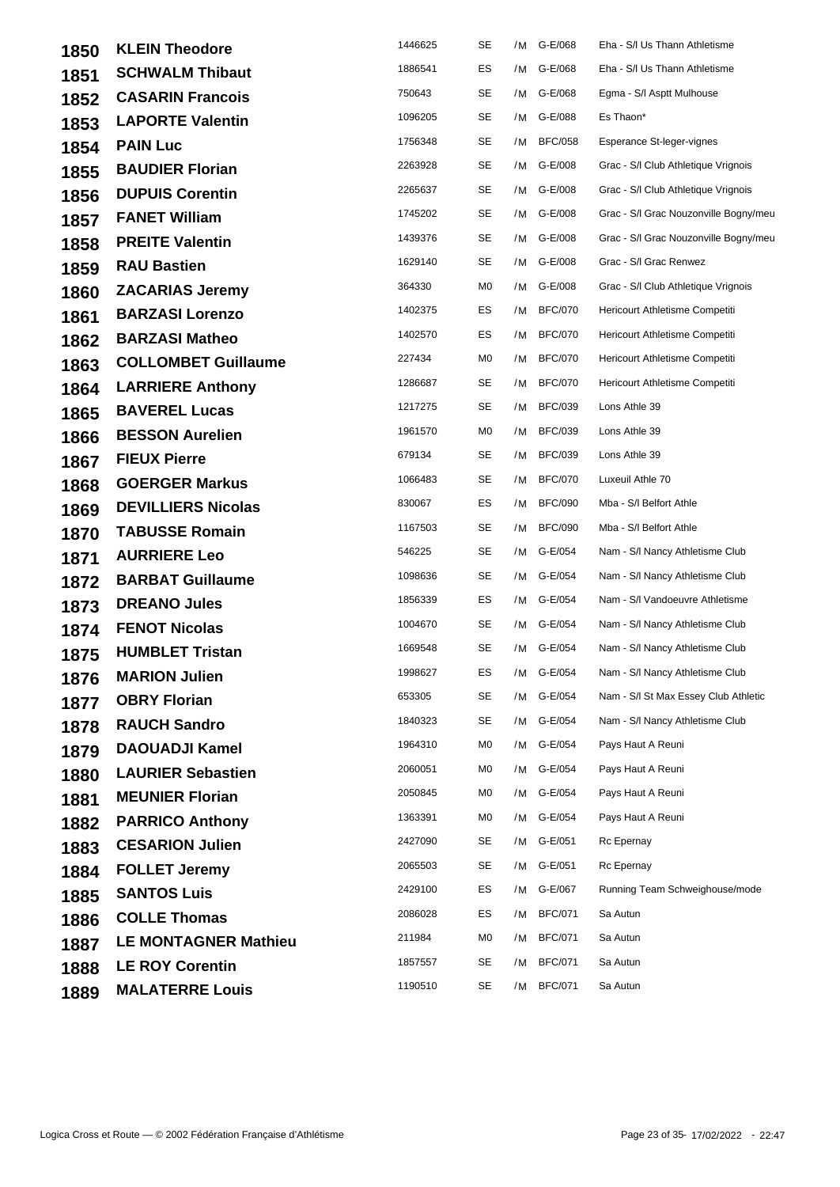| | | | | | | |
|---|---|---|---|---|---|---|
| **1850** | **KLEIN Theodore** | 1446625 | SE | /M | G-E/068 | Eha - S/l Us Thann Athletisme |
| **1851** | **SCHWALM Thibaut** | 1886541 | ES | /M | G-E/068 | Eha - S/l Us Thann Athletisme |
| **1852** | **CASARIN Francois** | 750643 | SE | /M | G-E/068 | Egma - S/l Asptt Mulhouse |
| **1853** | **LAPORTE Valentin** | 1096205 | SE | /M | G-E/088 | Es Thaon* |
| **1854** | **PAIN Luc** | 1756348 | SE | /M | BFC/058 | Esperance St-leger-vignes |
| **1855** | **BAUDIER Florian** | 2263928 | SE | /M | G-E/008 | Grac - S/l Club Athletique Vrignois |
| **1856** | **DUPUIS Corentin** | 2265637 | SE | /M | G-E/008 | Grac - S/l Club Athletique Vrignois |
| **1857** | **FANET William** | 1745202 | SE | /M | G-E/008 | Grac - S/l Grac Nouzonville Bogny/meu |
| **1858** | **PREITE Valentin** | 1439376 | SE | /M | G-E/008 | Grac - S/l Grac Nouzonville Bogny/meu |
| **1859** | **RAU Bastien** | 1629140 | SE | /M | G-E/008 | Grac - S/l Grac Renwez |
| **1860** | **ZACARIAS Jeremy** | 364330 | M0 | /M | G-E/008 | Grac - S/l Club Athletique Vrignois |
| **1861** | **BARZASI Lorenzo** | 1402375 | ES | /M | BFC/070 | Hericourt Athletisme Competiti |
| **1862** | **BARZASI Matheo** | 1402570 | ES | /M | BFC/070 | Hericourt Athletisme Competiti |
| **1863** | **COLLOMBET Guillaume** | 227434 | M0 | /M | BFC/070 | Hericourt Athletisme Competiti |
| **1864** | **LARRIERE Anthony** | 1286687 | SE | /M | BFC/070 | Hericourt Athletisme Competiti |
| **1865** | **BAVEREL Lucas** | 1217275 | SE | /M | BFC/039 | Lons Athle 39 |
| **1866** | **BESSON Aurelien** | 1961570 | M0 | /M | BFC/039 | Lons Athle 39 |
| **1867** | **FIEUX Pierre** | 679134 | SE | /M | BFC/039 | Lons Athle 39 |
| **1868** | **GOERGER Markus** | 1066483 | SE | /M | BFC/070 | Luxeuil Athle 70 |
| **1869** | **DEVILLIERS Nicolas** | 830067 | ES | /M | BFC/090 | Mba - S/l Belfort Athle |
| **1870** | **TABUSSE Romain** | 1167503 | SE | /M | BFC/090 | Mba - S/l Belfort Athle |
| **1871** | **AURRIERE Leo** | 546225 | SE | /M | G-E/054 | Nam - S/l Nancy Athletisme Club |
| **1872** | **BARBAT Guillaume** | 1098636 | SE | /M | G-E/054 | Nam - S/l Nancy Athletisme Club |
| **1873** | **DREANO Jules** | 1856339 | ES | /M | G-E/054 | Nam - S/l Vandoeuvre Athletisme |
| **1874** | **FENOT Nicolas** | 1004670 | SE | /M | G-E/054 | Nam - S/l Nancy Athletisme Club |
| **1875** | **HUMBLET Tristan** | 1669548 | SE | /M | G-E/054 | Nam - S/l Nancy Athletisme Club |
| **1876** | **MARION Julien** | 1998627 | ES | /M | G-E/054 | Nam - S/l Nancy Athletisme Club |
| **1877** | **OBRY Florian** | 653305 | SE | /M | G-E/054 | Nam - S/l St Max Essey Club Athletic |
| **1878** | **RAUCH Sandro** | 1840323 | SE | /M | G-E/054 | Nam - S/l Nancy Athletisme Club |
| **1879** | **DAOUADJI Kamel** | 1964310 | M0 | /M | G-E/054 | Pays Haut A Reuni |
| **1880** | **LAURIER Sebastien** | 2060051 | M0 | /M | G-E/054 | Pays Haut A Reuni |
| **1881** | **MEUNIER Florian** | 2050845 | M0 | /M | G-E/054 | Pays Haut A Reuni |
| **1882** | **PARRICO Anthony** | 1363391 | M0 | /M | G-E/054 | Pays Haut A Reuni |
| **1883** | **CESARION Julien** | 2427090 | SE | /M | G-E/051 | Rc Epernay |
| **1884** | **FOLLET Jeremy** | 2065503 | SE | /M | G-E/051 | Rc Epernay |
| **1885** | **SANTOS Luis** | 2429100 | ES | /M | G-E/067 | Running Team Schweighouse/mode |
| **1886** | **COLLE Thomas** | 2086028 | ES | /M | BFC/071 | Sa Autun |
| **1887** | **LE MONTAGNER Mathieu** | 211984 | M0 | /M | BFC/071 | Sa Autun |
| **1888** | **LE ROY Corentin** | 1857557 | SE | /M | BFC/071 | Sa Autun |
| **1889** | **MALATERRE Louis** | 1190510 | SE | /M | BFC/071 | Sa Autun |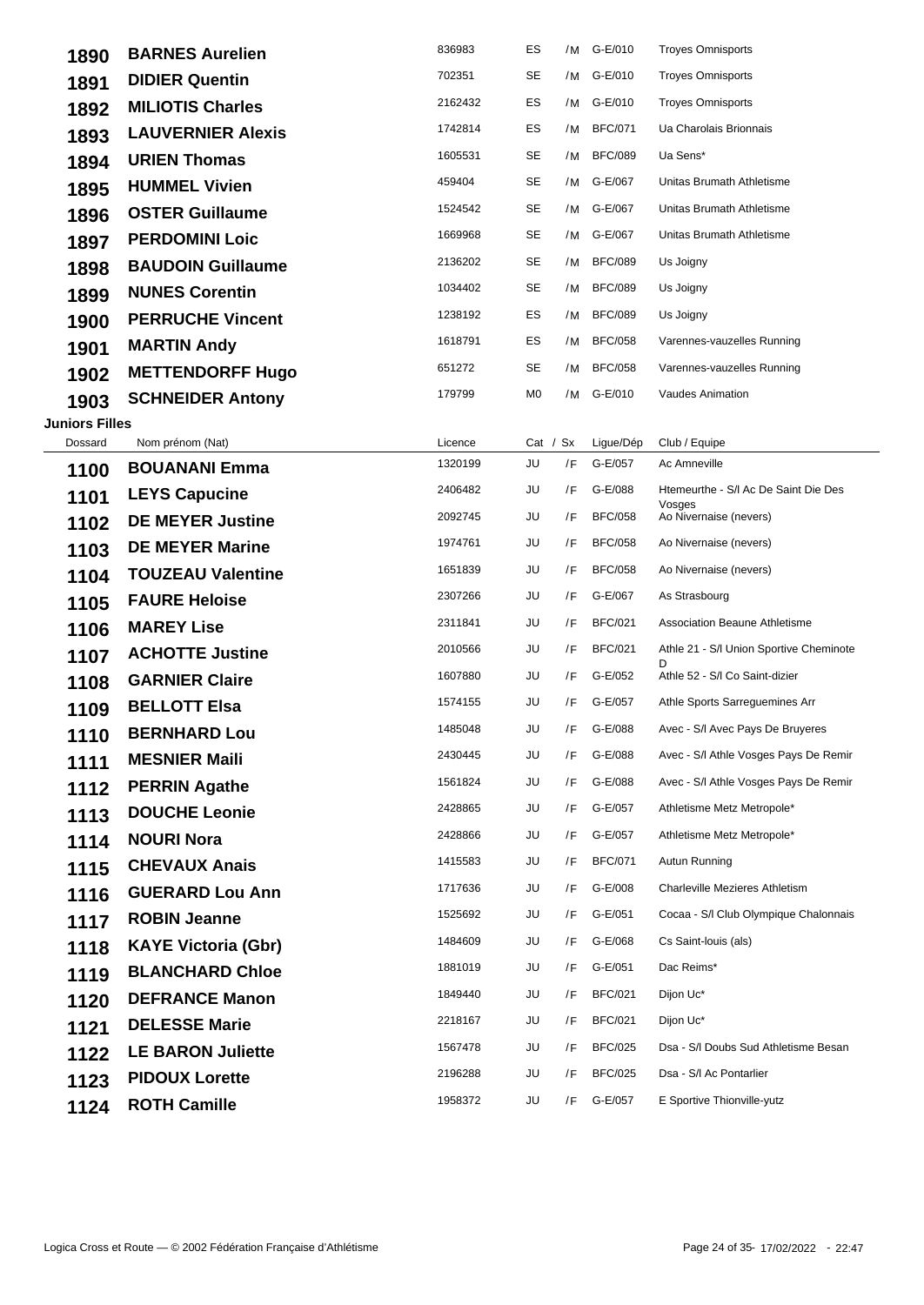| Dossard | Nom prénom (Nat) | Licence | Cat / Sx | | Ligue/Dép | Club / Equipe |
|---|---|---|---|---|---|---|
| **1890** | **BARNES Aurelien** | 836983 | ES | /M | G-E/010 | Troyes Omnisports |
| **1891** | **DIDIER Quentin** | 702351 | SE | /M | G-E/010 | Troyes Omnisports |
| **1892** | **MILIOTIS Charles** | 2162432 | ES | /M | G-E/010 | Troyes Omnisports |
| **1893** | **LAUVERNIER Alexis** | 1742814 | ES | /M | BFC/071 | Ua Charolais Brionnais |
| **1894** | **URIEN Thomas** | 1605531 | SE | /M | BFC/089 | Ua Sens* |
| **1895** | **HUMMEL Vivien** | 459404 | SE | /M | G-E/067 | Unitas Brumath Athletisme |
| **1896** | **OSTER Guillaume** | 1524542 | SE | /M | G-E/067 | Unitas Brumath Athletisme |
| **1897** | **PERDOMINI Loic** | 1669968 | SE | /M | G-E/067 | Unitas Brumath Athletisme |
| **1898** | **BAUDOIN Guillaume** | 2136202 | SE | /M | BFC/089 | Us Joigny |
| **1899** | **NUNES Corentin** | 1034402 | SE | /M | BFC/089 | Us Joigny |
| **1900** | **PERRUCHE Vincent** | 1238192 | ES | /M | BFC/089 | Us Joigny |
| **1901** | **MARTIN Andy** | 1618791 | ES | /M | BFC/058 | Varennes-vauzelles Running |
| **1902** | **METTENDORFF Hugo** | 651272 | SE | /M | BFC/058 | Varennes-vauzelles Running |
| **1903** | **SCHNEIDER Antony** | 179799 | M0 | /M | G-E/010 | Vaudes Animation |

**Juniors Filles**

| Dossard | Nom prénom (Nat) | Licence | Cat / Sx | | Ligue/Dép | Club / Equipe |
|---|---|---|---|---|---|---|
| **1100** | **BOUANANI Emma** | 1320199 | JU | /F | G-E/057 | Ac Amneville |
| **1101** | **LEYS Capucine** | 2406482 | JU | /F | G-E/088 | Htemeurthe - S/l Ac De Saint Die Des Vosges |
| **1102** | **DE MEYER Justine** | 2092745 | JU | /F | BFC/058 | Ao Nivernaise (nevers) |
| **1103** | **DE MEYER Marine** | 1974761 | JU | /F | BFC/058 | Ao Nivernaise (nevers) |
| **1104** | **TOUZEAU Valentine** | 1651839 | JU | /F | BFC/058 | Ao Nivernaise (nevers) |
| **1105** | **FAURE Heloise** | 2307266 | JU | /F | G-E/067 | As Strasbourg |
| **1106** | **MAREY Lise** | 2311841 | JU | /F | BFC/021 | Association Beaune Athletisme |
| **1107** | **ACHOTTE Justine** | 2010566 | JU | /F | BFC/021 | Athle 21 - S/l Union Sportive Cheminote D |
| **1108** | **GARNIER Claire** | 1607880 | JU | /F | G-E/052 | Athle 52 - S/l Co Saint-dizier |
| **1109** | **BELLOTT Elsa** | 1574155 | JU | /F | G-E/057 | Athle Sports Sarreguemines Arr |
| **1110** | **BERNHARD Lou** | 1485048 | JU | /F | G-E/088 | Avec - S/l Avec Pays De Bruyeres |
| **1111** | **MESNIER Maili** | 2430445 | JU | /F | G-E/088 | Avec - S/l Athle Vosges Pays De Remir |
| **1112** | **PERRIN Agathe** | 1561824 | JU | /F | G-E/088 | Avec - S/l Athle Vosges Pays De Remir |
| **1113** | **DOUCHE Leonie** | 2428865 | JU | /F | G-E/057 | Athletisme Metz Metropole* |
| **1114** | **NOURI Nora** | 2428866 | JU | /F | G-E/057 | Athletisme Metz Metropole* |
| **1115** | **CHEVAUX Anais** | 1415583 | JU | /F | BFC/071 | Autun Running |
| **1116** | **GUERARD Lou Ann** | 1717636 | JU | /F | G-E/008 | Charleville Mezieres Athletism |
| **1117** | **ROBIN Jeanne** | 1525692 | JU | /F | G-E/051 | Cocaa - S/l Club Olympique Chalonnais |
| **1118** | **KAYE Victoria (Gbr)** | 1484609 | JU | /F | G-E/068 | Cs Saint-louis (als) |
| **1119** | **BLANCHARD Chloe** | 1881019 | JU | /F | G-E/051 | Dac Reims* |
| **1120** | **DEFRANCE Manon** | 1849440 | JU | /F | BFC/021 | Dijon Uc* |
| **1121** | **DELESSE Marie** | 2218167 | JU | /F | BFC/021 | Dijon Uc* |
| **1122** | **LE BARON Juliette** | 1567478 | JU | /F | BFC/025 | Dsa - S/l Doubs Sud Athletisme Besan |
| **1123** | **PIDOUX Lorette** | 2196288 | JU | /F | BFC/025 | Dsa - S/l Ac Pontarlier |
| **1124** | **ROTH Camille** | 1958372 | JU | /F | G-E/057 | E Sportive Thionville-yutz |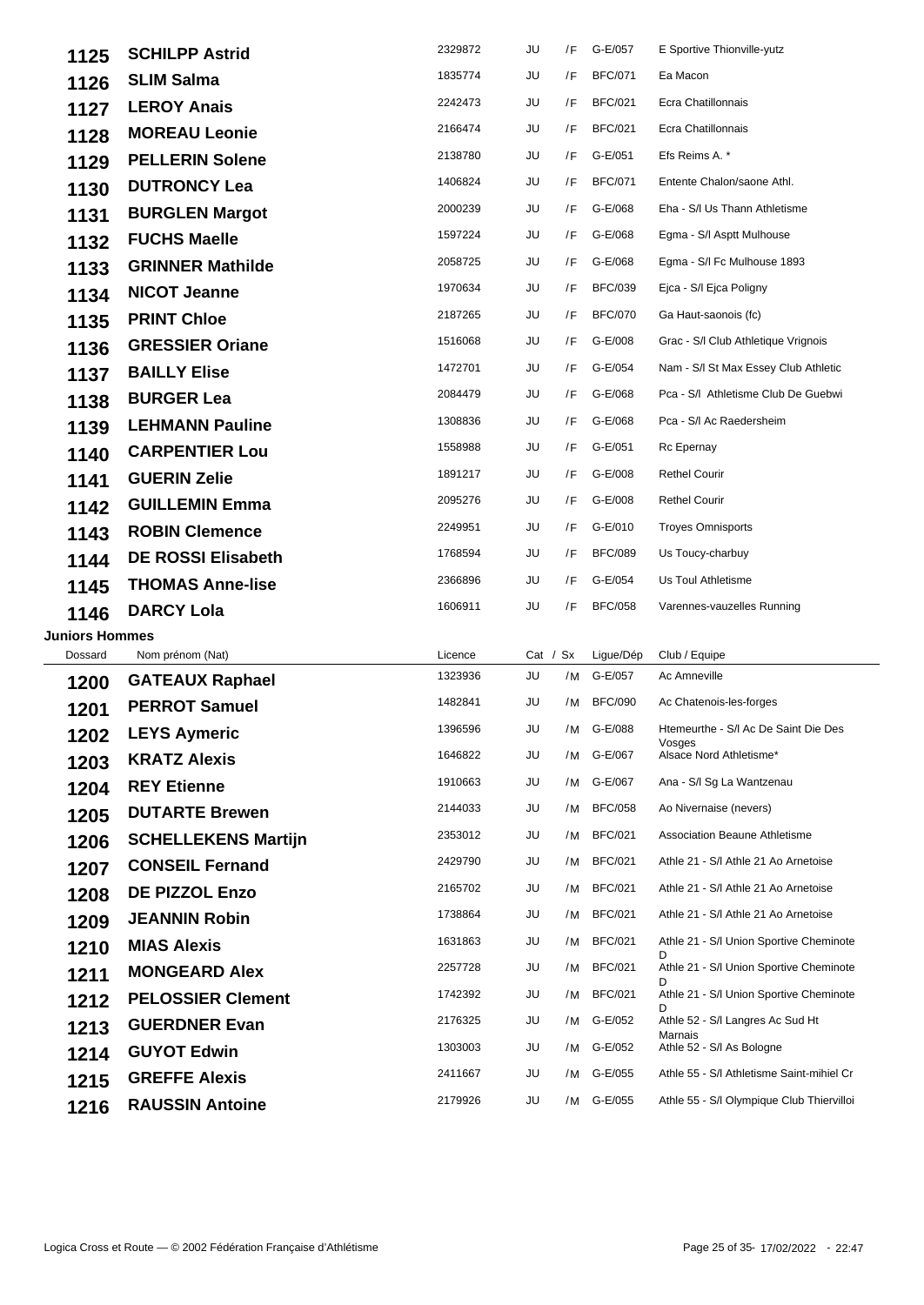| Dossard | Nom prénom (Nat) | Licence | Cat | / Sx | Ligue/Dép | Club / Equipe |
|---|---|---|---|---|---|---|
| 1125 | **SCHILPP Astrid** | 2329872 | JU | /F | G-E/057 | E Sportive Thionville-yutz |
| 1126 | **SLIM Salma** | 1835774 | JU | /F | BFC/071 | Ea Macon |
| 1127 | **LEROY Anais** | 2242473 | JU | /F | BFC/021 | Ecra Chatillonnais |
| 1128 | **MOREAU Leonie** | 2166474 | JU | /F | BFC/021 | Ecra Chatillonnais |
| 1129 | **PELLERIN Solene** | 2138780 | JU | /F | G-E/051 | Efs Reims A. * |
| 1130 | **DUTRONCY Lea** | 1406824 | JU | /F | BFC/071 | Entente Chalon/saone Athl. |
| 1131 | **BURGLEN Margot** | 2000239 | JU | /F | G-E/068 | Eha - S/l Us Thann Athletisme |
| 1132 | **FUCHS Maelle** | 1597224 | JU | /F | G-E/068 | Egma - S/l Asptt Mulhouse |
| 1133 | **GRINNER Mathilde** | 2058725 | JU | /F | G-E/068 | Egma - S/l Fc Mulhouse 1893 |
| 1134 | **NICOT Jeanne** | 1970634 | JU | /F | BFC/039 | Ejca - S/l Ejca Poligny |
| 1135 | **PRINT Chloe** | 2187265 | JU | /F | BFC/070 | Ga Haut-saonois (fc) |
| 1136 | **GRESSIER Oriane** | 1516068 | JU | /F | G-E/008 | Grac - S/l Club Athletique Vrignois |
| 1137 | **BAILLY Elise** | 1472701 | JU | /F | G-E/054 | Nam - S/l St Max Essey Club Athletic |
| 1138 | **BURGER Lea** | 2084479 | JU | /F | G-E/068 | Pca - S/l Athletisme Club De Guebwi |
| 1139 | **LEHMANN Pauline** | 1308836 | JU | /F | G-E/068 | Pca - S/l Ac Raedersheim |
| 1140 | **CARPENTIER Lou** | 1558988 | JU | /F | G-E/051 | Rc Epernay |
| 1141 | **GUERIN Zelie** | 1891217 | JU | /F | G-E/008 | Rethel Courir |
| 1142 | **GUILLEMIN Emma** | 2095276 | JU | /F | G-E/008 | Rethel Courir |
| 1143 | **ROBIN Clemence** | 2249951 | JU | /F | G-E/010 | Troyes Omnisports |
| 1144 | **DE ROSSI Elisabeth** | 1768594 | JU | /F | BFC/089 | Us Toucy-charbuy |
| 1145 | **THOMAS Anne-lise** | 2366896 | JU | /F | G-E/054 | Us Toul Athletisme |
| 1146 | **DARCY Lola** | 1606911 | JU | /F | BFC/058 | Varennes-vauzelles Running |

**Juniors Hommes**

| Dossard | Nom prénom (Nat) | Licence | Cat | / Sx | Ligue/Dép | Club / Equipe |
|---|---|---|---|---|---|---|
| 1200 | **GATEAUX Raphael** | 1323936 | JU | /M | G-E/057 | Ac Amneville |
| 1201 | **PERROT Samuel** | 1482841 | JU | /M | BFC/090 | Ac Chatenois-les-forges |
| 1202 | **LEYS Aymeric** | 1396596 | JU | /M | G-E/088 | Htemeurthe - S/l Ac De Saint Die Des Vosges |
| 1203 | **KRATZ Alexis** | 1646822 | JU | /M | G-E/067 | Alsace Nord Athletisme* |
| 1204 | **REY Etienne** | 1910663 | JU | /M | G-E/067 | Ana - S/l Sg La Wantzenau |
| 1205 | **DUTARTE Brewen** | 2144033 | JU | /M | BFC/058 | Ao Nivernaise (nevers) |
| 1206 | **SCHELLEKENS Martijn** | 2353012 | JU | /M | BFC/021 | Association Beaune Athletisme |
| 1207 | **CONSEIL Fernand** | 2429790 | JU | /M | BFC/021 | Athle 21 - S/l Athle 21 Ao Arnetoise |
| 1208 | **DE PIZZOL Enzo** | 2165702 | JU | /M | BFC/021 | Athle 21 - S/l Athle 21 Ao Arnetoise |
| 1209 | **JEANNIN Robin** | 1738864 | JU | /M | BFC/021 | Athle 21 - S/l Athle 21 Ao Arnetoise |
| 1210 | **MIAS Alexis** | 1631863 | JU | /M | BFC/021 | Athle 21 - S/l Union Sportive Cheminote D |
| 1211 | **MONGEARD Alex** | 2257728 | JU | /M | BFC/021 | Athle 21 - S/l Union Sportive Cheminote D |
| 1212 | **PELOSSIER Clement** | 1742392 | JU | /M | BFC/021 | Athle 21 - S/l Union Sportive Cheminote D |
| 1213 | **GUERDNER Evan** | 2176325 | JU | /M | G-E/052 | Athle 52 - S/l Langres Ac Sud Ht Marnais |
| 1214 | **GUYOT Edwin** | 1303003 | JU | /M | G-E/052 | Athle 52 - S/l As Bologne |
| 1215 | **GREFFE Alexis** | 2411667 | JU | /M | G-E/055 | Athle 55 - S/l Athletisme Saint-mihiel Cr |
| 1216 | **RAUSSIN Antoine** | 2179926 | JU | /M | G-E/055 | Athle 55 - S/l Olympique Club Thiervilloi |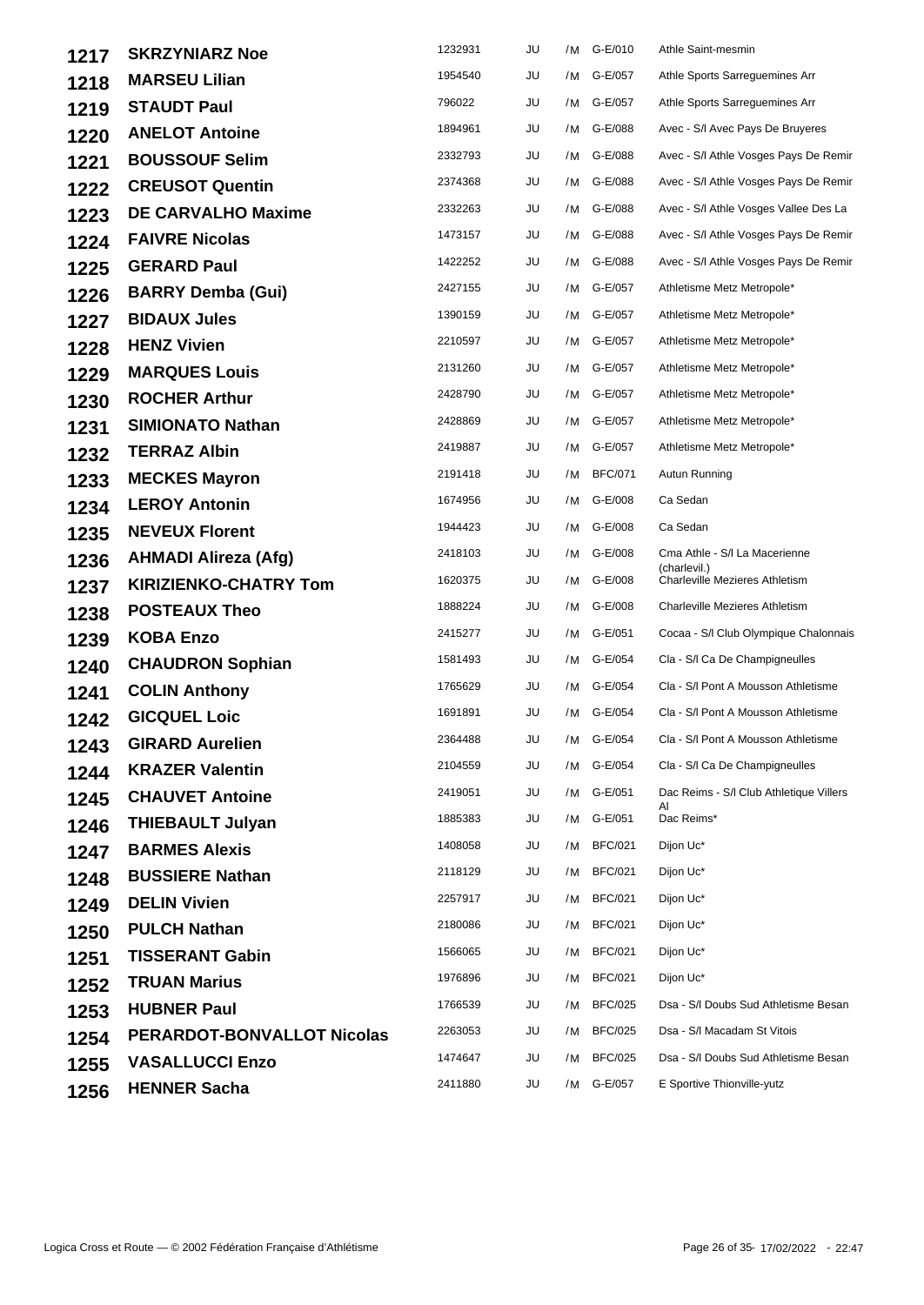| | | | | | | |
|---|---|---|---|---|---|---|
| 1217 | **SKRZYNIARZ Noe** | 1232931 | JU | /M | G-E/010 | Athle Saint-mesmin |
| 1218 | **MARSEU Lilian** | 1954540 | JU | /M | G-E/057 | Athle Sports Sarreguemines Arr |
| 1219 | **STAUDT Paul** | 796022 | JU | /M | G-E/057 | Athle Sports Sarreguemines Arr |
| 1220 | **ANELOT Antoine** | 1894961 | JU | /M | G-E/088 | Avec - S/l Avec Pays De Bruyeres |
| 1221 | **BOUSSOUF Selim** | 2332793 | JU | /M | G-E/088 | Avec - S/l Athle Vosges Pays De Remir |
| 1222 | **CREUSOT Quentin** | 2374368 | JU | /M | G-E/088 | Avec - S/l Athle Vosges Pays De Remir |
| 1223 | **DE CARVALHO Maxime** | 2332263 | JU | /M | G-E/088 | Avec - S/l Athle Vosges Vallee Des La |
| 1224 | **FAIVRE Nicolas** | 1473157 | JU | /M | G-E/088 | Avec - S/l Athle Vosges Pays De Remir |
| 1225 | **GERARD Paul** | 1422252 | JU | /M | G-E/088 | Avec - S/l Athle Vosges Pays De Remir |
| 1226 | **BARRY Demba (Gui)** | 2427155 | JU | /M | G-E/057 | Athletisme Metz Metropole* |
| 1227 | **BIDAUX Jules** | 1390159 | JU | /M | G-E/057 | Athletisme Metz Metropole* |
| 1228 | **HENZ Vivien** | 2210597 | JU | /M | G-E/057 | Athletisme Metz Metropole* |
| 1229 | **MARQUES Louis** | 2131260 | JU | /M | G-E/057 | Athletisme Metz Metropole* |
| 1230 | **ROCHER Arthur** | 2428790 | JU | /M | G-E/057 | Athletisme Metz Metropole* |
| 1231 | **SIMIONATO Nathan** | 2428869 | JU | /M | G-E/057 | Athletisme Metz Metropole* |
| 1232 | **TERRAZ Albin** | 2419887 | JU | /M | G-E/057 | Athletisme Metz Metropole* |
| 1233 | **MECKES Mayron** | 2191418 | JU | /M | BFC/071 | Autun Running |
| 1234 | **LEROY Antonin** | 1674956 | JU | /M | G-E/008 | Ca Sedan |
| 1235 | **NEVEUX Florent** | 1944423 | JU | /M | G-E/008 | Ca Sedan |
| 1236 | **AHMADI Alireza (Afg)** | 2418103 | JU | /M | G-E/008 | Cma Athle - S/l La Macerienne (charlevil.) |
| 1237 | **KIRIZIENKO-CHATRY Tom** | 1620375 | JU | /M | G-E/008 | Charleville Mezieres Athletism |
| 1238 | **POSTEAUX Theo** | 1888224 | JU | /M | G-E/008 | Charleville Mezieres Athletism |
| 1239 | **KOBA Enzo** | 2415277 | JU | /M | G-E/051 | Cocaa - S/l Club Olympique Chalonnais |
| 1240 | **CHAUDRON Sophian** | 1581493 | JU | /M | G-E/054 | Cla - S/l Ca De Champigneulles |
| 1241 | **COLIN Anthony** | 1765629 | JU | /M | G-E/054 | Cla - S/l Pont A Mousson Athletisme |
| 1242 | **GICQUEL Loic** | 1691891 | JU | /M | G-E/054 | Cla - S/l Pont A Mousson Athletisme |
| 1243 | **GIRARD Aurelien** | 2364488 | JU | /M | G-E/054 | Cla - S/l Pont A Mousson Athletisme |
| 1244 | **KRAZER Valentin** | 2104559 | JU | /M | G-E/054 | Cla - S/l Ca De Champigneulles |
| 1245 | **CHAUVET Antoine** | 2419051 | JU | /M | G-E/051 | Dac Reims - S/l Club Athletique Villers Al |
| 1246 | **THIEBAULT Julyan** | 1885383 | JU | /M | G-E/051 | Dac Reims* |
| 1247 | **BARMES Alexis** | 1408058 | JU | /M | BFC/021 | Dijon Uc* |
| 1248 | **BUSSIERE Nathan** | 2118129 | JU | /M | BFC/021 | Dijon Uc* |
| 1249 | **DELIN Vivien** | 2257917 | JU | /M | BFC/021 | Dijon Uc* |
| 1250 | **PULCH Nathan** | 2180086 | JU | /M | BFC/021 | Dijon Uc* |
| 1251 | **TISSERANT Gabin** | 1566065 | JU | /M | BFC/021 | Dijon Uc* |
| 1252 | **TRUAN Marius** | 1976896 | JU | /M | BFC/021 | Dijon Uc* |
| 1253 | **HUBNER Paul** | 1766539 | JU | /M | BFC/025 | Dsa - S/l Doubs Sud Athletisme Besan |
| 1254 | **PERARDOT-BONVALLOT Nicolas** | 2263053 | JU | /M | BFC/025 | Dsa - S/l Macadam St Vitois |
| 1255 | **VASALLUCCI Enzo** | 1474647 | JU | /M | BFC/025 | Dsa - S/l Doubs Sud Athletisme Besan |
| 1256 | **HENNER Sacha** | 2411880 | JU | /M | G-E/057 | E Sportive Thionville-yutz |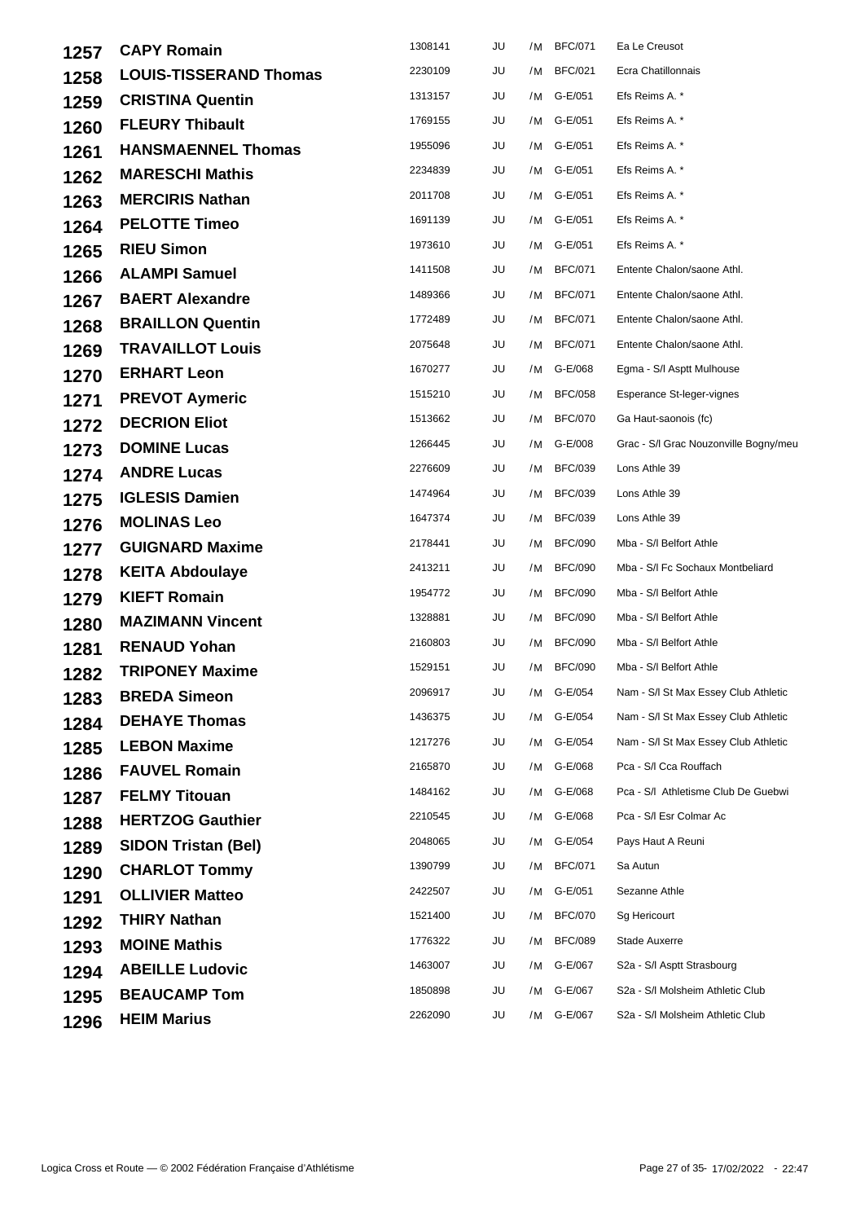| | | | | | | |
|---|---|---|---|---|---|---|
| 1257 | **CAPY Romain** | 1308141 | JU | /M | BFC/071 | Ea Le Creusot |
| 1258 | **LOUIS-TISSERAND Thomas** | 2230109 | JU | /M | BFC/021 | Ecra Chatillonnais |
| 1259 | **CRISTINA Quentin** | 1313157 | JU | /M | G-E/051 | Efs Reims A. * |
| 1260 | **FLEURY Thibault** | 1769155 | JU | /M | G-E/051 | Efs Reims A. * |
| 1261 | **HANSMAENNEL Thomas** | 1955096 | JU | /M | G-E/051 | Efs Reims A. * |
| 1262 | **MARESCHI Mathis** | 2234839 | JU | /M | G-E/051 | Efs Reims A. * |
| 1263 | **MERCIRIS Nathan** | 2011708 | JU | /M | G-E/051 | Efs Reims A. * |
| 1264 | **PELOTTE Timeo** | 1691139 | JU | /M | G-E/051 | Efs Reims A. * |
| 1265 | **RIEU Simon** | 1973610 | JU | /M | G-E/051 | Efs Reims A. * |
| 1266 | **ALAMPI Samuel** | 1411508 | JU | /M | BFC/071 | Entente Chalon/saone Athl. |
| 1267 | **BAERT Alexandre** | 1489366 | JU | /M | BFC/071 | Entente Chalon/saone Athl. |
| 1268 | **BRAILLON Quentin** | 1772489 | JU | /M | BFC/071 | Entente Chalon/saone Athl. |
| 1269 | **TRAVAILLOT Louis** | 2075648 | JU | /M | BFC/071 | Entente Chalon/saone Athl. |
| 1270 | **ERHART Leon** | 1670277 | JU | /M | G-E/068 | Egma - S/l Asptt Mulhouse |
| 1271 | **PREVOT Aymeric** | 1515210 | JU | /M | BFC/058 | Esperance St-leger-vignes |
| 1272 | **DECRION Eliot** | 1513662 | JU | /M | BFC/070 | Ga Haut-saonois (fc) |
| 1273 | **DOMINE Lucas** | 1266445 | JU | /M | G-E/008 | Grac - S/l Grac Nouzonville Bogny/meu |
| 1274 | **ANDRE Lucas** | 2276609 | JU | /M | BFC/039 | Lons Athle 39 |
| 1275 | **IGLESIS Damien** | 1474964 | JU | /M | BFC/039 | Lons Athle 39 |
| 1276 | **MOLINAS Leo** | 1647374 | JU | /M | BFC/039 | Lons Athle 39 |
| 1277 | **GUIGNARD Maxime** | 2178441 | JU | /M | BFC/090 | Mba - S/l Belfort Athle |
| 1278 | **KEITA Abdoulaye** | 2413211 | JU | /M | BFC/090 | Mba - S/l Fc Sochaux Montbeliard |
| 1279 | **KIEFT Romain** | 1954772 | JU | /M | BFC/090 | Mba - S/l Belfort Athle |
| 1280 | **MAZIMANN Vincent** | 1328881 | JU | /M | BFC/090 | Mba - S/l Belfort Athle |
| 1281 | **RENAUD Yohan** | 2160803 | JU | /M | BFC/090 | Mba - S/l Belfort Athle |
| 1282 | **TRIPONEY Maxime** | 1529151 | JU | /M | BFC/090 | Mba - S/l Belfort Athle |
| 1283 | **BREDA Simeon** | 2096917 | JU | /M | G-E/054 | Nam - S/l St Max Essey Club Athletic |
| 1284 | **DEHAYE Thomas** | 1436375 | JU | /M | G-E/054 | Nam - S/l St Max Essey Club Athletic |
| 1285 | **LEBON Maxime** | 1217276 | JU | /M | G-E/054 | Nam - S/l St Max Essey Club Athletic |
| 1286 | **FAUVEL Romain** | 2165870 | JU | /M | G-E/068 | Pca - S/l Cca Rouffach |
| 1287 | **FELMY Titouan** | 1484162 | JU | /M | G-E/068 | Pca - S/l Athletisme Club De Guebwi |
| 1288 | **HERTZOG Gauthier** | 2210545 | JU | /M | G-E/068 | Pca - S/l Esr Colmar Ac |
| 1289 | **SIDON Tristan (Bel)** | 2048065 | JU | /M | G-E/054 | Pays Haut A Reuni |
| 1290 | **CHARLOT Tommy** | 1390799 | JU | /M | BFC/071 | Sa Autun |
| 1291 | **OLLIVIER Matteo** | 2422507 | JU | /M | G-E/051 | Sezanne Athle |
| 1292 | **THIRY Nathan** | 1521400 | JU | /M | BFC/070 | Sg Hericourt |
| 1293 | **MOINE Mathis** | 1776322 | JU | /M | BFC/089 | Stade Auxerre |
| 1294 | **ABEILLE Ludovic** | 1463007 | JU | /M | G-E/067 | S2a - S/l Asptt Strasbourg |
| 1295 | **BEAUCAMP Tom** | 1850898 | JU | /M | G-E/067 | S2a - S/l Molsheim Athletic Club |
| 1296 | **HEIM Marius** | 2262090 | JU | /M | G-E/067 | S2a - S/l Molsheim Athletic Club |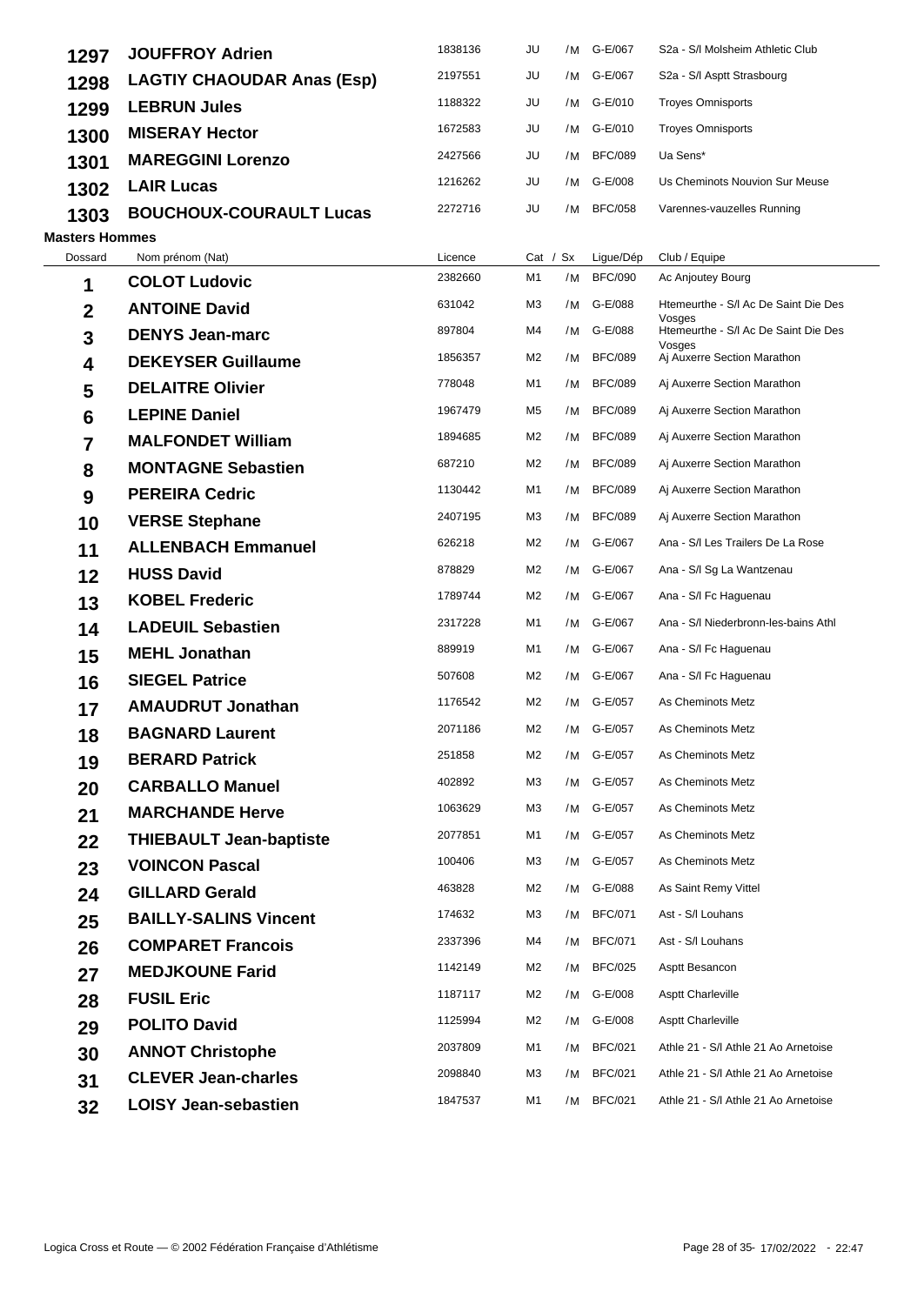| | | | | | | |
|---|---|---|---|---|---|---|
| 1297 | **JOUFFROY Adrien** | 1838136 | JU | /M | G-E/067 | S2a - S/l Molsheim Athletic Club |
| 1298 | **LAGTIY CHAOUDAR Anas (Esp)** | 2197551 | JU | /M | G-E/067 | S2a - S/l Asptt Strasbourg |
| 1299 | **LEBRUN Jules** | 1188322 | JU | /M | G-E/010 | Troyes Omnisports |
| 1300 | **MISERAY Hector** | 1672583 | JU | /M | G-E/010 | Troyes Omnisports |
| 1301 | **MAREGGINI Lorenzo** | 2427566 | JU | /M | BFC/089 | Ua Sens* |
| 1302 | **LAIR Lucas** | 1216262 | JU | /M | G-E/008 | Us Cheminots Nouvion Sur Meuse |
| 1303 | **BOUCHOUX-COURAULT Lucas** | 2272716 | JU | /M | BFC/058 | Varennes-vauzelles Running |

**Masters Hommes**

| Dossard | Nom prénom (Nat) | Licence | Cat | / Sx | Ligue/Dép | Club / Equipe |
|---|---|---|---|---|---|---|
| 1 | **COLOT Ludovic** | 2382660 | M1 | /M | BFC/090 | Ac Anjoutey Bourg |
| 2 | **ANTOINE David** | 631042 | M3 | /M | G-E/088 | Htemeurthe - S/l Ac De Saint Die Des Vosges |
| 3 | **DENYS Jean-marc** | 897804 | M4 | /M | G-E/088 | Htemeurthe - S/l Ac De Saint Die Des Vosges |
| 4 | **DEKEYSER Guillaume** | 1856357 | M2 | /M | BFC/089 | Aj Auxerre Section Marathon |
| 5 | **DELAITRE Olivier** | 778048 | M1 | /M | BFC/089 | Aj Auxerre Section Marathon |
| 6 | **LEPINE Daniel** | 1967479 | M5 | /M | BFC/089 | Aj Auxerre Section Marathon |
| 7 | **MALFONDET William** | 1894685 | M2 | /M | BFC/089 | Aj Auxerre Section Marathon |
| 8 | **MONTAGNE Sebastien** | 687210 | M2 | /M | BFC/089 | Aj Auxerre Section Marathon |
| 9 | **PEREIRA Cedric** | 1130442 | M1 | /M | BFC/089 | Aj Auxerre Section Marathon |
| 10 | **VERSE Stephane** | 2407195 | M3 | /M | BFC/089 | Aj Auxerre Section Marathon |
| 11 | **ALLENBACH Emmanuel** | 626218 | M2 | /M | G-E/067 | Ana - S/l Les Trailers De La Rose |
| 12 | **HUSS David** | 878829 | M2 | /M | G-E/067 | Ana - S/l Sg La Wantzenau |
| 13 | **KOBEL Frederic** | 1789744 | M2 | /M | G-E/067 | Ana - S/l Fc Haguenau |
| 14 | **LADEUIL Sebastien** | 2317228 | M1 | /M | G-E/067 | Ana - S/l Niederbronn-les-bains Athl |
| 15 | **MEHL Jonathan** | 889919 | M1 | /M | G-E/067 | Ana - S/l Fc Haguenau |
| 16 | **SIEGEL Patrice** | 507608 | M2 | /M | G-E/067 | Ana - S/l Fc Haguenau |
| 17 | **AMAUDRUT Jonathan** | 1176542 | M2 | /M | G-E/057 | As Cheminots Metz |
| 18 | **BAGNARD Laurent** | 2071186 | M2 | /M | G-E/057 | As Cheminots Metz |
| 19 | **BERARD Patrick** | 251858 | M2 | /M | G-E/057 | As Cheminots Metz |
| 20 | **CARBALLO Manuel** | 402892 | M3 | /M | G-E/057 | As Cheminots Metz |
| 21 | **MARCHANDE Herve** | 1063629 | M3 | /M | G-E/057 | As Cheminots Metz |
| 22 | **THIEBAULT Jean-baptiste** | 2077851 | M1 | /M | G-E/057 | As Cheminots Metz |
| 23 | **VOINCON Pascal** | 100406 | M3 | /M | G-E/057 | As Cheminots Metz |
| 24 | **GILLARD Gerald** | 463828 | M2 | /M | G-E/088 | As Saint Remy Vittel |
| 25 | **BAILLY-SALINS Vincent** | 174632 | M3 | /M | BFC/071 | Ast - S/l Louhans |
| 26 | **COMPARET Francois** | 2337396 | M4 | /M | BFC/071 | Ast - S/l Louhans |
| 27 | **MEDJKOUNE Farid** | 1142149 | M2 | /M | BFC/025 | Asptt Besancon |
| 28 | **FUSIL Eric** | 1187117 | M2 | /M | G-E/008 | Asptt Charleville |
| 29 | **POLITO David** | 1125994 | M2 | /M | G-E/008 | Asptt Charleville |
| 30 | **ANNOT Christophe** | 2037809 | M1 | /M | BFC/021 | Athle 21 - S/l Athle 21 Ao Arnetoise |
| 31 | **CLEVER Jean-charles** | 2098840 | M3 | /M | BFC/021 | Athle 21 - S/l Athle 21 Ao Arnetoise |
| 32 | **LOISY Jean-sebastien** | 1847537 | M1 | /M | BFC/021 | Athle 21 - S/l Athle 21 Ao Arnetoise |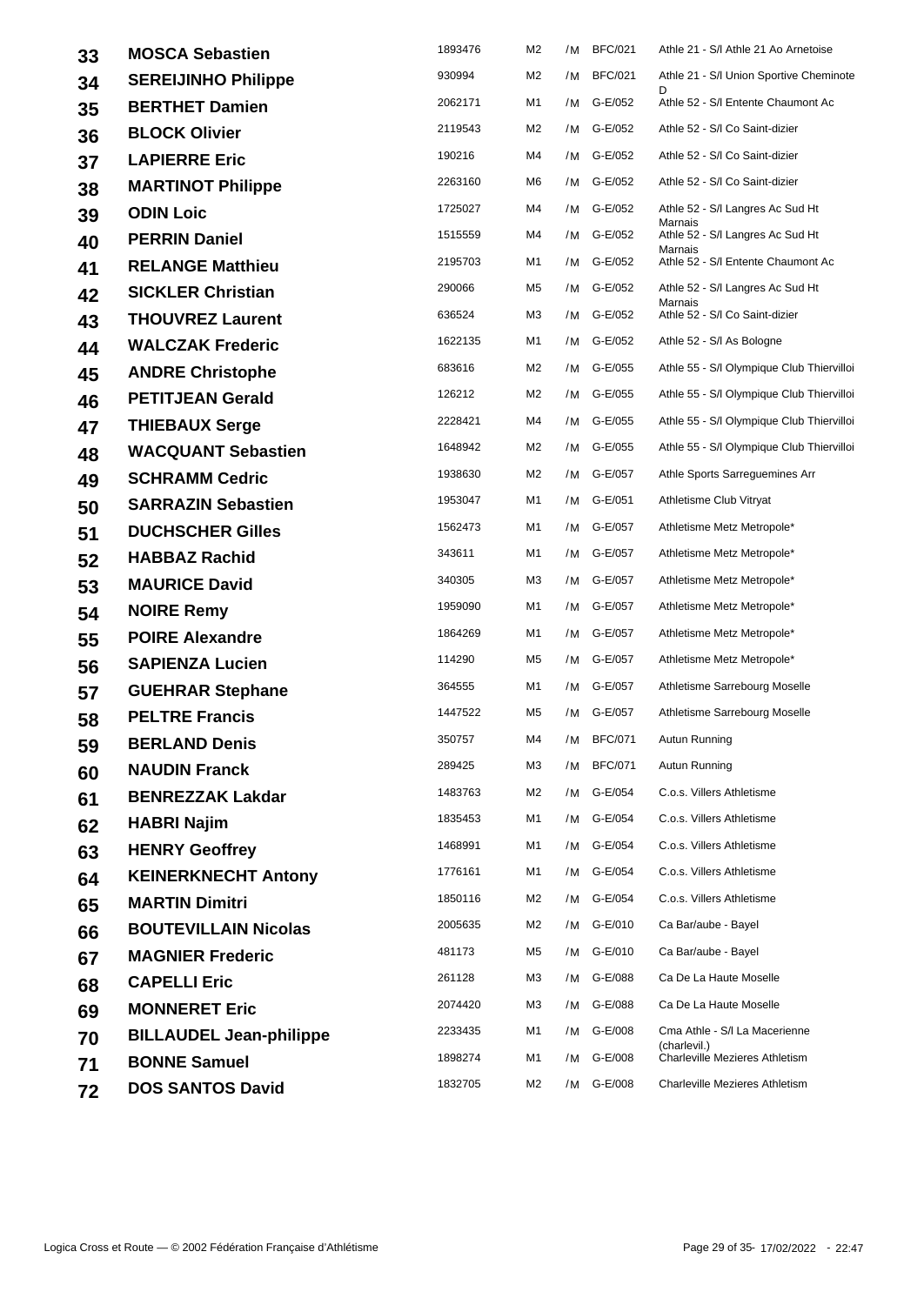| | | | | | | |
|---|---|---|---|---|---|---|
| 33 | **MOSCA Sebastien** | 1893476 | M2 | /M | BFC/021 | Athle 21 - S/l Athle 21 Ao Arnetoise |
| 34 | **SEREIJINHO Philippe** | 930994 | M2 | /M | BFC/021 | Athle 21 - S/l Union Sportive Cheminote D |
| 35 | **BERTHET Damien** | 2062171 | M1 | /M | G-E/052 | Athle 52 - S/l Entente Chaumont Ac |
| 36 | **BLOCK Olivier** | 2119543 | M2 | /M | G-E/052 | Athle 52 - S/l Co Saint-dizier |
| 37 | **LAPIERRE Eric** | 190216 | M4 | /M | G-E/052 | Athle 52 - S/l Co Saint-dizier |
| 38 | **MARTINOT Philippe** | 2263160 | M6 | /M | G-E/052 | Athle 52 - S/l Co Saint-dizier |
| 39 | **ODIN Loic** | 1725027 | M4 | /M | G-E/052 | Athle 52 - S/l Langres Ac Sud Ht Marnais |
| 40 | **PERRIN Daniel** | 1515559 | M4 | /M | G-E/052 | Athle 52 - S/l Langres Ac Sud Ht Marnais |
| 41 | **RELANGE Matthieu** | 2195703 | M1 | /M | G-E/052 | Athle 52 - S/l Entente Chaumont Ac |
| 42 | **SICKLER Christian** | 290066 | M5 | /M | G-E/052 | Athle 52 - S/l Langres Ac Sud Ht Marnais |
| 43 | **THOUVREZ Laurent** | 636524 | M3 | /M | G-E/052 | Athle 52 - S/l Co Saint-dizier |
| 44 | **WALCZAK Frederic** | 1622135 | M1 | /M | G-E/052 | Athle 52 - S/l As Bologne |
| 45 | **ANDRE Christophe** | 683616 | M2 | /M | G-E/055 | Athle 55 - S/l Olympique Club Thiervilloi |
| 46 | **PETITJEAN Gerald** | 126212 | M2 | /M | G-E/055 | Athle 55 - S/l Olympique Club Thiervilloi |
| 47 | **THIEBAUX Serge** | 2228421 | M4 | /M | G-E/055 | Athle 55 - S/l Olympique Club Thiervilloi |
| 48 | **WACQUANT Sebastien** | 1648942 | M2 | /M | G-E/055 | Athle 55 - S/l Olympique Club Thiervilloi |
| 49 | **SCHRAMM Cedric** | 1938630 | M2 | /M | G-E/057 | Athle Sports Sarreguemines Arr |
| 50 | **SARRAZIN Sebastien** | 1953047 | M1 | /M | G-E/051 | Athletisme Club Vitryat |
| 51 | **DUCHSCHER Gilles** | 1562473 | M1 | /M | G-E/057 | Athletisme Metz Metropole* |
| 52 | **HABBAZ Rachid** | 343611 | M1 | /M | G-E/057 | Athletisme Metz Metropole* |
| 53 | **MAURICE David** | 340305 | M3 | /M | G-E/057 | Athletisme Metz Metropole* |
| 54 | **NOIRE Remy** | 1959090 | M1 | /M | G-E/057 | Athletisme Metz Metropole* |
| 55 | **POIRE Alexandre** | 1864269 | M1 | /M | G-E/057 | Athletisme Metz Metropole* |
| 56 | **SAPIENZA Lucien** | 114290 | M5 | /M | G-E/057 | Athletisme Metz Metropole* |
| 57 | **GUEHRAR Stephane** | 364555 | M1 | /M | G-E/057 | Athletisme Sarrebourg Moselle |
| 58 | **PELTRE Francis** | 1447522 | M5 | /M | G-E/057 | Athletisme Sarrebourg Moselle |
| 59 | **BERLAND Denis** | 350757 | M4 | /M | BFC/071 | Autun Running |
| 60 | **NAUDIN Franck** | 289425 | M3 | /M | BFC/071 | Autun Running |
| 61 | **BENREZZAK Lakdar** | 1483763 | M2 | /M | G-E/054 | C.o.s. Villers Athletisme |
| 62 | **HABRI Najim** | 1835453 | M1 | /M | G-E/054 | C.o.s. Villers Athletisme |
| 63 | **HENRY Geoffrey** | 1468991 | M1 | /M | G-E/054 | C.o.s. Villers Athletisme |
| 64 | **KEINERKNECHT Antony** | 1776161 | M1 | /M | G-E/054 | C.o.s. Villers Athletisme |
| 65 | **MARTIN Dimitri** | 1850116 | M2 | /M | G-E/054 | C.o.s. Villers Athletisme |
| 66 | **BOUTEVILLAIN Nicolas** | 2005635 | M2 | /M | G-E/010 | Ca Bar/aube - Bayel |
| 67 | **MAGNIER Frederic** | 481173 | M5 | /M | G-E/010 | Ca Bar/aube - Bayel |
| 68 | **CAPELLI Eric** | 261128 | M3 | /M | G-E/088 | Ca De La Haute Moselle |
| 69 | **MONNERET Eric** | 2074420 | M3 | /M | G-E/088 | Ca De La Haute Moselle |
| 70 | **BILLAUDEL Jean-philippe** | 2233435 | M1 | /M | G-E/008 | Cma Athle - S/l La Macerienne (charlevil.) |
| 71 | **BONNE Samuel** | 1898274 | M1 | /M | G-E/008 | Charleville Mezieres Athletism |
| 72 | **DOS SANTOS David** | 1832705 | M2 | /M | G-E/008 | Charleville Mezieres Athletism |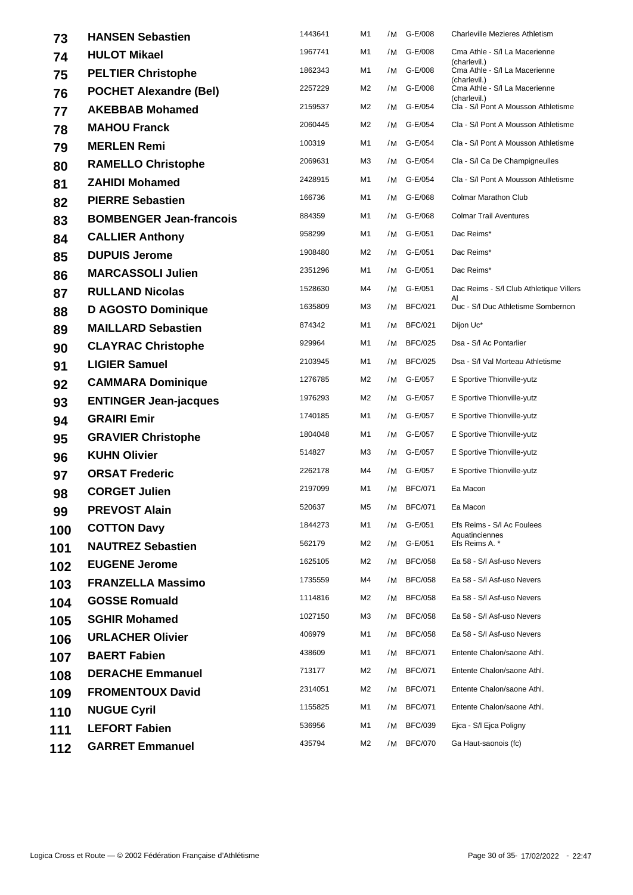| | | | | | | |
|---|---|---|---|---|---|---|
| 73 | **HANSEN Sebastien** | 1443641 | M1 | /M | G-E/008 | Charleville Mezieres Athletism |
| 74 | **HULOT Mikael** | 1967741 | M1 | /M | G-E/008 | Cma Athle - S/l La Macerienne (charlevil.) |
| 75 | **PELTIER Christophe** | 1862343 | M1 | /M | G-E/008 | Cma Athle - S/l La Macerienne (charlevil.) |
| 76 | **POCHET Alexandre (Bel)** | 2257229 | M2 | /M | G-E/008 | Cma Athle - S/l La Macerienne (charlevil.) |
| 77 | **AKEBBAB Mohamed** | 2159537 | M2 | /M | G-E/054 | Cla - S/l Pont A Mousson Athletisme |
| 78 | **MAHOU Franck** | 2060445 | M2 | /M | G-E/054 | Cla - S/l Pont A Mousson Athletisme |
| 79 | **MERLEN Remi** | 100319 | M1 | /M | G-E/054 | Cla - S/l Pont A Mousson Athletisme |
| 80 | **RAMELLO Christophe** | 2069631 | M3 | /M | G-E/054 | Cla - S/l Ca De Champigneulles |
| 81 | **ZAHIDI Mohamed** | 2428915 | M1 | /M | G-E/054 | Cla - S/l Pont A Mousson Athletisme |
| 82 | **PIERRE Sebastien** | 166736 | M1 | /M | G-E/068 | Colmar Marathon Club |
| 83 | **BOMBENGER Jean-francois** | 884359 | M1 | /M | G-E/068 | Colmar Trail Aventures |
| 84 | **CALLIER Anthony** | 958299 | M1 | /M | G-E/051 | Dac Reims* |
| 85 | **DUPUIS Jerome** | 1908480 | M2 | /M | G-E/051 | Dac Reims* |
| 86 | **MARCASSOLI Julien** | 2351296 | M1 | /M | G-E/051 | Dac Reims* |
| 87 | **RULLAND Nicolas** | 1528630 | M4 | /M | G-E/051 | Dac Reims - S/l Club Athletique Villers Al |
| 88 | **D AGOSTO Dominique** | 1635809 | M3 | /M | BFC/021 | Duc - S/l Duc Athletisme Sombernon |
| 89 | **MAILLARD Sebastien** | 874342 | M1 | /M | BFC/021 | Dijon Uc* |
| 90 | **CLAYRAC Christophe** | 929964 | M1 | /M | BFC/025 | Dsa - S/l Ac Pontarlier |
| 91 | **LIGIER Samuel** | 2103945 | M1 | /M | BFC/025 | Dsa - S/l Val Morteau Athletisme |
| 92 | **CAMMARA Dominique** | 1276785 | M2 | /M | G-E/057 | E Sportive Thionville-yutz |
| 93 | **ENTINGER Jean-jacques** | 1976293 | M2 | /M | G-E/057 | E Sportive Thionville-yutz |
| 94 | **GRAIRI Emir** | 1740185 | M1 | /M | G-E/057 | E Sportive Thionville-yutz |
| 95 | **GRAVIER Christophe** | 1804048 | M1 | /M | G-E/057 | E Sportive Thionville-yutz |
| 96 | **KUHN Olivier** | 514827 | M3 | /M | G-E/057 | E Sportive Thionville-yutz |
| 97 | **ORSAT Frederic** | 2262178 | M4 | /M | G-E/057 | E Sportive Thionville-yutz |
| 98 | **CORGET Julien** | 2197099 | M1 | /M | BFC/071 | Ea Macon |
| 99 | **PREVOST Alain** | 520637 | M5 | /M | BFC/071 | Ea Macon |
| 100 | **COTTON Davy** | 1844273 | M1 | /M | G-E/051 | Efs Reims - S/l Ac Foulees Aquatinciennes |
| 101 | **NAUTREZ Sebastien** | 562179 | M2 | /M | G-E/051 | Efs Reims A. * |
| 102 | **EUGENE Jerome** | 1625105 | M2 | /M | BFC/058 | Ea 58 - S/l Asf-uso Nevers |
| 103 | **FRANZELLA Massimo** | 1735559 | M4 | /M | BFC/058 | Ea 58 - S/l Asf-uso Nevers |
| 104 | **GOSSE Romuald** | 1114816 | M2 | /M | BFC/058 | Ea 58 - S/l Asf-uso Nevers |
| 105 | **SGHIR Mohamed** | 1027150 | M3 | /M | BFC/058 | Ea 58 - S/l Asf-uso Nevers |
| 106 | **URLACHER Olivier** | 406979 | M1 | /M | BFC/058 | Ea 58 - S/l Asf-uso Nevers |
| 107 | **BAERT Fabien** | 438609 | M1 | /M | BFC/071 | Entente Chalon/saone Athl. |
| 108 | **DERACHE Emmanuel** | 713177 | M2 | /M | BFC/071 | Entente Chalon/saone Athl. |
| 109 | **FROMENTOUX David** | 2314051 | M2 | /M | BFC/071 | Entente Chalon/saone Athl. |
| 110 | **NUGUE Cyril** | 1155825 | M1 | /M | BFC/071 | Entente Chalon/saone Athl. |
| 111 | **LEFORT Fabien** | 536956 | M1 | /M | BFC/039 | Ejca - S/l Ejca Poligny |
| 112 | **GARRET Emmanuel** | 435794 | M2 | /M | BFC/070 | Ga Haut-saonois (fc) |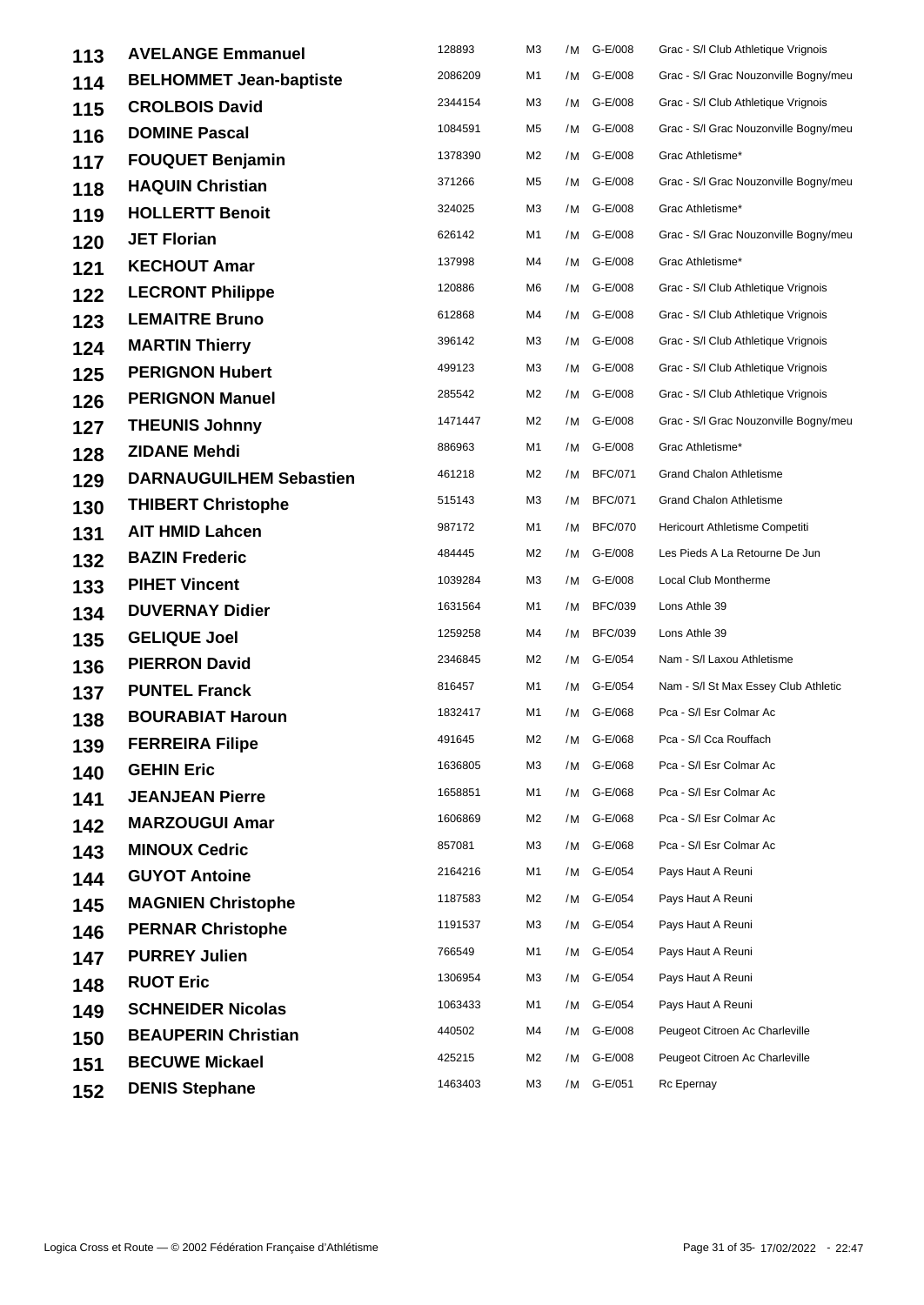| | | | | | | |
|---|---|---|---|---|---|---|
| 113 | **AVELANGE Emmanuel** | 128893 | M3 | /M | G-E/008 | Grac - S/l Club Athletique Vrignois |
| 114 | **BELHOMMET Jean-baptiste** | 2086209 | M1 | /M | G-E/008 | Grac - S/l Grac Nouzonville Bogny/meu |
| 115 | **CROLBOIS David** | 2344154 | M3 | /M | G-E/008 | Grac - S/l Club Athletique Vrignois |
| 116 | **DOMINE Pascal** | 1084591 | M5 | /M | G-E/008 | Grac - S/l Grac Nouzonville Bogny/meu |
| 117 | **FOUQUET Benjamin** | 1378390 | M2 | /M | G-E/008 | Grac Athletisme* |
| 118 | **HAQUIN Christian** | 371266 | M5 | /M | G-E/008 | Grac - S/l Grac Nouzonville Bogny/meu |
| 119 | **HOLLERTT Benoit** | 324025 | M3 | /M | G-E/008 | Grac Athletisme* |
| 120 | **JET Florian** | 626142 | M1 | /M | G-E/008 | Grac - S/l Grac Nouzonville Bogny/meu |
| 121 | **KECHOUT Amar** | 137998 | M4 | /M | G-E/008 | Grac Athletisme* |
| 122 | **LECRONT Philippe** | 120886 | M6 | /M | G-E/008 | Grac - S/l Club Athletique Vrignois |
| 123 | **LEMAITRE Bruno** | 612868 | M4 | /M | G-E/008 | Grac - S/l Club Athletique Vrignois |
| 124 | **MARTIN Thierry** | 396142 | M3 | /M | G-E/008 | Grac - S/l Club Athletique Vrignois |
| 125 | **PERIGNON Hubert** | 499123 | M3 | /M | G-E/008 | Grac - S/l Club Athletique Vrignois |
| 126 | **PERIGNON Manuel** | 285542 | M2 | /M | G-E/008 | Grac - S/l Club Athletique Vrignois |
| 127 | **THEUNIS Johnny** | 1471447 | M2 | /M | G-E/008 | Grac - S/l Grac Nouzonville Bogny/meu |
| 128 | **ZIDANE Mehdi** | 886963 | M1 | /M | G-E/008 | Grac Athletisme* |
| 129 | **DARNAUGUILHEM Sebastien** | 461218 | M2 | /M | BFC/071 | Grand Chalon Athletisme |
| 130 | **THIBERT Christophe** | 515143 | M3 | /M | BFC/071 | Grand Chalon Athletisme |
| 131 | **AIT HMID Lahcen** | 987172 | M1 | /M | BFC/070 | Hericourt Athletisme Competiti |
| 132 | **BAZIN Frederic** | 484445 | M2 | /M | G-E/008 | Les Pieds A La Retourne De Jun |
| 133 | **PIHET Vincent** | 1039284 | M3 | /M | G-E/008 | Local Club Montherme |
| 134 | **DUVERNAY Didier** | 1631564 | M1 | /M | BFC/039 | Lons Athle 39 |
| 135 | **GELIQUE Joel** | 1259258 | M4 | /M | BFC/039 | Lons Athle 39 |
| 136 | **PIERRON David** | 2346845 | M2 | /M | G-E/054 | Nam - S/l Laxou Athletisme |
| 137 | **PUNTEL Franck** | 816457 | M1 | /M | G-E/054 | Nam - S/l St Max Essey Club Athletic |
| 138 | **BOURABIAT Haroun** | 1832417 | M1 | /M | G-E/068 | Pca - S/l Esr Colmar Ac |
| 139 | **FERREIRA Filipe** | 491645 | M2 | /M | G-E/068 | Pca - S/l Cca Rouffach |
| 140 | **GEHIN Eric** | 1636805 | M3 | /M | G-E/068 | Pca - S/l Esr Colmar Ac |
| 141 | **JEANJEAN Pierre** | 1658851 | M1 | /M | G-E/068 | Pca - S/l Esr Colmar Ac |
| 142 | **MARZOUGUI Amar** | 1606869 | M2 | /M | G-E/068 | Pca - S/l Esr Colmar Ac |
| 143 | **MINOUX Cedric** | 857081 | M3 | /M | G-E/068 | Pca - S/l Esr Colmar Ac |
| 144 | **GUYOT Antoine** | 2164216 | M1 | /M | G-E/054 | Pays Haut A Reuni |
| 145 | **MAGNIEN Christophe** | 1187583 | M2 | /M | G-E/054 | Pays Haut A Reuni |
| 146 | **PERNAR Christophe** | 1191537 | M3 | /M | G-E/054 | Pays Haut A Reuni |
| 147 | **PURREY Julien** | 766549 | M1 | /M | G-E/054 | Pays Haut A Reuni |
| 148 | **RUOT Eric** | 1306954 | M3 | /M | G-E/054 | Pays Haut A Reuni |
| 149 | **SCHNEIDER Nicolas** | 1063433 | M1 | /M | G-E/054 | Pays Haut A Reuni |
| 150 | **BEAUPERIN Christian** | 440502 | M4 | /M | G-E/008 | Peugeot Citroen Ac Charleville |
| 151 | **BECUWE Mickael** | 425215 | M2 | /M | G-E/008 | Peugeot Citroen Ac Charleville |
| 152 | **DENIS Stephane** | 1463403 | M3 | /M | G-E/051 | Rc Epernay |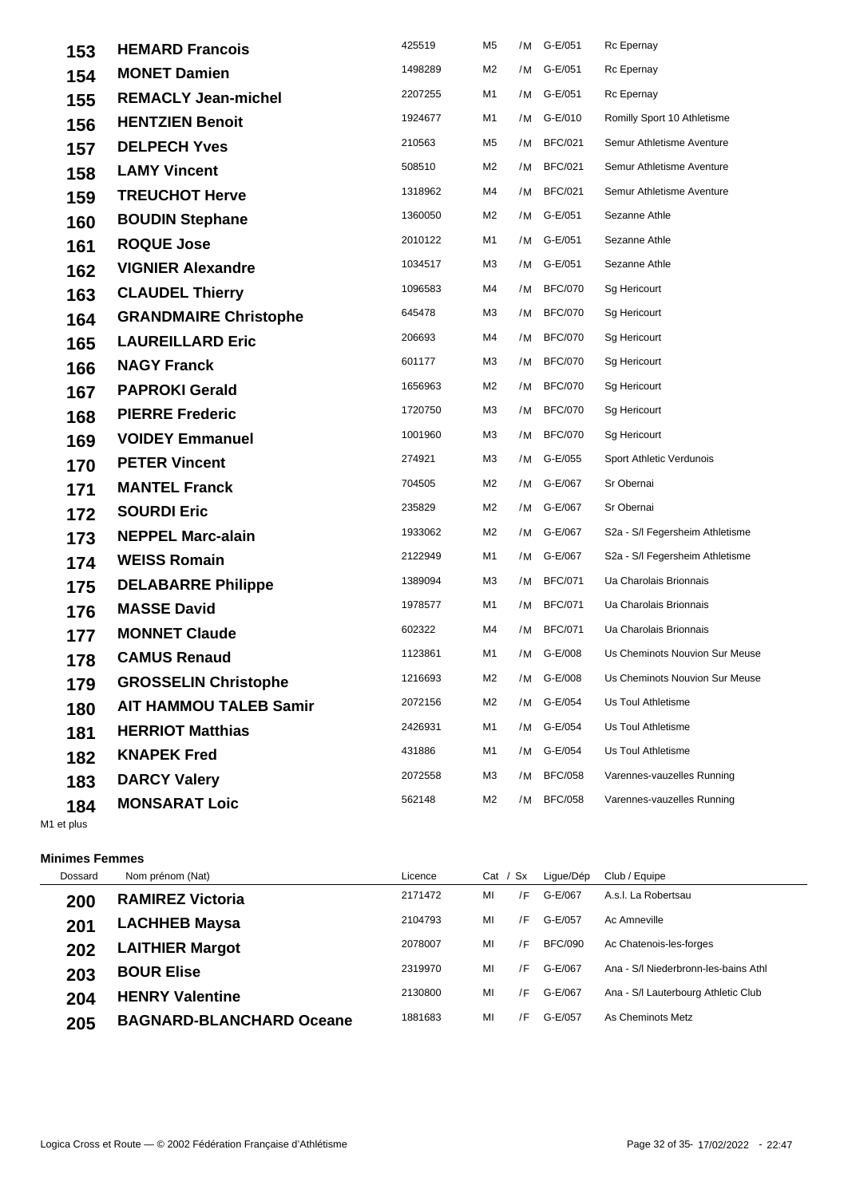| | | | | | | |
|---|---|---|---|---|---|---|
| 153 | **HEMARD Francois** | 425519 | M5 | /M | G-E/051 | Rc Epernay |
| 154 | **MONET Damien** | 1498289 | M2 | /M | G-E/051 | Rc Epernay |
| 155 | **REMACLY Jean-michel** | 2207255 | M1 | /M | G-E/051 | Rc Epernay |
| 156 | **HENTZIEN Benoit** | 1924677 | M1 | /M | G-E/010 | Romilly Sport 10 Athletisme |
| 157 | **DELPECH Yves** | 210563 | M5 | /M | BFC/021 | Semur Athletisme Aventure |
| 158 | **LAMY Vincent** | 508510 | M2 | /M | BFC/021 | Semur Athletisme Aventure |
| 159 | **TREUCHOT Herve** | 1318962 | M4 | /M | BFC/021 | Semur Athletisme Aventure |
| 160 | **BOUDIN Stephane** | 1360050 | M2 | /M | G-E/051 | Sezanne Athle |
| 161 | **ROQUE Jose** | 2010122 | M1 | /M | G-E/051 | Sezanne Athle |
| 162 | **VIGNIER Alexandre** | 1034517 | M3 | /M | G-E/051 | Sezanne Athle |
| 163 | **CLAUDEL Thierry** | 1096583 | M4 | /M | BFC/070 | Sg Hericourt |
| 164 | **GRANDMAIRE Christophe** | 645478 | M3 | /M | BFC/070 | Sg Hericourt |
| 165 | **LAUREILLARD Eric** | 206693 | M4 | /M | BFC/070 | Sg Hericourt |
| 166 | **NAGY Franck** | 601177 | M3 | /M | BFC/070 | Sg Hericourt |
| 167 | **PAPROKI Gerald** | 1656963 | M2 | /M | BFC/070 | Sg Hericourt |
| 168 | **PIERRE Frederic** | 1720750 | M3 | /M | BFC/070 | Sg Hericourt |
| 169 | **VOIDEY Emmanuel** | 1001960 | M3 | /M | BFC/070 | Sg Hericourt |
| 170 | **PETER Vincent** | 274921 | M3 | /M | G-E/055 | Sport Athletic Verdunois |
| 171 | **MANTEL Franck** | 704505 | M2 | /M | G-E/067 | Sr Obernai |
| 172 | **SOURDI Eric** | 235829 | M2 | /M | G-E/067 | Sr Obernai |
| 173 | **NEPPEL Marc-alain** | 1933062 | M2 | /M | G-E/067 | S2a - S/l Fegersheim Athletisme |
| 174 | **WEISS Romain** | 2122949 | M1 | /M | G-E/067 | S2a - S/l Fegersheim Athletisme |
| 175 | **DELABARRE Philippe** | 1389094 | M3 | /M | BFC/071 | Ua Charolais Brionnais |
| 176 | **MASSE David** | 1978577 | M1 | /M | BFC/071 | Ua Charolais Brionnais |
| 177 | **MONNET Claude** | 602322 | M4 | /M | BFC/071 | Ua Charolais Brionnais |
| 178 | **CAMUS Renaud** | 1123861 | M1 | /M | G-E/008 | Us Cheminots Nouvion Sur Meuse |
| 179 | **GROSSELIN Christophe** | 1216693 | M2 | /M | G-E/008 | Us Cheminots Nouvion Sur Meuse |
| 180 | **AIT HAMMOU TALEB Samir** | 2072156 | M2 | /M | G-E/054 | Us Toul Athletisme |
| 181 | **HERRIOT Matthias** | 2426931 | M1 | /M | G-E/054 | Us Toul Athletisme |
| 182 | **KNAPEK Fred** | 431886 | M1 | /M | G-E/054 | Us Toul Athletisme |
| 183 | **DARCY Valery** | 2072558 | M3 | /M | BFC/058 | Varennes-vauzelles Running |
| 184 | **MONSARAT Loic** | 562148 | M2 | /M | BFC/058 | Varennes-vauzelles Running |

M1 et plus

**Minimes Femmes**

| Dossard | Nom prénom (Nat) | Licence | Cat | / Sx | Ligue/Dép | Club / Equipe |
|---|---|---|---|---|---|---|
| 200 | **RAMIREZ Victoria** | 2171472 | MI | /F | G-E/067 | A.s.l. La Robertsau |
| 201 | **LACHHEB Maysa** | 2104793 | MI | /F | G-E/057 | Ac Amneville |
| 202 | **LAITHIER Margot** | 2078007 | MI | /F | BFC/090 | Ac Chatenois-les-forges |
| 203 | **BOUR Elise** | 2319970 | MI | /F | G-E/067 | Ana - S/l Niederbronn-les-bains Athl |
| 204 | **HENRY Valentine** | 2130800 | MI | /F | G-E/067 | Ana - S/l Lauterbourg Athletic Club |
| 205 | **BAGNARD-BLANCHARD Oceane** | 1881683 | MI | /F | G-E/057 | As Cheminots Metz |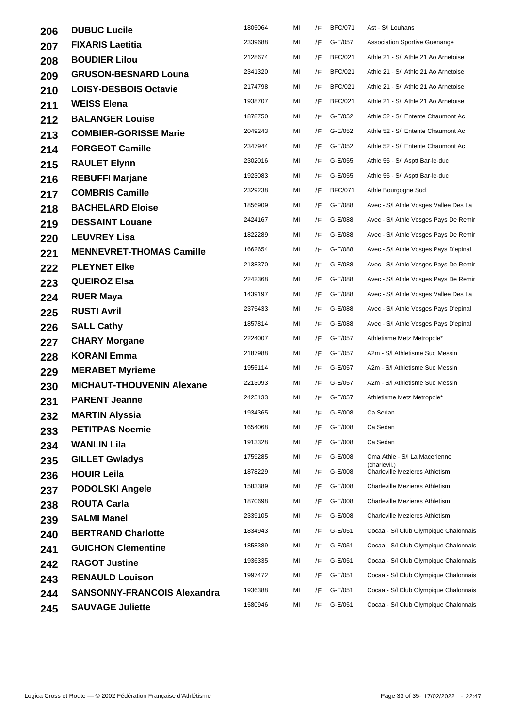| | | | | | | |
|---|---|---|---|---|---|---|
| 206 | **DUBUC Lucile** | 1805064 | MI | /F | BFC/071 | Ast - S/l Louhans |
| 207 | **FIXARIS Laetitia** | 2339688 | MI | /F | G-E/057 | Association Sportive Guenange |
| 208 | **BOUDIER Lilou** | 2128674 | MI | /F | BFC/021 | Athle 21 - S/l Athle 21 Ao Arnetoise |
| 209 | **GRUSON-BESNARD Louna** | 2341320 | MI | /F | BFC/021 | Athle 21 - S/l Athle 21 Ao Arnetoise |
| 210 | **LOISY-DESBOIS Octavie** | 2174798 | MI | /F | BFC/021 | Athle 21 - S/l Athle 21 Ao Arnetoise |
| 211 | **WEISS Elena** | 1938707 | MI | /F | BFC/021 | Athle 21 - S/l Athle 21 Ao Arnetoise |
| 212 | **BALANGER Louise** | 1878750 | MI | /F | G-E/052 | Athle 52 - S/l Entente Chaumont Ac |
| 213 | **COMBIER-GORISSE Marie** | 2049243 | MI | /F | G-E/052 | Athle 52 - S/l Entente Chaumont Ac |
| 214 | **FORGEOT Camille** | 2347944 | MI | /F | G-E/052 | Athle 52 - S/l Entente Chaumont Ac |
| 215 | **RAULET Elynn** | 2302016 | MI | /F | G-E/055 | Athle 55 - S/l Asptt Bar-le-duc |
| 216 | **REBUFFI Marjane** | 1923083 | MI | /F | G-E/055 | Athle 55 - S/l Asptt Bar-le-duc |
| 217 | **COMBRIS Camille** | 2329238 | MI | /F | BFC/071 | Athle Bourgogne Sud |
| 218 | **BACHELARD Eloise** | 1856909 | MI | /F | G-E/088 | Avec - S/l Athle Vosges Vallee Des La |
| 219 | **DESSAINT Louane** | 2424167 | MI | /F | G-E/088 | Avec - S/l Athle Vosges Pays De Remir |
| 220 | **LEUVREY Lisa** | 1822289 | MI | /F | G-E/088 | Avec - S/l Athle Vosges Pays De Remir |
| 221 | **MENNEVRET-THOMAS Camille** | 1662654 | MI | /F | G-E/088 | Avec - S/l Athle Vosges Pays D'epinal |
| 222 | **PLEYNET Elke** | 2138370 | MI | /F | G-E/088 | Avec - S/l Athle Vosges Pays De Remir |
| 223 | **QUEIROZ Elsa** | 2242368 | MI | /F | G-E/088 | Avec - S/l Athle Vosges Pays De Remir |
| 224 | **RUER Maya** | 1439197 | MI | /F | G-E/088 | Avec - S/l Athle Vosges Vallee Des La |
| 225 | **RUSTI Avril** | 2375433 | MI | /F | G-E/088 | Avec - S/l Athle Vosges Pays D'epinal |
| 226 | **SALL Cathy** | 1857814 | MI | /F | G-E/088 | Avec - S/l Athle Vosges Pays D'epinal |
| 227 | **CHARY Morgane** | 2224007 | MI | /F | G-E/057 | Athletisme Metz Metropole* |
| 228 | **KORANI Emma** | 2187988 | MI | /F | G-E/057 | A2m - S/l Athletisme Sud Messin |
| 229 | **MERABET Myrieme** | 1955114 | MI | /F | G-E/057 | A2m - S/l Athletisme Sud Messin |
| 230 | **MICHAUT-THOUVENIN Alexane** | 2213093 | MI | /F | G-E/057 | A2m - S/l Athletisme Sud Messin |
| 231 | **PARENT Jeanne** | 2425133 | MI | /F | G-E/057 | Athletisme Metz Metropole* |
| 232 | **MARTIN Alyssia** | 1934365 | MI | /F | G-E/008 | Ca Sedan |
| 233 | **PETITPAS Noemie** | 1654068 | MI | /F | G-E/008 | Ca Sedan |
| 234 | **WANLIN Lila** | 1913328 | MI | /F | G-E/008 | Ca Sedan |
| 235 | **GILLET Gwladys** | 1759285 | MI | /F | G-E/008 | Cma Athle - S/l La Macerienne (charlevil.) |
| 236 | **HOUIR Leila** | 1878229 | MI | /F | G-E/008 | Charleville Mezieres Athletism |
| 237 | **PODOLSKI Angele** | 1583389 | MI | /F | G-E/008 | Charleville Mezieres Athletism |
| 238 | **ROUTA Carla** | 1870698 | MI | /F | G-E/008 | Charleville Mezieres Athletism |
| 239 | **SALMI Manel** | 2339105 | MI | /F | G-E/008 | Charleville Mezieres Athletism |
| 240 | **BERTRAND Charlotte** | 1834943 | MI | /F | G-E/051 | Cocaa - S/l Club Olympique Chalonnais |
| 241 | **GUICHON Clementine** | 1858389 | MI | /F | G-E/051 | Cocaa - S/l Club Olympique Chalonnais |
| 242 | **RAGOT Justine** | 1936335 | MI | /F | G-E/051 | Cocaa - S/l Club Olympique Chalonnais |
| 243 | **RENAULD Louison** | 1997472 | MI | /F | G-E/051 | Cocaa - S/l Club Olympique Chalonnais |
| 244 | **SANSONNY-FRANCOIS Alexandra** | 1936388 | MI | /F | G-E/051 | Cocaa - S/l Club Olympique Chalonnais |
| 245 | **SAUVAGE Juliette** | 1580946 | MI | /F | G-E/051 | Cocaa - S/l Club Olympique Chalonnais |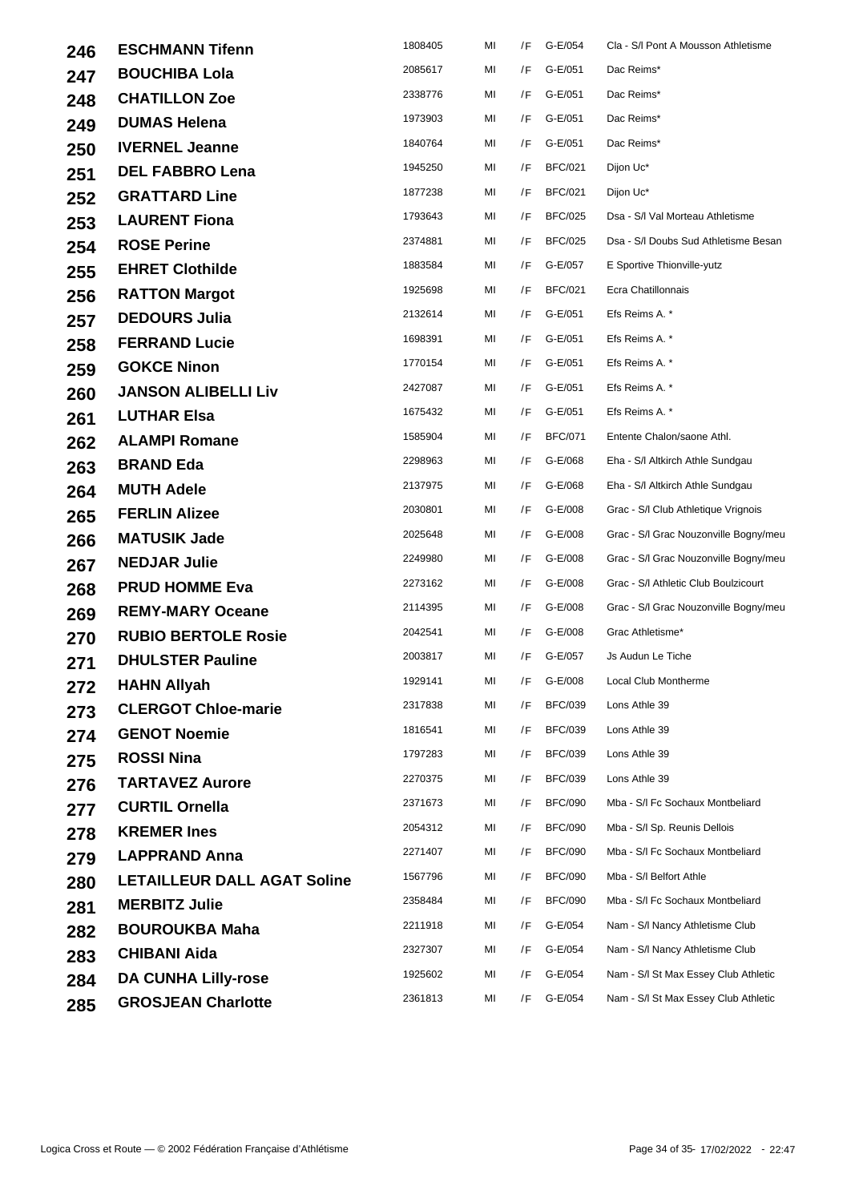| | | | | | | |
|---|---|---|---|---|---|---|
| 246 | **ESCHMANN Tifenn** | 1808405 | MI | /F | G-E/054 | Cla - S/l Pont A Mousson Athletisme |
| 247 | **BOUCHIBA Lola** | 2085617 | MI | /F | G-E/051 | Dac Reims* |
| 248 | **CHATILLON Zoe** | 2338776 | MI | /F | G-E/051 | Dac Reims* |
| 249 | **DUMAS Helena** | 1973903 | MI | /F | G-E/051 | Dac Reims* |
| 250 | **IVERNEL Jeanne** | 1840764 | MI | /F | G-E/051 | Dac Reims* |
| 251 | **DEL FABBRO Lena** | 1945250 | MI | /F | BFC/021 | Dijon Uc* |
| 252 | **GRATTARD Line** | 1877238 | MI | /F | BFC/021 | Dijon Uc* |
| 253 | **LAURENT Fiona** | 1793643 | MI | /F | BFC/025 | Dsa - S/l Val Morteau Athletisme |
| 254 | **ROSE Perine** | 2374881 | MI | /F | BFC/025 | Dsa - S/l Doubs Sud Athletisme Besan |
| 255 | **EHRET Clothilde** | 1883584 | MI | /F | G-E/057 | E Sportive Thionville-yutz |
| 256 | **RATTON Margot** | 1925698 | MI | /F | BFC/021 | Ecra Chatillonnais |
| 257 | **DEDOURS Julia** | 2132614 | MI | /F | G-E/051 | Efs Reims A. * |
| 258 | **FERRAND Lucie** | 1698391 | MI | /F | G-E/051 | Efs Reims A. * |
| 259 | **GOKCE Ninon** | 1770154 | MI | /F | G-E/051 | Efs Reims A. * |
| 260 | **JANSON ALIBELLI Liv** | 2427087 | MI | /F | G-E/051 | Efs Reims A. * |
| 261 | **LUTHAR Elsa** | 1675432 | MI | /F | G-E/051 | Efs Reims A. * |
| 262 | **ALAMPI Romane** | 1585904 | MI | /F | BFC/071 | Entente Chalon/saone Athl. |
| 263 | **BRAND Eda** | 2298963 | MI | /F | G-E/068 | Eha - S/l Altkirch Athle Sundgau |
| 264 | **MUTH Adele** | 2137975 | MI | /F | G-E/068 | Eha - S/l Altkirch Athle Sundgau |
| 265 | **FERLIN Alizee** | 2030801 | MI | /F | G-E/008 | Grac - S/l Club Athletique Vrignois |
| 266 | **MATUSIK Jade** | 2025648 | MI | /F | G-E/008 | Grac - S/l Grac Nouzonville Bogny/meu |
| 267 | **NEDJAR Julie** | 2249980 | MI | /F | G-E/008 | Grac - S/l Grac Nouzonville Bogny/meu |
| 268 | **PRUD HOMME Eva** | 2273162 | MI | /F | G-E/008 | Grac - S/l Athletic Club Boulzicourt |
| 269 | **REMY-MARY Oceane** | 2114395 | MI | /F | G-E/008 | Grac - S/l Grac Nouzonville Bogny/meu |
| 270 | **RUBIO BERTOLE Rosie** | 2042541 | MI | /F | G-E/008 | Grac Athletisme* |
| 271 | **DHULSTER Pauline** | 2003817 | MI | /F | G-E/057 | Js Audun Le Tiche |
| 272 | **HAHN Allyah** | 1929141 | MI | /F | G-E/008 | Local Club Montherme |
| 273 | **CLERGOT Chloe-marie** | 2317838 | MI | /F | BFC/039 | Lons Athle 39 |
| 274 | **GENOT Noemie** | 1816541 | MI | /F | BFC/039 | Lons Athle 39 |
| 275 | **ROSSI Nina** | 1797283 | MI | /F | BFC/039 | Lons Athle 39 |
| 276 | **TARTAVEZ Aurore** | 2270375 | MI | /F | BFC/039 | Lons Athle 39 |
| 277 | **CURTIL Ornella** | 2371673 | MI | /F | BFC/090 | Mba - S/l Fc Sochaux Montbeliard |
| 278 | **KREMER Ines** | 2054312 | MI | /F | BFC/090 | Mba - S/l Sp. Reunis Dellois |
| 279 | **LAPPRAND Anna** | 2271407 | MI | /F | BFC/090 | Mba - S/l Fc Sochaux Montbeliard |
| 280 | **LETAILLEUR DALL AGAT Soline** | 1567796 | MI | /F | BFC/090 | Mba - S/l Belfort Athle |
| 281 | **MERBITZ Julie** | 2358484 | MI | /F | BFC/090 | Mba - S/l Fc Sochaux Montbeliard |
| 282 | **BOUROUKBA Maha** | 2211918 | MI | /F | G-E/054 | Nam - S/l Nancy Athletisme Club |
| 283 | **CHIBANI Aida** | 2327307 | MI | /F | G-E/054 | Nam - S/l Nancy Athletisme Club |
| 284 | **DA CUNHA Lilly-rose** | 1925602 | MI | /F | G-E/054 | Nam - S/l St Max Essey Club Athletic |
| 285 | **GROSJEAN Charlotte** | 2361813 | MI | /F | G-E/054 | Nam - S/l St Max Essey Club Athletic |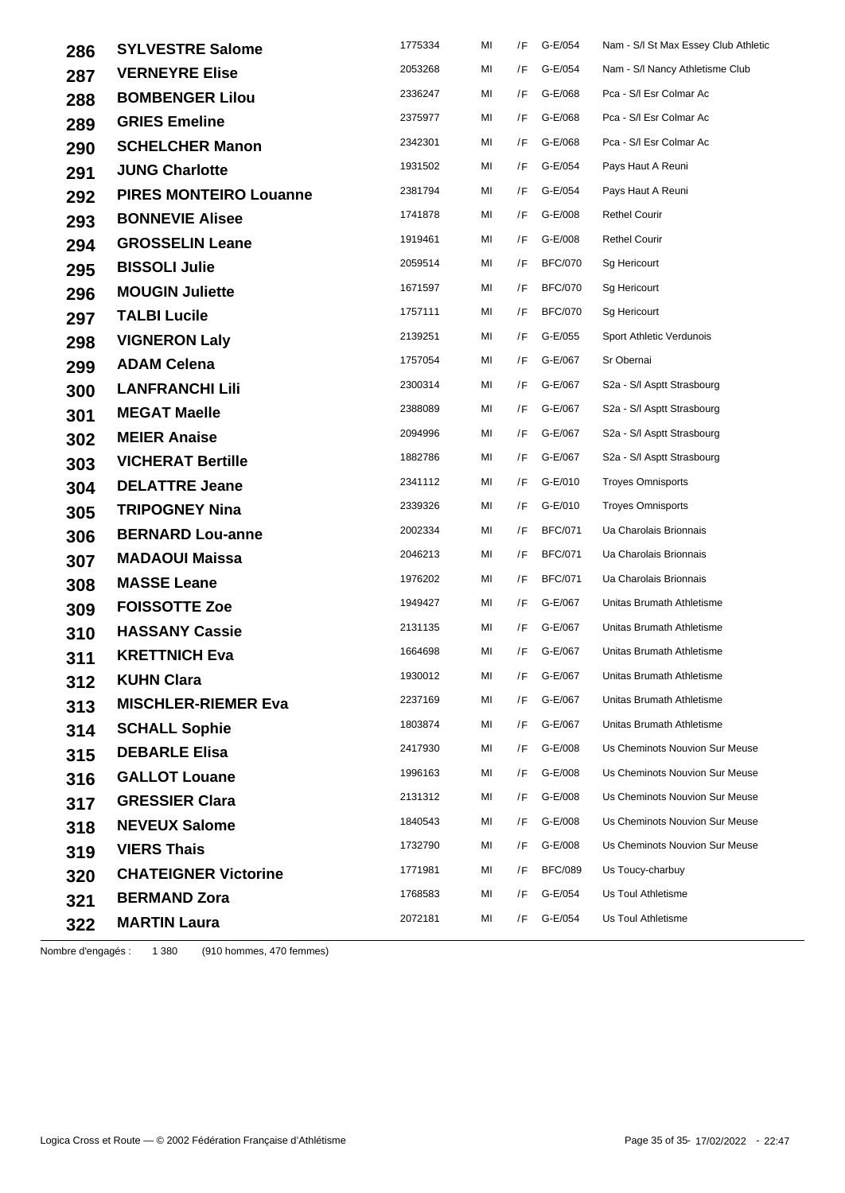| | | | | | | |
|---|---|---|---|---|---|---|
| 286 | **SYLVESTRE Salome** | 1775334 | MI | /F | G-E/054 | Nam - S/l St Max Essey Club Athletic |
| 287 | **VERNEYRE Elise** | 2053268 | MI | /F | G-E/054 | Nam - S/l Nancy Athletisme Club |
| 288 | **BOMBENGER Lilou** | 2336247 | MI | /F | G-E/068 | Pca - S/l Esr Colmar Ac |
| 289 | **GRIES Emeline** | 2375977 | MI | /F | G-E/068 | Pca - S/l Esr Colmar Ac |
| 290 | **SCHELCHER Manon** | 2342301 | MI | /F | G-E/068 | Pca - S/l Esr Colmar Ac |
| 291 | **JUNG Charlotte** | 1931502 | MI | /F | G-E/054 | Pays Haut A Reuni |
| 292 | **PIRES MONTEIRO Louanne** | 2381794 | MI | /F | G-E/054 | Pays Haut A Reuni |
| 293 | **BONNEVIE Alisee** | 1741878 | MI | /F | G-E/008 | Rethel Courir |
| 294 | **GROSSELIN Leane** | 1919461 | MI | /F | G-E/008 | Rethel Courir |
| 295 | **BISSOLI Julie** | 2059514 | MI | /F | BFC/070 | Sg Hericourt |
| 296 | **MOUGIN Juliette** | 1671597 | MI | /F | BFC/070 | Sg Hericourt |
| 297 | **TALBI Lucile** | 1757111 | MI | /F | BFC/070 | Sg Hericourt |
| 298 | **VIGNERON Laly** | 2139251 | MI | /F | G-E/055 | Sport Athletic Verdunois |
| 299 | **ADAM Celena** | 1757054 | MI | /F | G-E/067 | Sr Obernai |
| 300 | **LANFRANCHI Lili** | 2300314 | MI | /F | G-E/067 | S2a - S/l Asptt Strasbourg |
| 301 | **MEGAT Maelle** | 2388089 | MI | /F | G-E/067 | S2a - S/l Asptt Strasbourg |
| 302 | **MEIER Anaise** | 2094996 | MI | /F | G-E/067 | S2a - S/l Asptt Strasbourg |
| 303 | **VICHERAT Bertille** | 1882786 | MI | /F | G-E/067 | S2a - S/l Asptt Strasbourg |
| 304 | **DELATTRE Jeane** | 2341112 | MI | /F | G-E/010 | Troyes Omnisports |
| 305 | **TRIPOGNEY Nina** | 2339326 | MI | /F | G-E/010 | Troyes Omnisports |
| 306 | **BERNARD Lou-anne** | 2002334 | MI | /F | BFC/071 | Ua Charolais Brionnais |
| 307 | **MADAOUI Maissa** | 2046213 | MI | /F | BFC/071 | Ua Charolais Brionnais |
| 308 | **MASSE Leane** | 1976202 | MI | /F | BFC/071 | Ua Charolais Brionnais |
| 309 | **FOISSOTTE Zoe** | 1949427 | MI | /F | G-E/067 | Unitas Brumath Athletisme |
| 310 | **HASSANY Cassie** | 2131135 | MI | /F | G-E/067 | Unitas Brumath Athletisme |
| 311 | **KRETTNICH Eva** | 1664698 | MI | /F | G-E/067 | Unitas Brumath Athletisme |
| 312 | **KUHN Clara** | 1930012 | MI | /F | G-E/067 | Unitas Brumath Athletisme |
| 313 | **MISCHLER-RIEMER Eva** | 2237169 | MI | /F | G-E/067 | Unitas Brumath Athletisme |
| 314 | **SCHALL Sophie** | 1803874 | MI | /F | G-E/067 | Unitas Brumath Athletisme |
| 315 | **DEBARLE Elisa** | 2417930 | MI | /F | G-E/008 | Us Cheminots Nouvion Sur Meuse |
| 316 | **GALLOT Louane** | 1996163 | MI | /F | G-E/008 | Us Cheminots Nouvion Sur Meuse |
| 317 | **GRESSIER Clara** | 2131312 | MI | /F | G-E/008 | Us Cheminots Nouvion Sur Meuse |
| 318 | **NEVEUX Salome** | 1840543 | MI | /F | G-E/008 | Us Cheminots Nouvion Sur Meuse |
| 319 | **VIERS Thais** | 1732790 | MI | /F | G-E/008 | Us Cheminots Nouvion Sur Meuse |
| 320 | **CHATEIGNER Victorine** | 1771981 | MI | /F | BFC/089 | Us Toucy-charbuy |
| 321 | **BERMAND Zora** | 1768583 | MI | /F | G-E/054 | Us Toul Athletisme |
| 322 | **MARTIN Laura** | 2072181 | MI | /F | G-E/054 | Us Toul Athletisme |

Nombre d'engagés : 1 380 (910 hommes, 470 femmes)